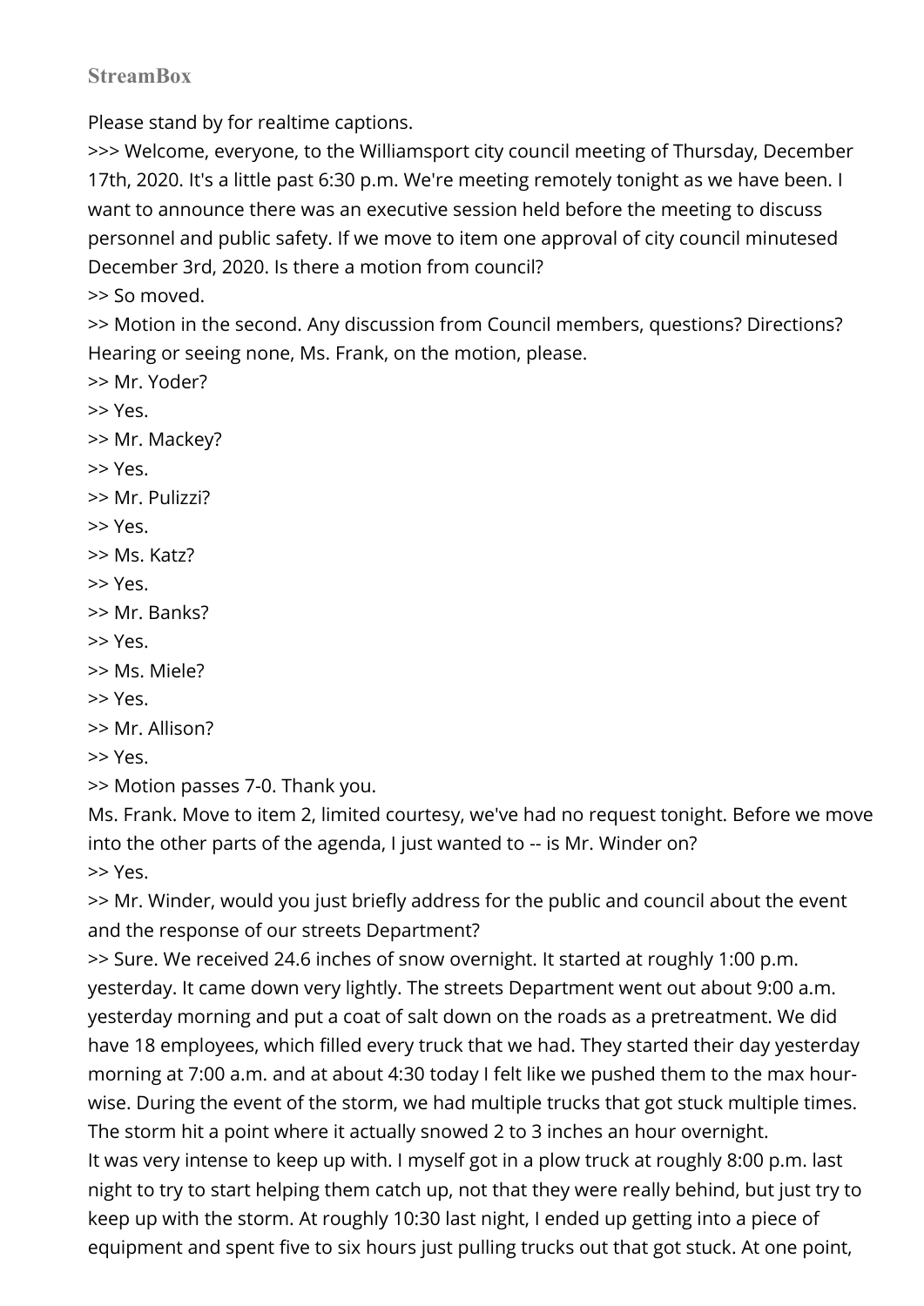**StreamBox**

Please stand by for realtime captions.

>>> Welcome, everyone, to the Williamsport city council meeting of Thursday, December 17th, 2020. It's a little past 6:30 p.m. We're meeting remotely tonight as we have been. I want to announce there was an executive session held before the meeting to discuss personnel and public safety. If we move to item one approval of city council minutesed December 3rd, 2020. Is there a motion from council?

>> So moved.

>> Motion in the second. Any discussion from Council members, questions? Directions? Hearing or seeing none, Ms. Frank, on the motion, please.

>> Mr. Yoder?

>> Yes.

>> Mr. Mackey?

>> Yes.

>> Mr. Pulizzi?

>> Yes.

>> Ms. Katz?

>> Yes.

>> Mr. Banks?

>> Yes.

>> Ms. Miele?

>> Yes.

>> Mr. Allison?

>> Yes.

>> Motion passes 7-0. Thank you.

Ms. Frank. Move to item 2, limited courtesy, we've had no request tonight. Before we move into the other parts of the agenda, I just wanted to -- is Mr. Winder on?

>> Yes.

>> Mr. Winder, would you just briefly address for the public and council about the event and the response of our streets Department?

>> Sure. We received 24.6 inches of snow overnight. It started at roughly 1:00 p.m. yesterday. It came down very lightly. The streets Department went out about 9:00 a.m. yesterday morning and put a coat of salt down on the roads as a pretreatment. We did have 18 employees, which filled every truck that we had. They started their day yesterday morning at 7:00 a.m. and at about 4:30 today I felt like we pushed them to the max hour-wise. During the event of the storm, we had multiple trucks that got stuck multiple times. The storm hit a point where it actually snowed 2 to 3 inches an hour overnight.

It was very intense to keep up with. I myself got in a plow truck at roughly 8:00 p.m. last night to try to start helping them catch up, not that they were really behind, but just try to keep up with the storm. At roughly 10:30 last night, I ended up getting into a piece of equipment and spent five to six hours just pulling trucks out that got stuck. At one point,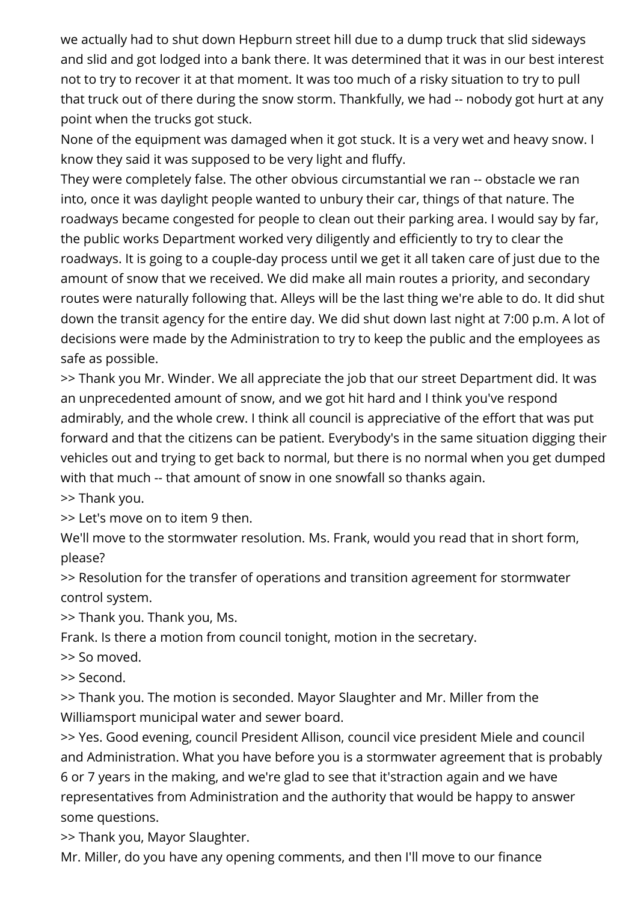we actually had to shut down Hepburn street hill due to a dump truck that slid sideways and slid and got lodged into a bank there. It was determined that it was in our best interest not to try to recover it at that moment. It was too much of a risky situation to try to pull that truck out of there during the snow storm. Thankfully, we had -- nobody got hurt at any point when the trucks got stuck.

None of the equipment was damaged when it got stuck. It is a very wet and heavy snow. I know they said it was supposed to be very light and fluffy.

They were completely false. The other obvious circumstantial we ran -- obstacle we ran into, once it was daylight people wanted to unbury their car, things of that nature. The roadways became congested for people to clean out their parking area. I would say by far, the public works Department worked very diligently and efficiently to try to clear the roadways. It is going to a couple-day process until we get it all taken care of just due to the amount of snow that we received. We did make all main routes a priority, and secondary routes were naturally following that. Alleys will be the last thing we're able to do. It did shut down the transit agency for the entire day. We did shut down last night at 7:00 p.m. A lot of decisions were made by the Administration to try to keep the public and the employees as safe as possible.

>> Thank you Mr. Winder. We all appreciate the job that our street Department did. It was an unprecedented amount of snow, and we got hit hard and I think you've respond admirably, and the whole crew. I think all council is appreciative of the effort that was put forward and that the citizens can be patient. Everybody's in the same situation digging their vehicles out and trying to get back to normal, but there is no normal when you get dumped with that much -- that amount of snow in one snowfall so thanks again.

>> Thank you.

>> Let's move on to item 9 then.

We'll move to the stormwater resolution. Ms. Frank, would you read that in short form, please?

>> Resolution for the transfer of operations and transition agreement for stormwater control system.

>> Thank you. Thank you, Ms.

Frank. Is there a motion from council tonight, motion in the secretary.

>> So moved.

>> Second.

>> Thank you. The motion is seconded. Mayor Slaughter and Mr. Miller from the Williamsport municipal water and sewer board.

>> Yes. Good evening, council President Allison, council vice president Miele and council and Administration. What you have before you is a stormwater agreement that is probably 6 or 7 years in the making, and we're glad to see that it'straction again and we have representatives from Administration and the authority that would be happy to answer some questions.

>> Thank you, Mayor Slaughter.

Mr. Miller, do you have any opening comments, and then I'll move to our finance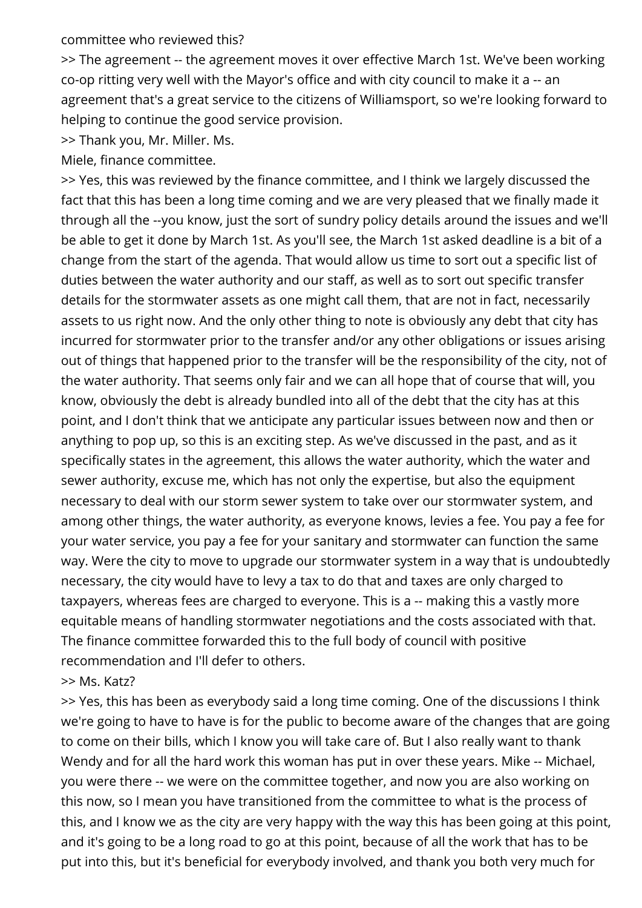committee who reviewed this?

>> The agreement -- the agreement moves it over effective March 1st. We've been working co-op ritting very well with the Mayor's office and with city council to make it a -- an agreement that's a great service to the citizens of Williamsport, so we're looking forward to helping to continue the good service provision.

>> Thank you, Mr. Miller. Ms.
Miele, finance committee.

>> Yes, this was reviewed by the finance committee, and I think we largely discussed the fact that this has been a long time coming and we are very pleased that we finally made it through all the --you know, just the sort of sundry policy details around the issues and we'll be able to get it done by March 1st. As you'll see, the March 1st asked deadline is a bit of a change from the start of the agenda. That would allow us time to sort out a specific list of duties between the water authority and our staff, as well as to sort out specific transfer details for the stormwater assets as one might call them, that are not in fact, necessarily assets to us right now. And the only other thing to note is obviously any debt that city has incurred for stormwater prior to the transfer and/or any other obligations or issues arising out of things that happened prior to the transfer will be the responsibility of the city, not of the water authority. That seems only fair and we can all hope that of course that will, you know, obviously the debt is already bundled into all of the debt that the city has at this point, and I don't think that we anticipate any particular issues between now and then or anything to pop up, so this is an exciting step. As we've discussed in the past, and as it specifically states in the agreement, this allows the water authority, which the water and sewer authority, excuse me, which has not only the expertise, but also the equipment necessary to deal with our storm sewer system to take over our stormwater system, and among other things, the water authority, as everyone knows, levies a fee. You pay a fee for your water service, you pay a fee for your sanitary and stormwater can function the same way. Were the city to move to upgrade our stormwater system in a way that is undoubtedly necessary, the city would have to levy a tax to do that and taxes are only charged to taxpayers, whereas fees are charged to everyone. This is a -- making this a vastly more equitable means of handling stormwater negotiations and the costs associated with that. The finance committee forwarded this to the full body of council with positive recommendation and I'll defer to others.

>> Ms. Katz?

>> Yes, this has been as everybody said a long time coming. One of the discussions I think we're going to have to have is for the public to become aware of the changes that are going to come on their bills, which I know you will take care of. But I also really want to thank Wendy and for all the hard work this woman has put in over these years. Mike -- Michael, you were there -- we were on the committee together, and now you are also working on this now, so I mean you have transitioned from the committee to what is the process of this, and I know we as the city are very happy with the way this has been going at this point, and it's going to be a long road to go at this point, because of all the work that has to be put into this, but it's beneficial for everybody involved, and thank you both very much for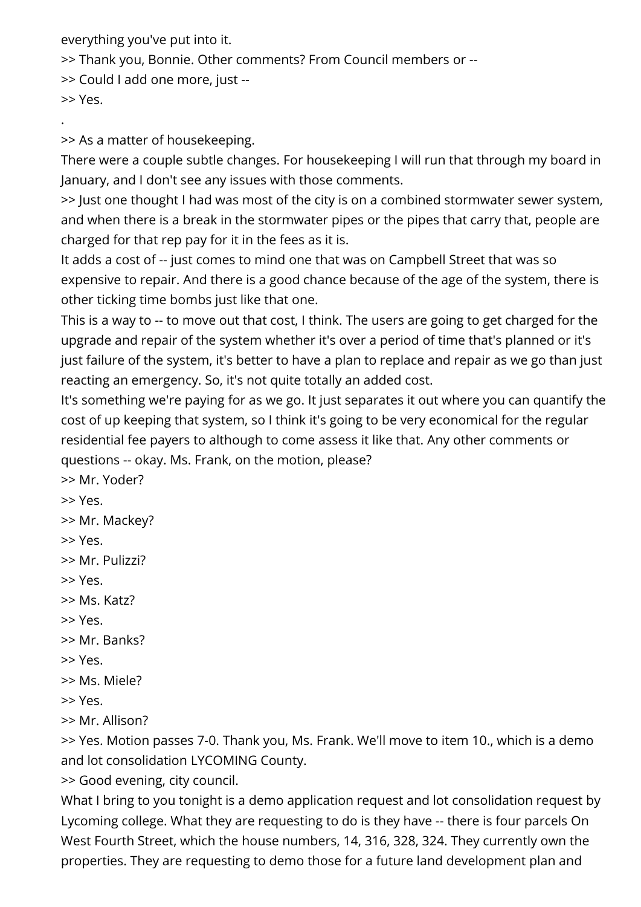everything you've put into it.

>> Thank you, Bonnie. Other comments? From Council members or --

>> Could I add one more, just --

>> Yes.

.

>> As a matter of housekeeping.

There were a couple subtle changes. For housekeeping I will run that through my board in January, and I don't see any issues with those comments.

>> Just one thought I had was most of the city is on a combined stormwater sewer system, and when there is a break in the stormwater pipes or the pipes that carry that, people are charged for that rep pay for it in the fees as it is.

It adds a cost of -- just comes to mind one that was on Campbell Street that was so expensive to repair. And there is a good chance because of the age of the system, there is other ticking time bombs just like that one.

This is a way to -- to move out that cost, I think. The users are going to get charged for the upgrade and repair of the system whether it's over a period of time that's planned or it's just failure of the system, it's better to have a plan to replace and repair as we go than just reacting an emergency. So, it's not quite totally an added cost.

It's something we're paying for as we go. It just separates it out where you can quantify the cost of up keeping that system, so I think it's going to be very economical for the regular residential fee payers to although to come assess it like that. Any other comments or questions -- okay. Ms. Frank, on the motion, please?

>> Mr. Yoder?

>> Yes.

>> Mr. Mackey?

>> Yes.

>> Mr. Pulizzi?

>> Yes.

>> Ms. Katz?

>> Yes.

>> Mr. Banks?

>> Yes.

>> Ms. Miele?

>> Yes.

>> Mr. Allison?

>> Yes. Motion passes 7-0. Thank you, Ms. Frank. We'll move to item 10., which is a demo and lot consolidation LYCOMING County.

>> Good evening, city council.

What I bring to you tonight is a demo application request and lot consolidation request by Lycoming college. What they are requesting to do is they have -- there is four parcels On West Fourth Street, which the house numbers, 14, 316, 328, 324. They currently own the properties. They are requesting to demo those for a future land development plan and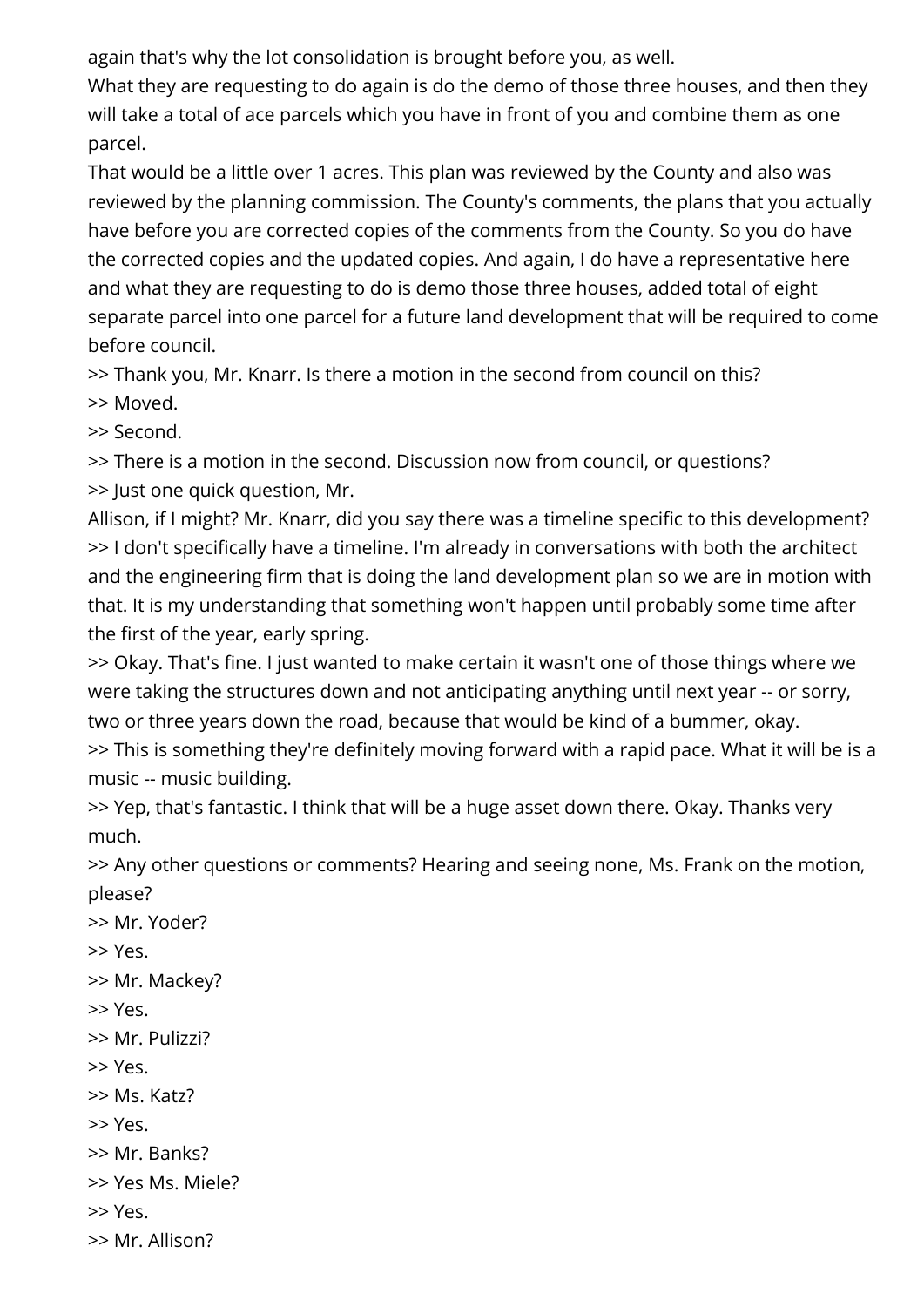again that's why the lot consolidation is brought before you, as well.

What they are requesting to do again is do the demo of those three houses, and then they will take a total of ace parcels which you have in front of you and combine them as one parcel.

That would be a little over 1 acres. This plan was reviewed by the County and also was reviewed by the planning commission. The County's comments, the plans that you actually have before you are corrected copies of the comments from the County. So you do have the corrected copies and the updated copies. And again, I do have a representative here and what they are requesting to do is demo those three houses, added total of eight separate parcel into one parcel for a future land development that will be required to come before council.

>> Thank you, Mr. Knarr. Is there a motion in the second from council on this?

>> Moved.

>> Second.

>> There is a motion in the second. Discussion now from council, or questions?

>> Just one quick question, Mr.

Allison, if I might? Mr. Knarr, did you say there was a timeline specific to this development?

>> I don't specifically have a timeline. I'm already in conversations with both the architect and the engineering firm that is doing the land development plan so we are in motion with that. It is my understanding that something won't happen until probably some time after the first of the year, early spring.

>> Okay. That's fine. I just wanted to make certain it wasn't one of those things where we were taking the structures down and not anticipating anything until next year -- or sorry, two or three years down the road, because that would be kind of a bummer, okay.

>> This is something they're definitely moving forward with a rapid pace. What it will be is a music -- music building.

>> Yep, that's fantastic. I think that will be a huge asset down there. Okay. Thanks very much.

>> Any other questions or comments? Hearing and seeing none, Ms. Frank on the motion, please?

>> Mr. Yoder?

>> Yes.

>> Mr. Mackey?

>> Yes.

>> Mr. Pulizzi?

>> Yes.

>> Ms. Katz?

>> Yes.

>> Mr. Banks?

>> Yes Ms. Miele?

>> Yes.

>> Mr. Allison?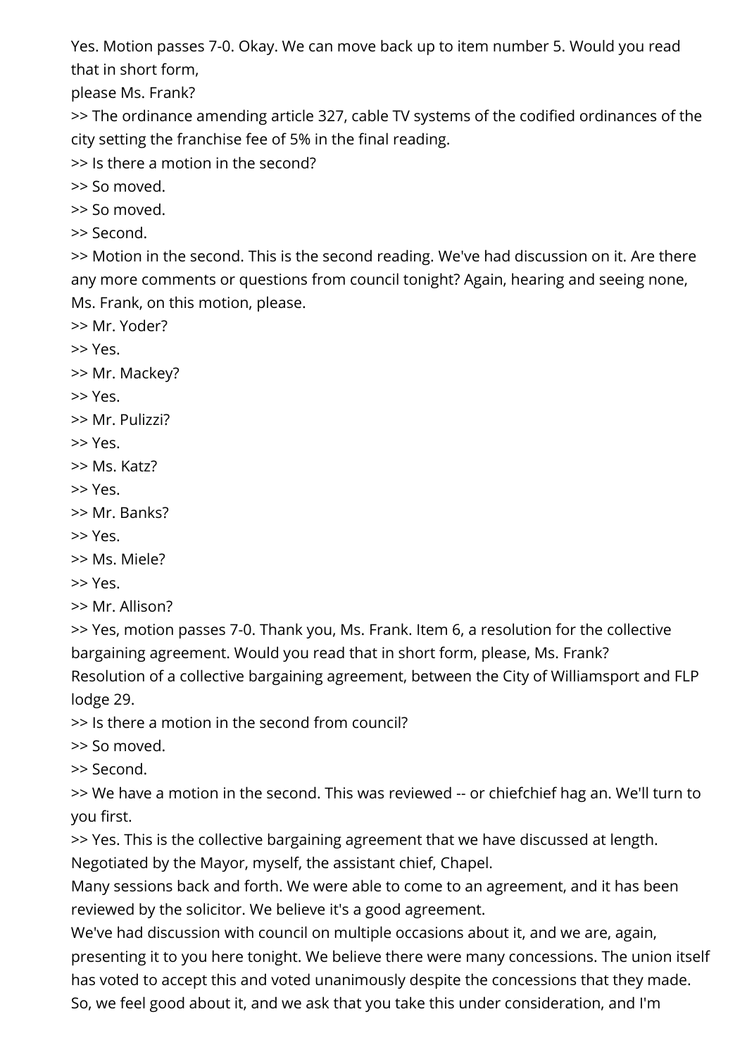Yes. Motion passes 7-0. Okay. We can move back up to item number 5. Would you read that in short form,
please Ms. Frank?

>> The ordinance amending article 327, cable TV systems of the codified ordinances of the city setting the franchise fee of 5% in the final reading.

>> Is there a motion in the second?

>> So moved.

>> So moved.

>> Second.

>> Motion in the second. This is the second reading. We've had discussion on it. Are there any more comments or questions from council tonight? Again, hearing and seeing none, Ms. Frank, on this motion, please.

>> Mr. Yoder?

>> Yes.

>> Mr. Mackey?

>> Yes.

>> Mr. Pulizzi?

>> Yes.

>> Ms. Katz?

>> Yes.

>> Mr. Banks?

>> Yes.

>> Ms. Miele?

>> Yes.

>> Mr. Allison?

>> Yes, motion passes 7-0. Thank you, Ms. Frank. Item 6, a resolution for the collective bargaining agreement. Would you read that in short form, please, Ms. Frank?
Resolution of a collective bargaining agreement, between the City of Williamsport and FLP lodge 29.

>> Is there a motion in the second from council?

>> So moved.

>> Second.

>> We have a motion in the second. This was reviewed -- or chiefchief hag an. We'll turn to you first.

>> Yes. This is the collective bargaining agreement that we have discussed at length. Negotiated by the Mayor, myself, the assistant chief, Chapel.
Many sessions back and forth. We were able to come to an agreement, and it has been reviewed by the solicitor. We believe it's a good agreement.
We've had discussion with council on multiple occasions about it, and we are, again, presenting it to you here tonight. We believe there were many concessions. The union itself has voted to accept this and voted unanimously despite the concessions that they made. So, we feel good about it, and we ask that you take this under consideration, and I'm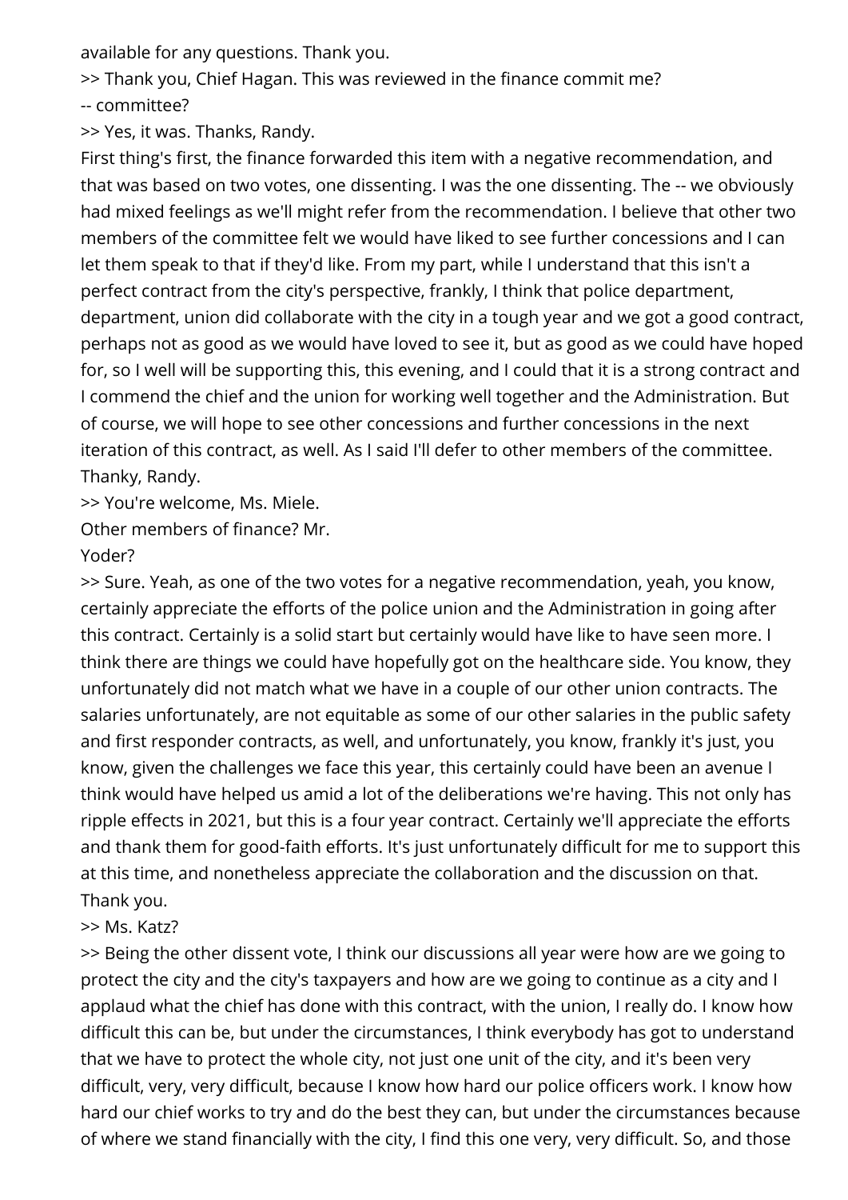available for any questions. Thank you.

>> Thank you, Chief Hagan. This was reviewed in the finance commit me?

-- committee?

>> Yes, it was. Thanks, Randy.

First thing's first, the finance forwarded this item with a negative recommendation, and that was based on two votes, one dissenting. I was the one dissenting. The -- we obviously had mixed feelings as we'll might refer from the recommendation. I believe that other two members of the committee felt we would have liked to see further concessions and I can let them speak to that if they'd like. From my part, while I understand that this isn't a perfect contract from the city's perspective, frankly, I think that police department, department, union did collaborate with the city in a tough year and we got a good contract, perhaps not as good as we would have loved to see it, but as good as we could have hoped for, so I well will be supporting this, this evening, and I could that it is a strong contract and I commend the chief and the union for working well together and the Administration. But of course, we will hope to see other concessions and further concessions in the next iteration of this contract, as well. As I said I'll defer to other members of the committee. Thanky, Randy.

>> You're welcome, Ms. Miele.

Other members of finance? Mr.

Yoder?

>> Sure. Yeah, as one of the two votes for a negative recommendation, yeah, you know, certainly appreciate the efforts of the police union and the Administration in going after this contract. Certainly is a solid start but certainly would have like to have seen more. I think there are things we could have hopefully got on the healthcare side. You know, they unfortunately did not match what we have in a couple of our other union contracts. The salaries unfortunately, are not equitable as some of our other salaries in the public safety and first responder contracts, as well, and unfortunately, you know, frankly it's just, you know, given the challenges we face this year, this certainly could have been an avenue I think would have helped us amid a lot of the deliberations we're having. This not only has ripple effects in 2021, but this is a four year contract. Certainly we'll appreciate the efforts and thank them for good-faith efforts. It's just unfortunately difficult for me to support this at this time, and nonetheless appreciate the collaboration and the discussion on that. Thank you.

>> Ms. Katz?

>> Being the other dissent vote, I think our discussions all year were how are we going to protect the city and the city's taxpayers and how are we going to continue as a city and I applaud what the chief has done with this contract, with the union, I really do. I know how difficult this can be, but under the circumstances, I think everybody has got to understand that we have to protect the whole city, not just one unit of the city, and it's been very difficult, very, very difficult, because I know how hard our police officers work. I know how hard our chief works to try and do the best they can, but under the circumstances because of where we stand financially with the city, I find this one very, very difficult. So, and those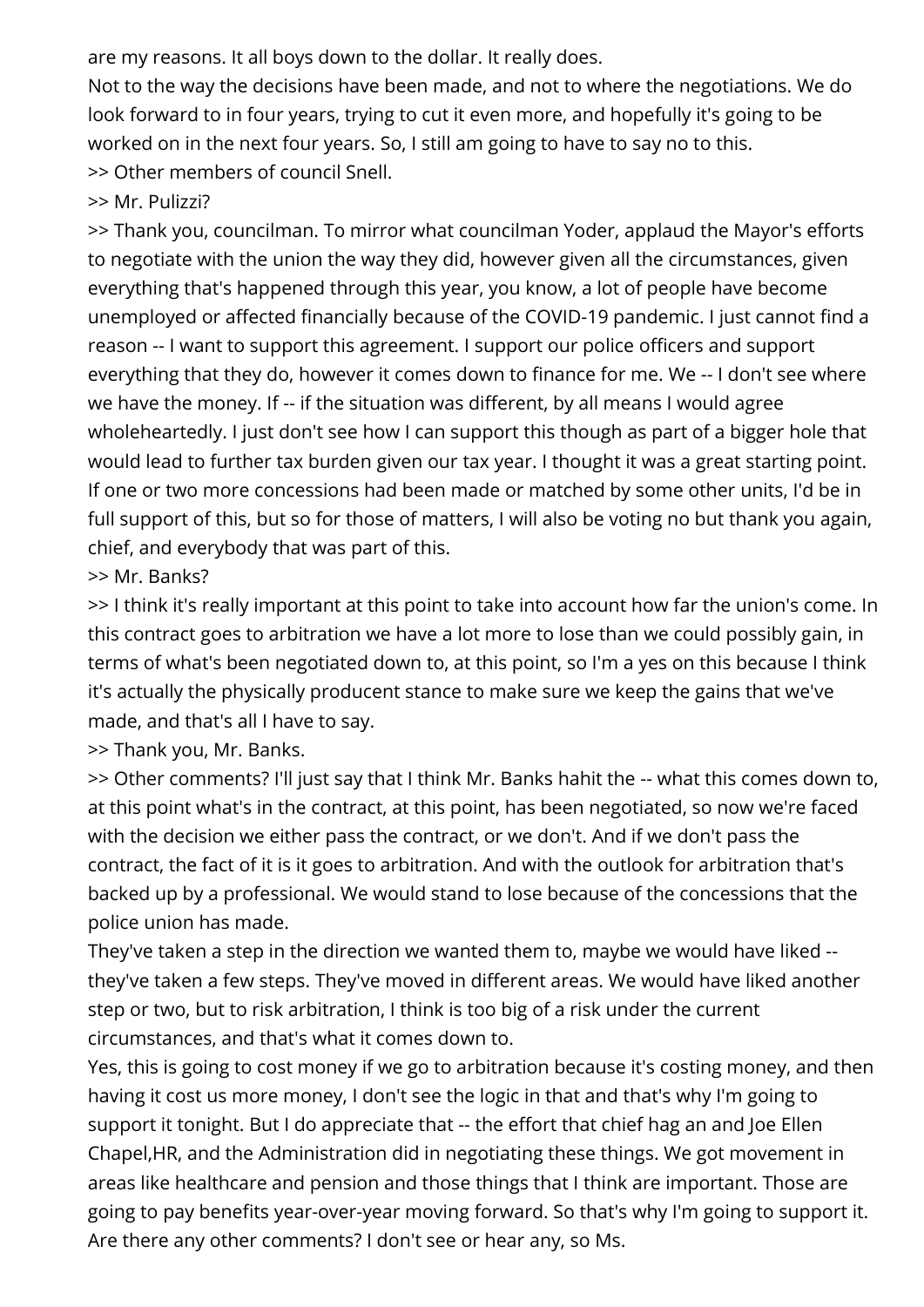are my reasons. It all boys down to the dollar. It really does.

Not to the way the decisions have been made, and not to where the negotiations. We do look forward to in four years, trying to cut it even more, and hopefully it's going to be worked on in the next four years. So, I still am going to have to say no to this.

>> Other members of council Snell.

>> Mr. Pulizzi?

>> Thank you, councilman. To mirror what councilman Yoder, applaud the Mayor's efforts to negotiate with the union the way they did, however given all the circumstances, given everything that's happened through this year, you know, a lot of people have become unemployed or affected financially because of the COVID-19 pandemic. I just cannot find a reason -- I want to support this agreement. I support our police officers and support everything that they do, however it comes down to finance for me. We -- I don't see where we have the money. If -- if the situation was different, by all means I would agree wholeheartedly. I just don't see how I can support this though as part of a bigger hole that would lead to further tax burden given our tax year. I thought it was a great starting point. If one or two more concessions had been made or matched by some other units, I'd be in full support of this, but so for those of matters, I will also be voting no but thank you again, chief, and everybody that was part of this.

>> Mr. Banks?

>> I think it's really important at this point to take into account how far the union's come. In this contract goes to arbitration we have a lot more to lose than we could possibly gain, in terms of what's been negotiated down to, at this point, so I'm a yes on this because I think it's actually the physically producent stance to make sure we keep the gains that we've made, and that's all I have to say.

>> Thank you, Mr. Banks.

>> Other comments? I'll just say that I think Mr. Banks hahit the -- what this comes down to, at this point what's in the contract, at this point, has been negotiated, so now we're faced with the decision we either pass the contract, or we don't. And if we don't pass the contract, the fact of it is it goes to arbitration. And with the outlook for arbitration that's backed up by a professional. We would stand to lose because of the concessions that the police union has made.

They've taken a step in the direction we wanted them to, maybe we would have liked -- they've taken a few steps. They've moved in different areas. We would have liked another step or two, but to risk arbitration, I think is too big of a risk under the current circumstances, and that's what it comes down to.

Yes, this is going to cost money if we go to arbitration because it's costing money, and then having it cost us more money, I don't see the logic in that and that's why I'm going to support it tonight. But I do appreciate that -- the effort that chief hag an and Joe Ellen Chapel,HR, and the Administration did in negotiating these things. We got movement in areas like healthcare and pension and those things that I think are important. Those are going to pay benefits year-over-year moving forward. So that's why I'm going to support it. Are there any other comments? I don't see or hear any, so Ms.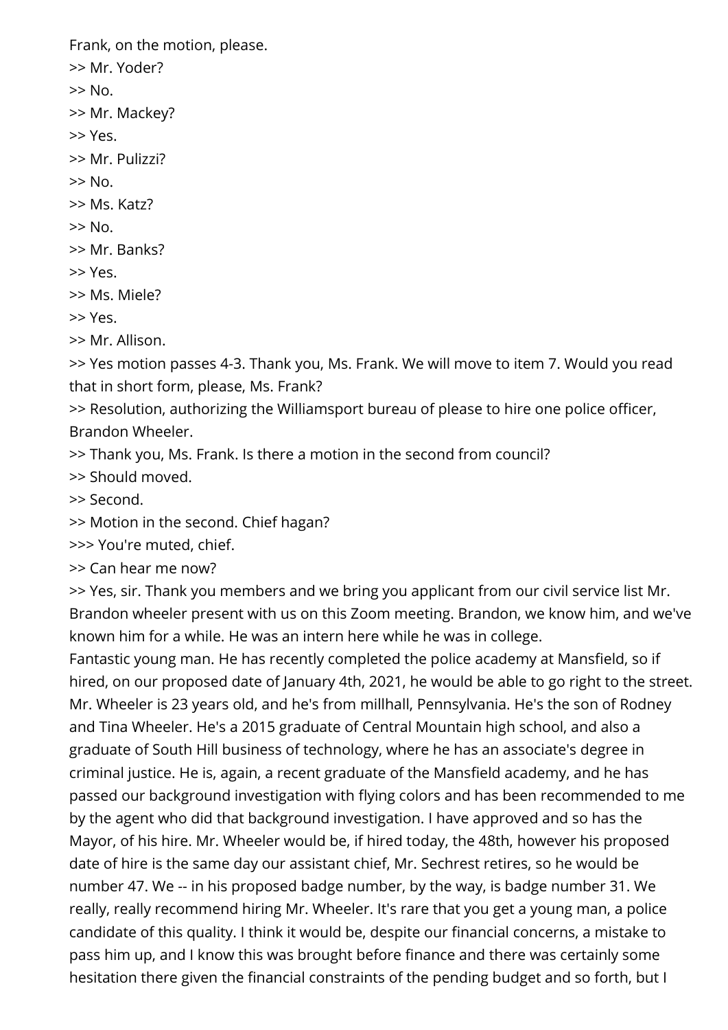Frank, on the motion, please.

>> Mr. Yoder?

>> No.

>> Mr. Mackey?

>> Yes.

>> Mr. Pulizzi?

>> No.

>> Ms. Katz?

>> No.

>> Mr. Banks?

>> Yes.

>> Ms. Miele?

>> Yes.

>> Mr. Allison.

>> Yes motion passes 4-3. Thank you, Ms. Frank. We will move to item 7. Would you read that in short form, please, Ms. Frank?

>> Resolution, authorizing the Williamsport bureau of please to hire one police officer, Brandon Wheeler.

>> Thank you, Ms. Frank. Is there a motion in the second from council?

>> Should moved.

>> Second.

>> Motion in the second. Chief hagan?

>>> You're muted, chief.

>> Can hear me now?

>> Yes, sir. Thank you members and we bring you applicant from our civil service list Mr. Brandon wheeler present with us on this Zoom meeting. Brandon, we know him, and we've known him for a while. He was an intern here while he was in college.

Fantastic young man. He has recently completed the police academy at Mansfield, so if hired, on our proposed date of January 4th, 2021, he would be able to go right to the street. Mr. Wheeler is 23 years old, and he's from millhall, Pennsylvania. He's the son of Rodney and Tina Wheeler. He's a 2015 graduate of Central Mountain high school, and also a graduate of South Hill business of technology, where he has an associate's degree in criminal justice. He is, again, a recent graduate of the Mansfield academy, and he has passed our background investigation with flying colors and has been recommended to me by the agent who did that background investigation. I have approved and so has the Mayor, of his hire. Mr. Wheeler would be, if hired today, the 48th, however his proposed date of hire is the same day our assistant chief, Mr. Sechrest retires, so he would be number 47. We -- in his proposed badge number, by the way, is badge number 31. We really, really recommend hiring Mr. Wheeler. It's rare that you get a young man, a police candidate of this quality. I think it would be, despite our financial concerns, a mistake to pass him up, and I know this was brought before finance and there was certainly some hesitation there given the financial constraints of the pending budget and so forth, but I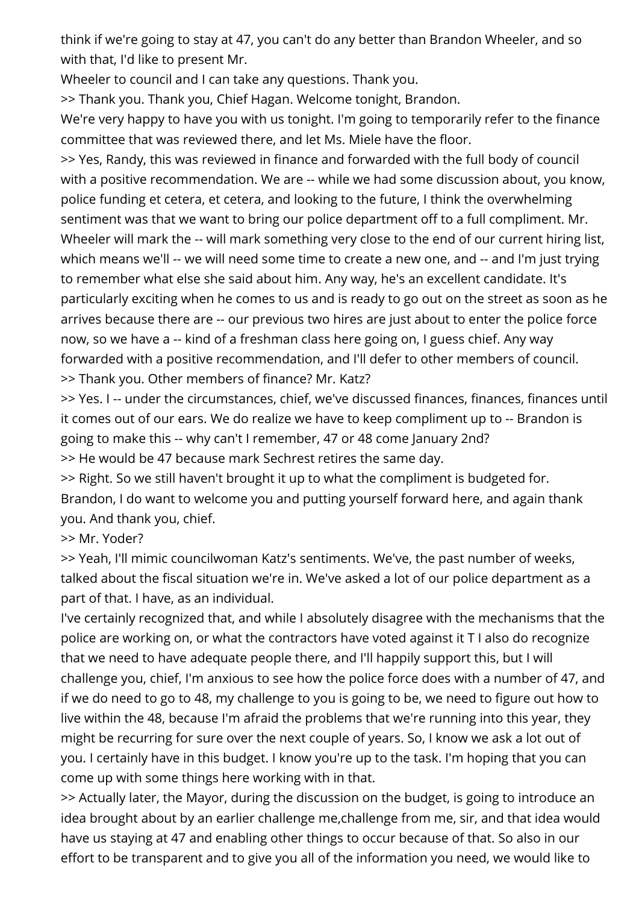think if we're going to stay at 47, you can't do any better than Brandon Wheeler, and so with that, I'd like to present Mr.

Wheeler to council and I can take any questions. Thank you.

>> Thank you. Thank you, Chief Hagan. Welcome tonight, Brandon.

We're very happy to have you with us tonight. I'm going to temporarily refer to the finance committee that was reviewed there, and let Ms. Miele have the floor.

>> Yes, Randy, this was reviewed in finance and forwarded with the full body of council with a positive recommendation. We are -- while we had some discussion about, you know, police funding et cetera, et cetera, and looking to the future, I think the overwhelming sentiment was that we want to bring our police department off to a full compliment. Mr. Wheeler will mark the -- will mark something very close to the end of our current hiring list, which means we'll -- we will need some time to create a new one, and -- and I'm just trying to remember what else she said about him. Any way, he's an excellent candidate. It's particularly exciting when he comes to us and is ready to go out on the street as soon as he arrives because there are -- our previous two hires are just about to enter the police force now, so we have a -- kind of a freshman class here going on, I guess chief. Any way forwarded with a positive recommendation, and I'll defer to other members of council.

>> Thank you. Other members of finance? Mr. Katz?

>> Yes. I -- under the circumstances, chief, we've discussed finances, finances, finances until it comes out of our ears. We do realize we have to keep compliment up to -- Brandon is going to make this -- why can't I remember, 47 or 48 come January 2nd?

>> He would be 47 because mark Sechrest retires the same day.

>> Right. So we still haven't brought it up to what the compliment is budgeted for. Brandon, I do want to welcome you and putting yourself forward here, and again thank you. And thank you, chief.

>> Mr. Yoder?

>> Yeah, I'll mimic councilwoman Katz's sentiments. We've, the past number of weeks, talked about the fiscal situation we're in. We've asked a lot of our police department as a part of that. I have, as an individual.

I've certainly recognized that, and while I absolutely disagree with the mechanisms that the police are working on, or what the contractors have voted against it T I also do recognize that we need to have adequate people there, and I'll happily support this, but I will challenge you, chief, I'm anxious to see how the police force does with a number of 47, and if we do need to go to 48, my challenge to you is going to be, we need to figure out how to live within the 48, because I'm afraid the problems that we're running into this year, they might be recurring for sure over the next couple of years. So, I know we ask a lot out of you. I certainly have in this budget. I know you're up to the task. I'm hoping that you can come up with some things here working with in that.

>> Actually later, the Mayor, during the discussion on the budget, is going to introduce an idea brought about by an earlier challenge me,challenge from me, sir, and that idea would have us staying at 47 and enabling other things to occur because of that. So also in our effort to be transparent and to give you all of the information you need, we would like to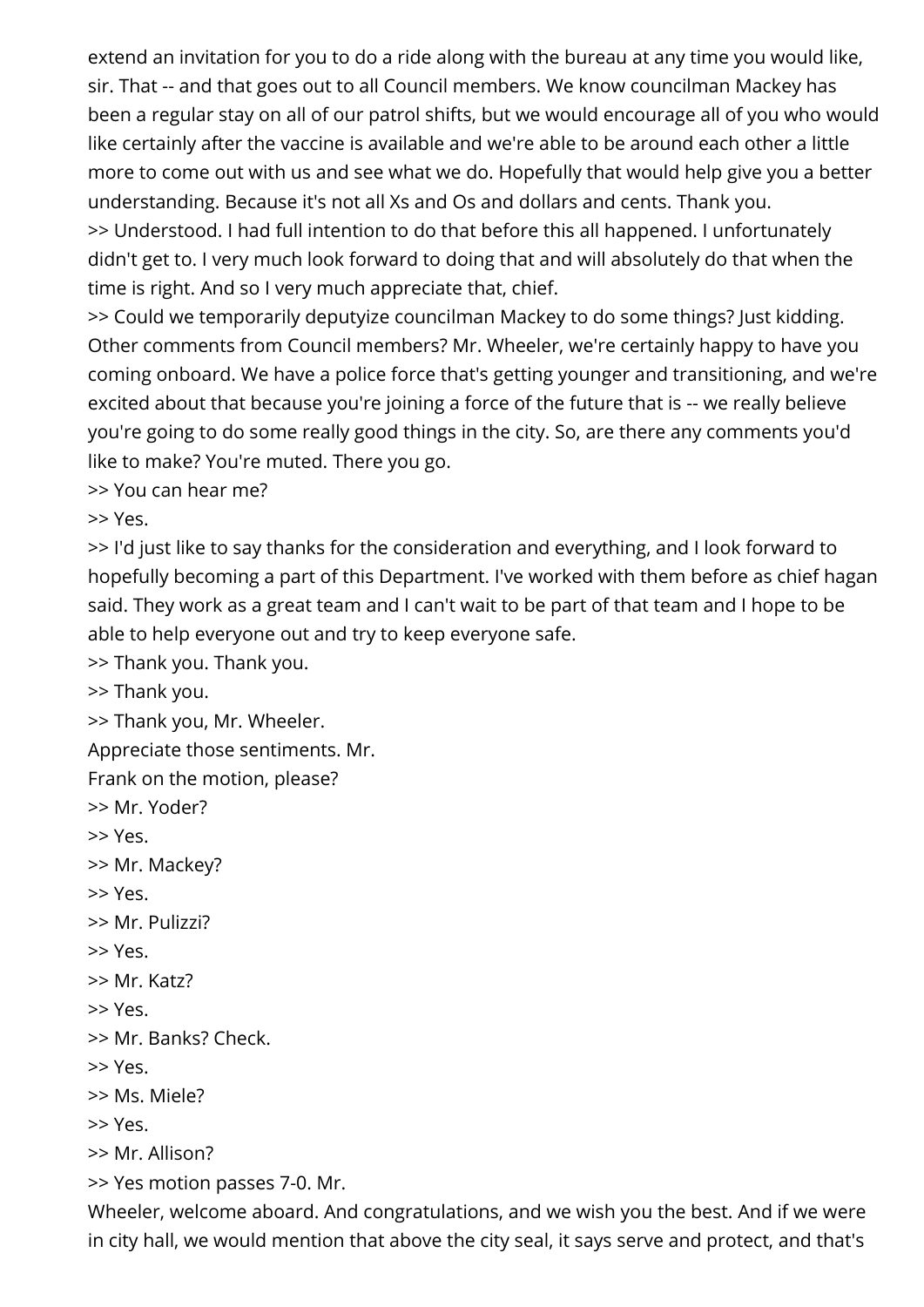extend an invitation for you to do a ride along with the bureau at any time you would like, sir. That -- and that goes out to all Council members. We know councilman Mackey has been a regular stay on all of our patrol shifts, but we would encourage all of you who would like certainly after the vaccine is available and we're able to be around each other a little more to come out with us and see what we do. Hopefully that would help give you a better understanding. Because it's not all Xs and Os and dollars and cents. Thank you.

>> Understood. I had full intention to do that before this all happened. I unfortunately didn't get to. I very much look forward to doing that and will absolutely do that when the time is right. And so I very much appreciate that, chief.

>> Could we temporarily deputyize councilman Mackey to do some things? Just kidding. Other comments from Council members? Mr. Wheeler, we're certainly happy to have you coming onboard. We have a police force that's getting younger and transitioning, and we're excited about that because you're joining a force of the future that is -- we really believe you're going to do some really good things in the city. So, are there any comments you'd like to make? You're muted. There you go.

>> You can hear me?

>> Yes.

>> I'd just like to say thanks for the consideration and everything, and I look forward to hopefully becoming a part of this Department. I've worked with them before as chief hagan said. They work as a great team and I can't wait to be part of that team and I hope to be able to help everyone out and try to keep everyone safe.

>> Thank you. Thank you.

>> Thank you.

>> Thank you, Mr. Wheeler.

Appreciate those sentiments. Mr.

Frank on the motion, please?

>> Mr. Yoder?

>> Yes.

>> Mr. Mackey?

>> Yes.

>> Mr. Pulizzi?

>> Yes.

>> Mr. Katz?

>> Yes.

>> Mr. Banks? Check.

>> Yes.

>> Ms. Miele?

>> Yes.

>> Mr. Allison?

>> Yes motion passes 7-0. Mr.

Wheeler, welcome aboard. And congratulations, and we wish you the best. And if we were in city hall, we would mention that above the city seal, it says serve and protect, and that's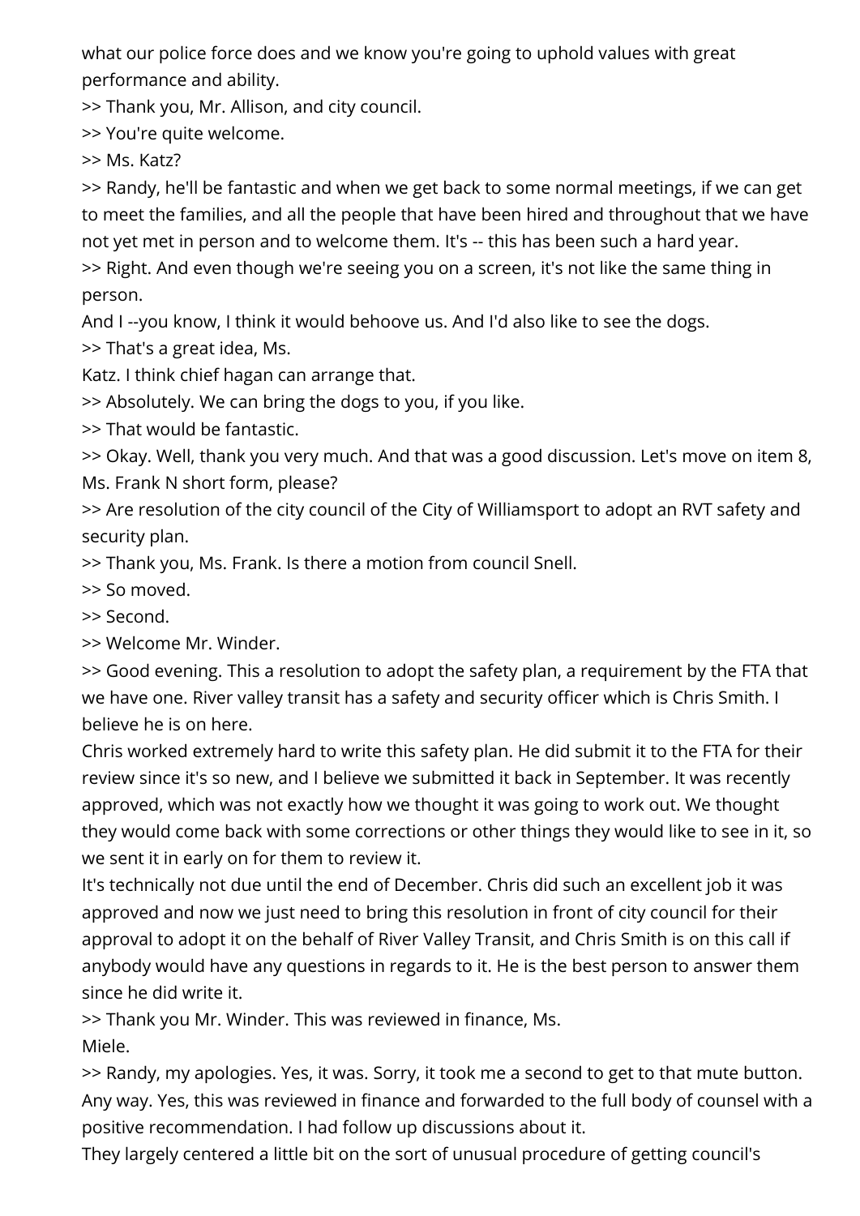what our police force does and we know you're going to uphold values with great performance and ability.

>> Thank you, Mr. Allison, and city council.

>> You're quite welcome.

>> Ms. Katz?

>> Randy, he'll be fantastic and when we get back to some normal meetings, if we can get to meet the families, and all the people that have been hired and throughout that we have not yet met in person and to welcome them. It's -- this has been such a hard year.

>> Right. And even though we're seeing you on a screen, it's not like the same thing in person.

And I --you know, I think it would behoove us. And I'd also like to see the dogs.

>> That's a great idea, Ms.

Katz. I think chief hagan can arrange that.

>> Absolutely. We can bring the dogs to you, if you like.

>> That would be fantastic.

>> Okay. Well, thank you very much. And that was a good discussion. Let's move on item 8, Ms. Frank N short form, please?

>> Are resolution of the city council of the City of Williamsport to adopt an RVT safety and security plan.

>> Thank you, Ms. Frank. Is there a motion from council Snell.

>> So moved.

>> Second.

>> Welcome Mr. Winder.

>> Good evening. This a resolution to adopt the safety plan, a requirement by the FTA that we have one. River valley transit has a safety and security officer which is Chris Smith. I believe he is on here.

Chris worked extremely hard to write this safety plan. He did submit it to the FTA for their review since it's so new, and I believe we submitted it back in September. It was recently approved, which was not exactly how we thought it was going to work out. We thought they would come back with some corrections or other things they would like to see in it, so we sent it in early on for them to review it.

It's technically not due until the end of December. Chris did such an excellent job it was approved and now we just need to bring this resolution in front of city council for their approval to adopt it on the behalf of River Valley Transit, and Chris Smith is on this call if anybody would have any questions in regards to it. He is the best person to answer them since he did write it.

>> Thank you Mr. Winder. This was reviewed in finance, Ms.

Miele.

>> Randy, my apologies. Yes, it was. Sorry, it took me a second to get to that mute button. Any way. Yes, this was reviewed in finance and forwarded to the full body of counsel with a positive recommendation. I had follow up discussions about it.

They largely centered a little bit on the sort of unusual procedure of getting council's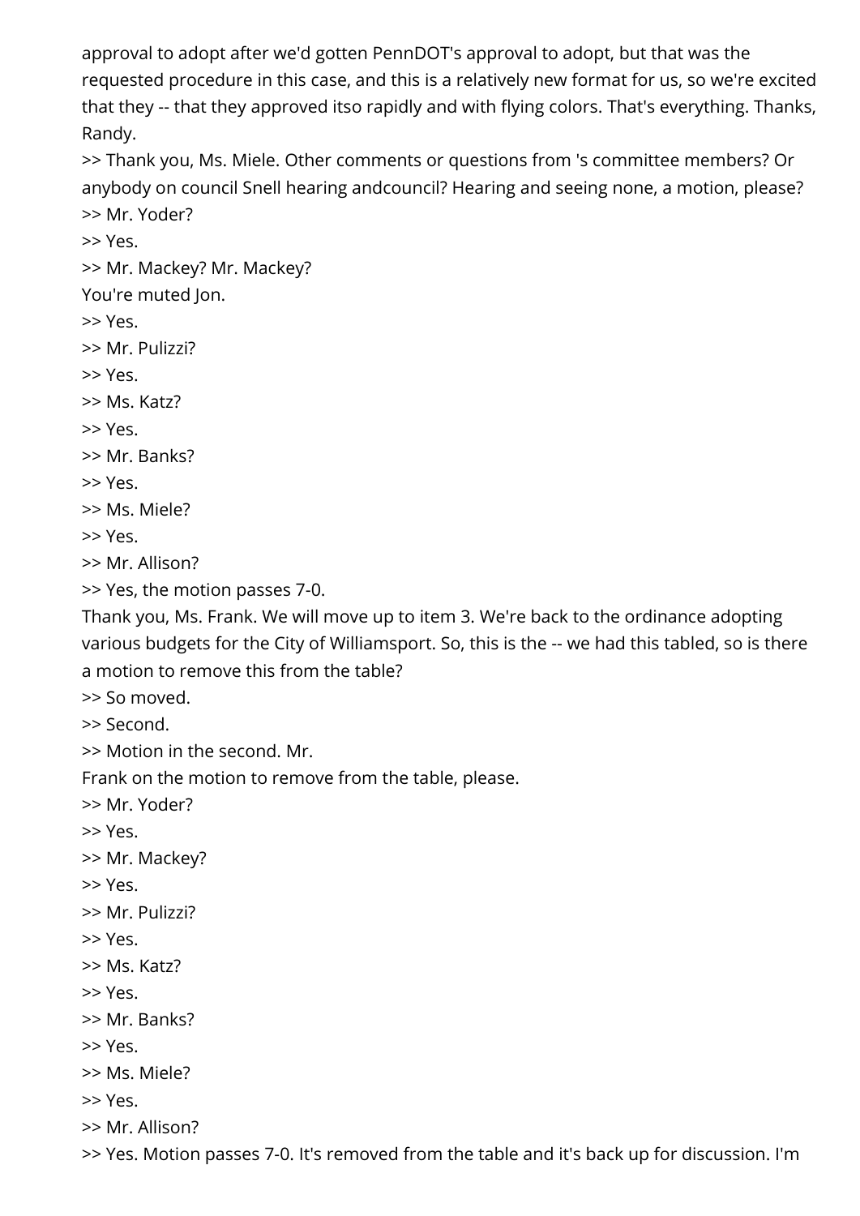approval to adopt after we'd gotten PennDOT's approval to adopt, but that was the requested procedure in this case, and this is a relatively new format for us, so we're excited that they -- that they approved itso rapidly and with flying colors. That's everything. Thanks, Randy.

>> Thank you, Ms. Miele. Other comments or questions from 's committee members? Or anybody on council Snell hearing andcouncil? Hearing and seeing none, a motion, please?

>> Mr. Yoder?

>> Yes.

>> Mr. Mackey? Mr. Mackey?

You're muted Jon.

>> Yes.

>> Mr. Pulizzi?

>> Yes.

>> Ms. Katz?

>> Yes.

>> Mr. Banks?

>> Yes.

>> Ms. Miele?

>> Yes.

>> Mr. Allison?

>> Yes, the motion passes 7-0.

Thank you, Ms. Frank. We will move up to item 3. We're back to the ordinance adopting various budgets for the City of Williamsport. So, this is the -- we had this tabled, so is there a motion to remove this from the table?

>> So moved.

>> Second.

>> Motion in the second. Mr.

Frank on the motion to remove from the table, please.

>> Mr. Yoder?

>> Yes.

>> Mr. Mackey?

>> Yes.

>> Mr. Pulizzi?

>> Yes.

>> Ms. Katz?

>> Yes.

>> Mr. Banks?

>> Yes.

>> Ms. Miele?

>> Yes.

>> Mr. Allison?

>> Yes. Motion passes 7-0. It's removed from the table and it's back up for discussion. I'm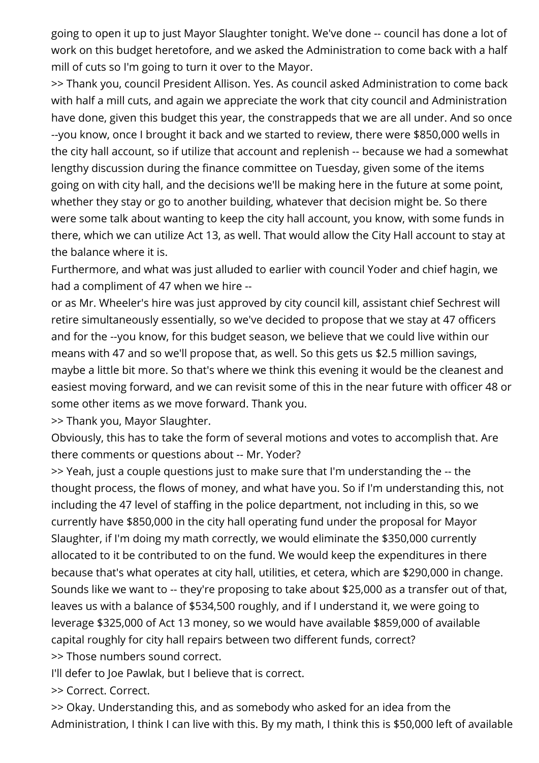going to open it up to just Mayor Slaughter tonight. We've done -- council has done a lot of work on this budget heretofore, and we asked the Administration to come back with a half mill of cuts so I'm going to turn it over to the Mayor.

>> Thank you, council President Allison. Yes. As council asked Administration to come back with half a mill cuts, and again we appreciate the work that city council and Administration have done, given this budget this year, the constrappeds that we are all under. And so once --you know, once I brought it back and we started to review, there were $850,000 wells in the city hall account, so if utilize that account and replenish -- because we had a somewhat lengthy discussion during the finance committee on Tuesday, given some of the items going on with city hall, and the decisions we'll be making here in the future at some point, whether they stay or go to another building, whatever that decision might be. So there were some talk about wanting to keep the city hall account, you know, with some funds in there, which we can utilize Act 13, as well. That would allow the City Hall account to stay at the balance where it is.

Furthermore, and what was just alluded to earlier with council Yoder and chief hagin, we had a compliment of 47 when we hire --

or as Mr. Wheeler's hire was just approved by city council kill, assistant chief Sechrest will retire simultaneously essentially, so we've decided to propose that we stay at 47 officers and for the --you know, for this budget season, we believe that we could live within our means with 47 and so we'll propose that, as well. So this gets us $2.5 million savings, maybe a little bit more. So that's where we think this evening it would be the cleanest and easiest moving forward, and we can revisit some of this in the near future with officer 48 or some other items as we move forward. Thank you.

>> Thank you, Mayor Slaughter.

Obviously, this has to take the form of several motions and votes to accomplish that. Are there comments or questions about -- Mr. Yoder?

>> Yeah, just a couple questions just to make sure that I'm understanding the -- the thought process, the flows of money, and what have you. So if I'm understanding this, not including the 47 level of staffing in the police department, not including in this, so we currently have $850,000 in the city hall operating fund under the proposal for Mayor Slaughter, if I'm doing my math correctly, we would eliminate the $350,000 currently allocated to it be contributed to on the fund. We would keep the expenditures in there because that's what operates at city hall, utilities, et cetera, which are $290,000 in change. Sounds like we want to -- they're proposing to take about $25,000 as a transfer out of that, leaves us with a balance of $534,500 roughly, and if I understand it, we were going to leverage $325,000 of Act 13 money, so we would have available $859,000 of available capital roughly for city hall repairs between two different funds, correct?

>> Those numbers sound correct.

I'll defer to Joe Pawlak, but I believe that is correct.

>> Correct. Correct.

>> Okay. Understanding this, and as somebody who asked for an idea from the Administration, I think I can live with this. By my math, I think this is $50,000 left of available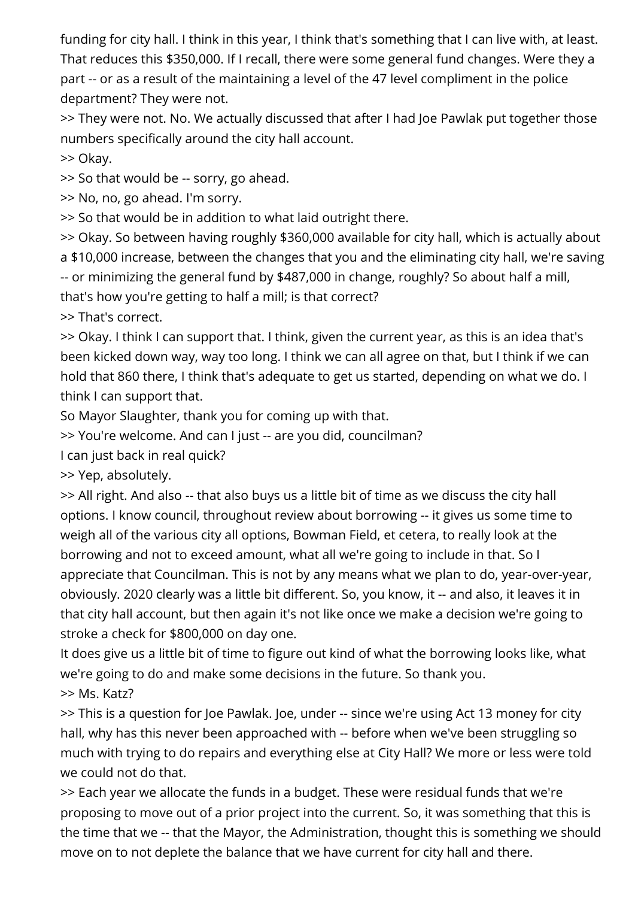funding for city hall. I think in this year, I think that's something that I can live with, at least. That reduces this $350,000. If I recall, there were some general fund changes. Were they a part -- or as a result of the maintaining a level of the 47 level compliment in the police department? They were not.

>> They were not. No. We actually discussed that after I had Joe Pawlak put together those numbers specifically around the city hall account.

>> Okay.

>> So that would be -- sorry, go ahead.

>> No, no, go ahead. I'm sorry.

>> So that would be in addition to what laid outright there.

>> Okay. So between having roughly $360,000 available for city hall, which is actually about a $10,000 increase, between the changes that you and the eliminating city hall, we're saving -- or minimizing the general fund by $487,000 in change, roughly? So about half a mill, that's how you're getting to half a mill; is that correct?

>> That's correct.

>> Okay. I think I can support that. I think, given the current year, as this is an idea that's been kicked down way, way too long. I think we can all agree on that, but I think if we can hold that 860 there, I think that's adequate to get us started, depending on what we do. I think I can support that.

So Mayor Slaughter, thank you for coming up with that.

>> You're welcome. And can I just -- are you did, councilman?

I can just back in real quick?

>> Yep, absolutely.

>> All right. And also -- that also buys us a little bit of time as we discuss the city hall options. I know council, throughout review about borrowing -- it gives us some time to weigh all of the various city all options, Bowman Field, et cetera, to really look at the borrowing and not to exceed amount, what all we're going to include in that. So I appreciate that Councilman. This is not by any means what we plan to do, year-over-year, obviously. 2020 clearly was a little bit different. So, you know, it -- and also, it leaves it in that city hall account, but then again it's not like once we make a decision we're going to stroke a check for $800,000 on day one.

It does give us a little bit of time to figure out kind of what the borrowing looks like, what we're going to do and make some decisions in the future. So thank you.

>> Ms. Katz?

>> This is a question for Joe Pawlak. Joe, under -- since we're using Act 13 money for city hall, why has this never been approached with -- before when we've been struggling so much with trying to do repairs and everything else at City Hall? We more or less were told we could not do that.

>> Each year we allocate the funds in a budget. These were residual funds that we're proposing to move out of a prior project into the current. So, it was something that this is the time that we -- that the Mayor, the Administration, thought this is something we should move on to not deplete the balance that we have current for city hall and there.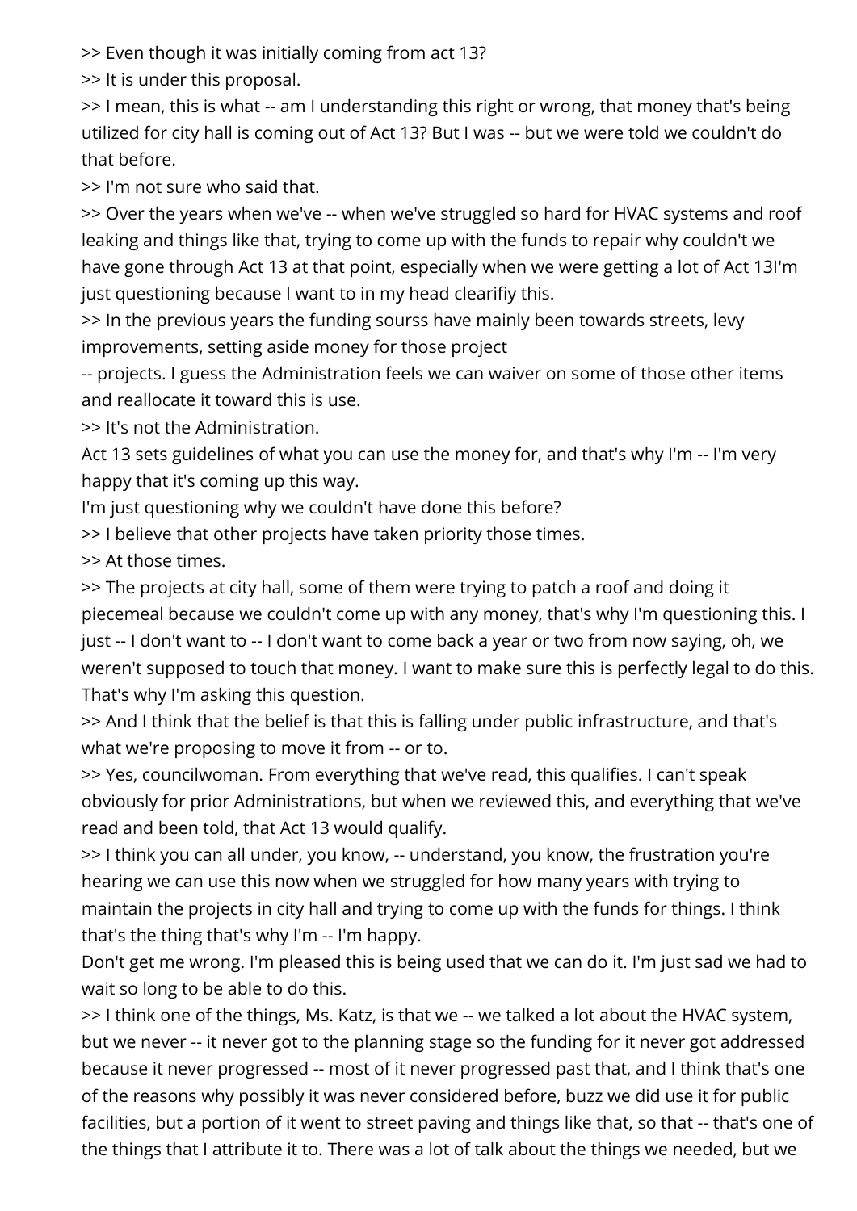>> Even though it was initially coming from act 13?

>> It is under this proposal.

>> I mean, this is what -- am I understanding this right or wrong, that money that's being utilized for city hall is coming out of Act 13? But I was -- but we were told we couldn't do that before.

>> I'm not sure who said that.

>> Over the years when we've -- when we've struggled so hard for HVAC systems and roof leaking and things like that, trying to come up with the funds to repair why couldn't we have gone through Act 13 at that point, especially when we were getting a lot of Act 13I'm just questioning because I want to in my head clearifiy this.

>> In the previous years the funding sourss have mainly been towards streets, levy improvements, setting aside money for those project

-- projects. I guess the Administration feels we can waiver on some of those other items and reallocate it toward this is use.

>> It's not the Administration.

Act 13 sets guidelines of what you can use the money for, and that's why I'm -- I'm very happy that it's coming up this way.

I'm just questioning why we couldn't have done this before?

>> I believe that other projects have taken priority those times.

>> At those times.

>> The projects at city hall, some of them were trying to patch a roof and doing it piecemeal because we couldn't come up with any money, that's why I'm questioning this. I just -- I don't want to -- I don't want to come back a year or two from now saying, oh, we weren't supposed to touch that money. I want to make sure this is perfectly legal to do this. That's why I'm asking this question.

>> And I think that the belief is that this is falling under public infrastructure, and that's what we're proposing to move it from -- or to.

>> Yes, councilwoman. From everything that we've read, this qualifies. I can't speak obviously for prior Administrations, but when we reviewed this, and everything that we've read and been told, that Act 13 would qualify.

>> I think you can all under, you know, -- understand, you know, the frustration you're hearing we can use this now when we struggled for how many years with trying to maintain the projects in city hall and trying to come up with the funds for things. I think that's the thing that's why I'm -- I'm happy.

Don't get me wrong. I'm pleased this is being used that we can do it. I'm just sad we had to wait so long to be able to do this.

>> I think one of the things, Ms. Katz, is that we -- we talked a lot about the HVAC system, but we never -- it never got to the planning stage so the funding for it never got addressed because it never progressed -- most of it never progressed past that, and I think that's one of the reasons why possibly it was never considered before, buzz we did use it for public facilities, but a portion of it went to street paving and things like that, so that -- that's one of the things that I attribute it to. There was a lot of talk about the things we needed, but we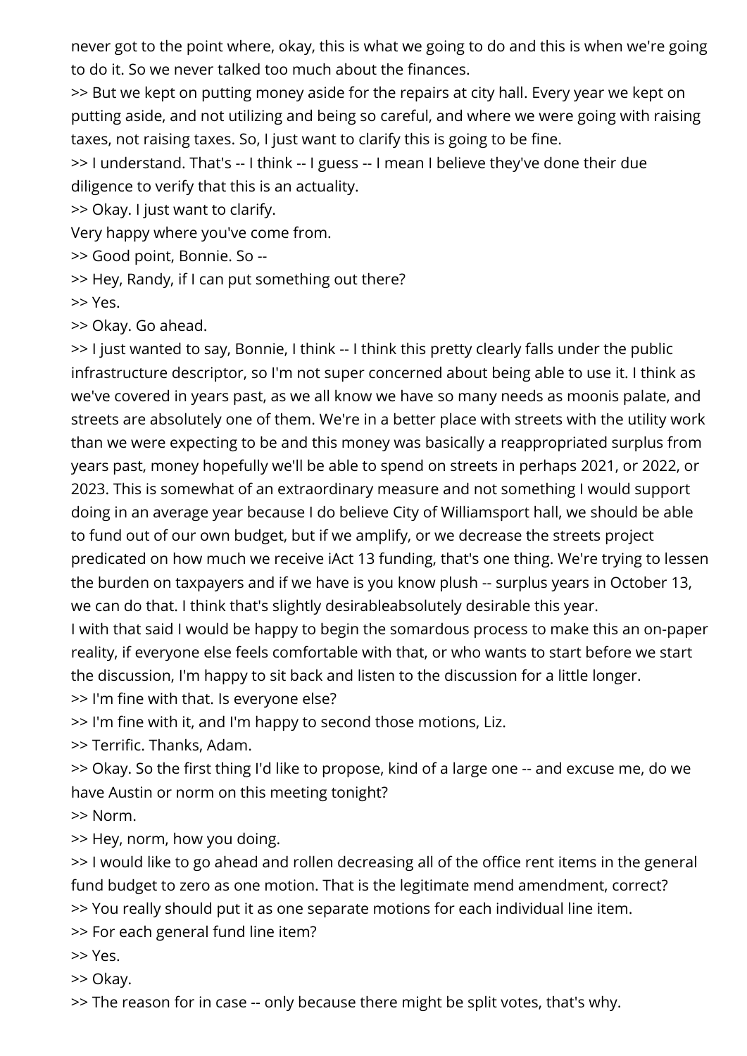never got to the point where, okay, this is what we going to do and this is when we're going to do it. So we never talked too much about the finances.

>> But we kept on putting money aside for the repairs at city hall. Every year we kept on putting aside, and not utilizing and being so careful, and where we were going with raising taxes, not raising taxes. So, I just want to clarify this is going to be fine.

>> I understand. That's -- I think -- I guess -- I mean I believe they've done their due diligence to verify that this is an actuality.

>> Okay. I just want to clarify.

Very happy where you've come from.

>> Good point, Bonnie. So --

>> Hey, Randy, if I can put something out there?

>> Yes.

>> Okay. Go ahead.

>> I just wanted to say, Bonnie, I think -- I think this pretty clearly falls under the public infrastructure descriptor, so I'm not super concerned about being able to use it. I think as we've covered in years past, as we all know we have so many needs as moonis palate, and streets are absolutely one of them. We're in a better place with streets with the utility work than we were expecting to be and this money was basically a reappropriated surplus from years past, money hopefully we'll be able to spend on streets in perhaps 2021, or 2022, or 2023. This is somewhat of an extraordinary measure and not something I would support doing in an average year because I do believe City of Williamsport hall, we should be able to fund out of our own budget, but if we amplify, or we decrease the streets project predicated on how much we receive iAct 13 funding, that's one thing. We're trying to lessen the burden on taxpayers and if we have is you know plush -- surplus years in October 13, we can do that. I think that's slightly desirableabsolutely desirable this year.

I with that said I would be happy to begin the somardous process to make this an on-paper reality, if everyone else feels comfortable with that, or who wants to start before we start the discussion, I'm happy to sit back and listen to the discussion for a little longer.

>> I'm fine with that. Is everyone else?

>> I'm fine with it, and I'm happy to second those motions, Liz.

>> Terrific. Thanks, Adam.

>> Okay. So the first thing I'd like to propose, kind of a large one -- and excuse me, do we have Austin or norm on this meeting tonight?

>> Norm.

>> Hey, norm, how you doing.

>> I would like to go ahead and rollen decreasing all of the office rent items in the general fund budget to zero as one motion. That is the legitimate mend amendment, correct?

>> You really should put it as one separate motions for each individual line item.

>> For each general fund line item?

>> Yes.

>> Okay.

>> The reason for in case -- only because there might be split votes, that's why.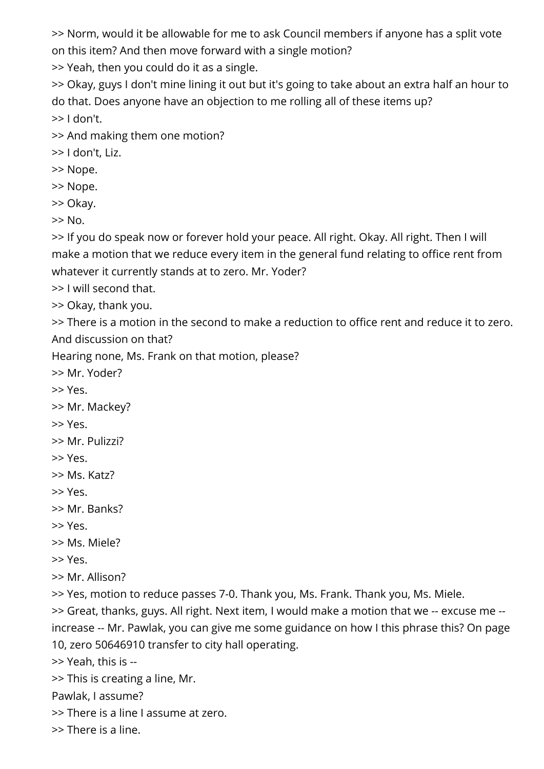>> Norm, would it be allowable for me to ask Council members if anyone has a split vote on this item? And then move forward with a single motion?

>> Yeah, then you could do it as a single.

>> Okay, guys I don't mine lining it out but it's going to take about an extra half an hour to do that. Does anyone have an objection to me rolling all of these items up?

>> I don't.

>> And making them one motion?

>> I don't, Liz.

>> Nope.

>> Nope.

>> Okay.

>> No.

>> If you do speak now or forever hold your peace. All right. Okay. All right. Then I will make a motion that we reduce every item in the general fund relating to office rent from whatever it currently stands at to zero. Mr. Yoder?

>> I will second that.

>> Okay, thank you.

>> There is a motion in the second to make a reduction to office rent and reduce it to zero. And discussion on that?

Hearing none, Ms. Frank on that motion, please?

>> Mr. Yoder?

>> Yes.

>> Mr. Mackey?

>> Yes.

>> Mr. Pulizzi?

>> Yes.

>> Ms. Katz?

>> Yes.

>> Mr. Banks?

>> Yes.

>> Ms. Miele?

>> Yes.

>> Mr. Allison?

>> Yes, motion to reduce passes 7-0. Thank you, Ms. Frank. Thank you, Ms. Miele.

>> Great, thanks, guys. All right. Next item, I would make a motion that we -- excuse me -- increase -- Mr. Pawlak, you can give me some guidance on how I this phrase this? On page 10, zero 50646910 transfer to city hall operating.

>> Yeah, this is --

>> This is creating a line, Mr.

Pawlak, I assume?

>> There is a line I assume at zero.

>> There is a line.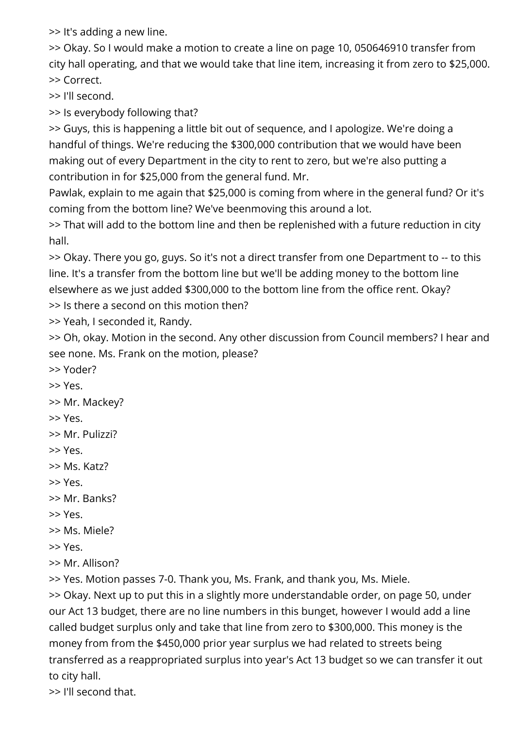>> It's adding a new line.

>> Okay. So I would make a motion to create a line on page 10, 050646910 transfer from city hall operating, and that we would take that line item, increasing it from zero to $25,000.

>> Correct.

>> I'll second.

>> Is everybody following that?

>> Guys, this is happening a little bit out of sequence, and I apologize. We're doing a handful of things. We're reducing the $300,000 contribution that we would have been making out of every Department in the city to rent to zero, but we're also putting a contribution in for $25,000 from the general fund. Mr. Pawlak, explain to me again that $25,000 is coming from where in the general fund? Or it's coming from the bottom line? We've beenmoving this around a lot.

>> That will add to the bottom line and then be replenished with a future reduction in city hall.

>> Okay. There you go, guys. So it's not a direct transfer from one Department to -- to this line. It's a transfer from the bottom line but we'll be adding money to the bottom line elsewhere as we just added $300,000 to the bottom line from the office rent. Okay?

>> Is there a second on this motion then?

>> Yeah, I seconded it, Randy.

>> Oh, okay. Motion in the second. Any other discussion from Council members? I hear and see none. Ms. Frank on the motion, please?

>> Yoder?

>> Yes.

>> Mr. Mackey?

>> Yes.

>> Mr. Pulizzi?

>> Yes.

>> Ms. Katz?

>> Yes.

>> Mr. Banks?

>> Yes.

>> Ms. Miele?

>> Yes.

>> Mr. Allison?

>> Yes. Motion passes 7-0. Thank you, Ms. Frank, and thank you, Ms. Miele.

>> Okay. Next up to put this in a slightly more understandable order, on page 50, under our Act 13 budget, there are no line numbers in this bunget, however I would add a line called budget surplus only and take that line from zero to $300,000. This money is the money from from the $450,000 prior year surplus we had related to streets being transferred as a reappropriated surplus into year's Act 13 budget so we can transfer it out to city hall.

>> I'll second that.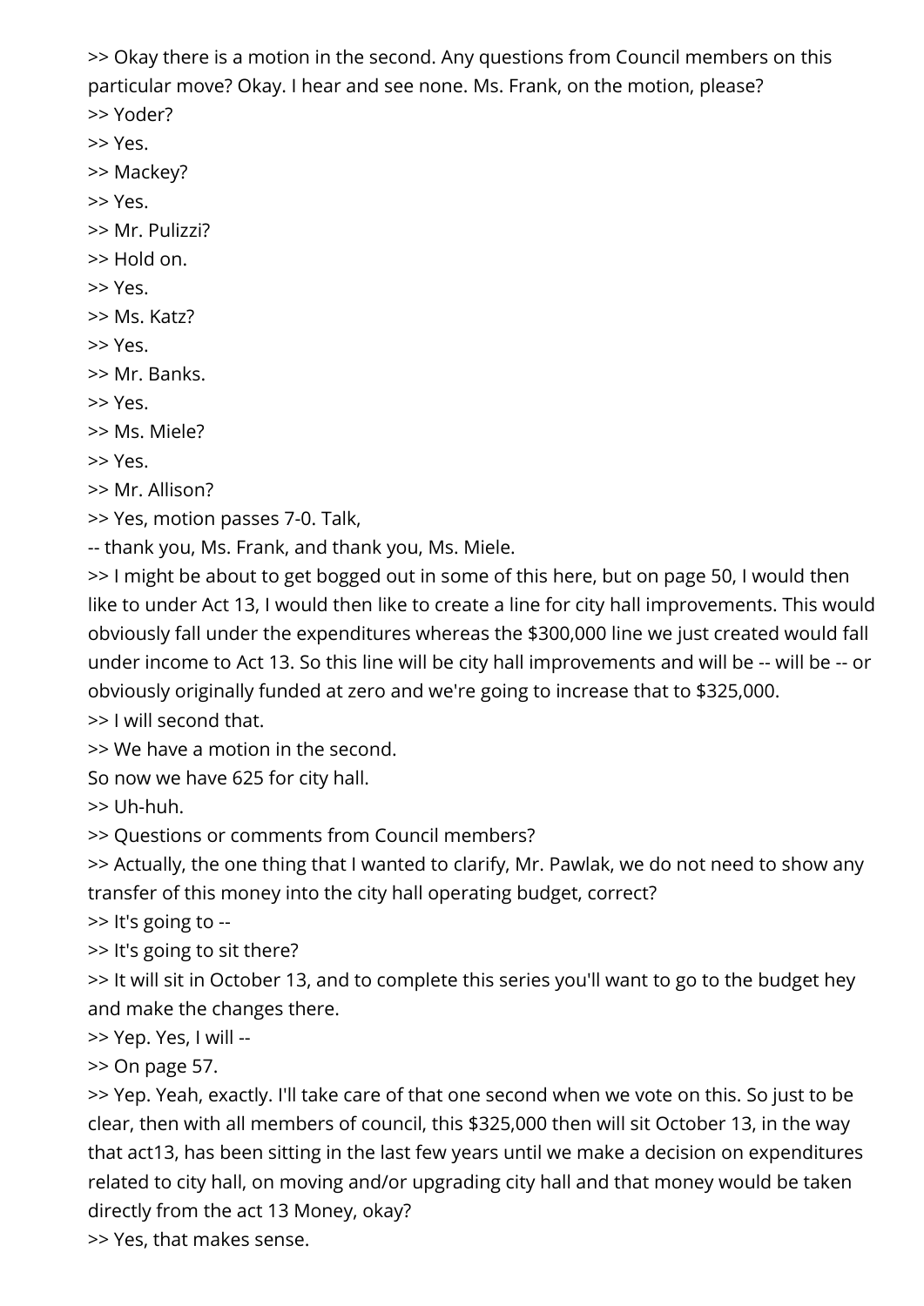>> Okay there is a motion in the second. Any questions from Council members on this particular move? Okay. I hear and see none. Ms. Frank, on the motion, please?

>> Yoder?

>> Yes.

>> Mackey?

>> Yes.

>> Mr. Pulizzi?

>> Hold on.

>> Yes.

>> Ms. Katz?

>> Yes.

>> Mr. Banks.

>> Yes.

>> Ms. Miele?

>> Yes.

>> Mr. Allison?

>> Yes, motion passes 7-0. Talk,

-- thank you, Ms. Frank, and thank you, Ms. Miele.

>> I might be about to get bogged out in some of this here, but on page 50, I would then like to under Act 13, I would then like to create a line for city hall improvements. This would obviously fall under the expenditures whereas the $300,000 line we just created would fall under income to Act 13. So this line will be city hall improvements and will be -- will be -- or obviously originally funded at zero and we're going to increase that to $325,000.

>> I will second that.

>> We have a motion in the second.

So now we have 625 for city hall.

>> Uh-huh.

>> Questions or comments from Council members?

>> Actually, the one thing that I wanted to clarify, Mr. Pawlak, we do not need to show any transfer of this money into the city hall operating budget, correct?

>> It's going to --

>> It's going to sit there?

>> It will sit in October 13, and to complete this series you'll want to go to the budget hey and make the changes there.

>> Yep. Yes, I will --

>> On page 57.

>> Yep. Yeah, exactly. I'll take care of that one second when we vote on this. So just to be clear, then with all members of council, this $325,000 then will sit October 13, in the way that act13, has been sitting in the last few years until we make a decision on expenditures related to city hall, on moving and/or upgrading city hall and that money would be taken directly from the act 13 Money, okay?

>> Yes, that makes sense.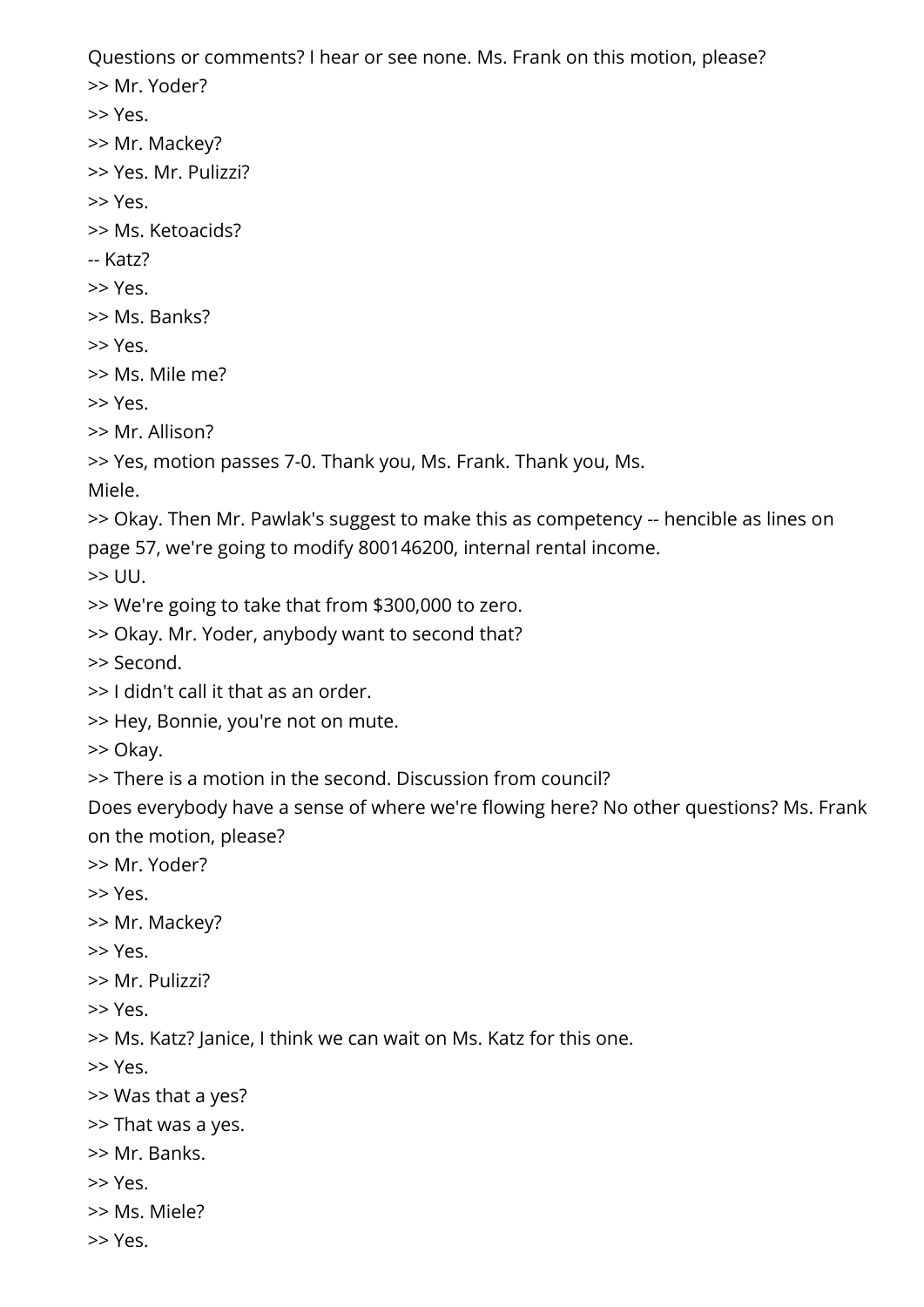Questions or comments? I hear or see none. Ms. Frank on this motion, please?

>> Mr. Yoder?

>> Yes.

>> Mr. Mackey?

>> Yes. Mr. Pulizzi?

>> Yes.

>> Ms. Ketoacids?

-- Katz?

>> Yes.

>> Ms. Banks?

>> Yes.

>> Ms. Mile me?

>> Yes.

>> Mr. Allison?

>> Yes, motion passes 7-0. Thank you, Ms. Frank. Thank you, Ms. Miele.

>> Okay. Then Mr. Pawlak's suggest to make this as competency -- hencible as lines on page 57, we're going to modify 800146200, internal rental income.

>> UU.

>> We're going to take that from $300,000 to zero.

>> Okay. Mr. Yoder, anybody want to second that?

>> Second.

>> I didn't call it that as an order.

>> Hey, Bonnie, you're not on mute.

>> Okay.

>> There is a motion in the second. Discussion from council?

Does everybody have a sense of where we're flowing here? No other questions? Ms. Frank on the motion, please?

>> Mr. Yoder?

>> Yes.

>> Mr. Mackey?

>> Yes.

>> Mr. Pulizzi?

>> Yes.

>> Ms. Katz? Janice, I think we can wait on Ms. Katz for this one.

>> Yes.

>> Was that a yes?

>> That was a yes.

>> Mr. Banks.

>> Yes.

>> Ms. Miele?

>> Yes.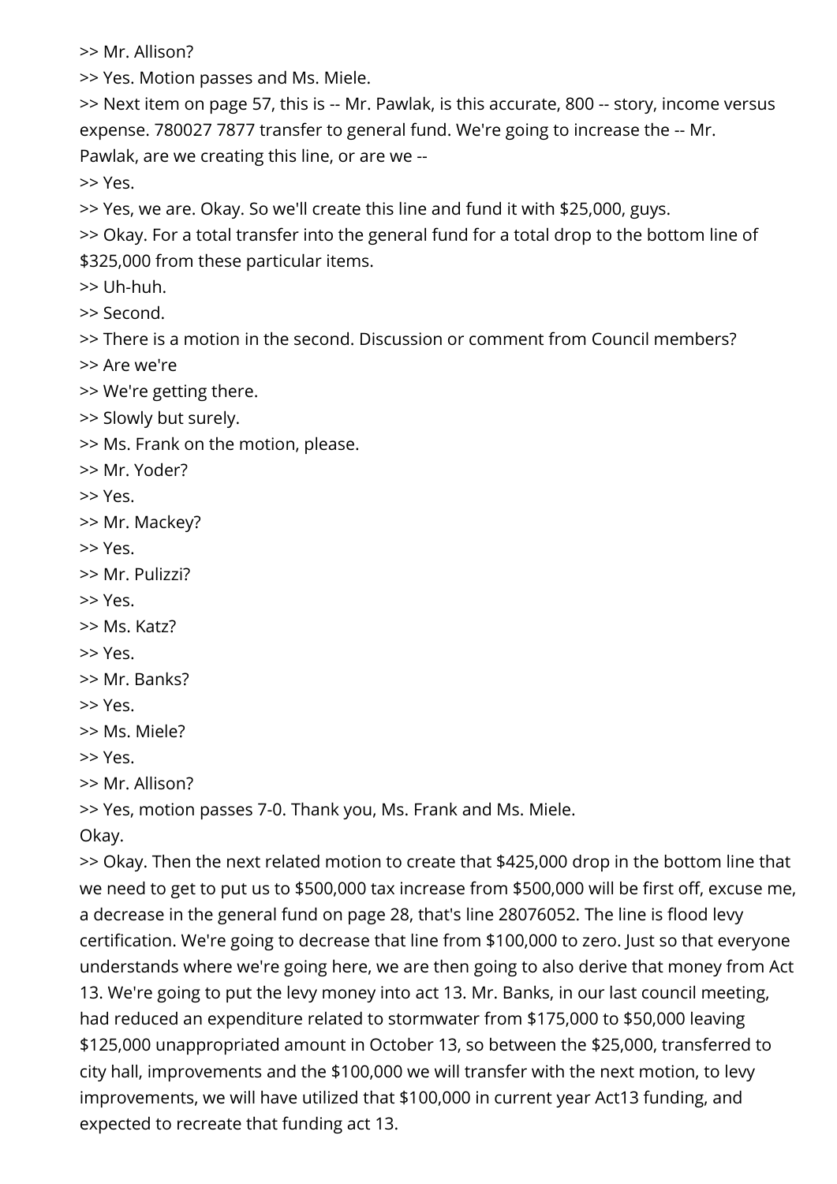>> Mr. Allison?

>> Yes. Motion passes and Ms. Miele.

>> Next item on page 57, this is -- Mr. Pawlak, is this accurate, 800 -- story, income versus expense. 780027 7877 transfer to general fund. We're going to increase the -- Mr. Pawlak, are we creating this line, or are we --

>> Yes.

>> Yes, we are. Okay. So we'll create this line and fund it with $25,000, guys.

>> Okay. For a total transfer into the general fund for a total drop to the bottom line of $325,000 from these particular items.

>> Uh-huh.

>> Second.

>> There is a motion in the second. Discussion or comment from Council members?

>> Are we're

>> We're getting there.

>> Slowly but surely.

>> Ms. Frank on the motion, please.

>> Mr. Yoder?

>> Yes.

>> Mr. Mackey?

>> Yes.

>> Mr. Pulizzi?

>> Yes.

>> Ms. Katz?

>> Yes.

>> Mr. Banks?

>> Yes.

>> Ms. Miele?

>> Yes.

>> Mr. Allison?

>> Yes, motion passes 7-0. Thank you, Ms. Frank and Ms. Miele.

Okay.

>> Okay. Then the next related motion to create that $425,000 drop in the bottom line that we need to get to put us to $500,000 tax increase from $500,000 will be first off, excuse me, a decrease in the general fund on page 28, that's line 28076052. The line is flood levy certification. We're going to decrease that line from $100,000 to zero. Just so that everyone understands where we're going here, we are then going to also derive that money from Act 13. We're going to put the levy money into act 13. Mr. Banks, in our last council meeting, had reduced an expenditure related to stormwater from $175,000 to $50,000 leaving $125,000 unappropriated amount in October 13, so between the $25,000, transferred to city hall, improvements and the $100,000 we will transfer with the next motion, to levy improvements, we will have utilized that $100,000 in current year Act13 funding, and expected to recreate that funding act 13.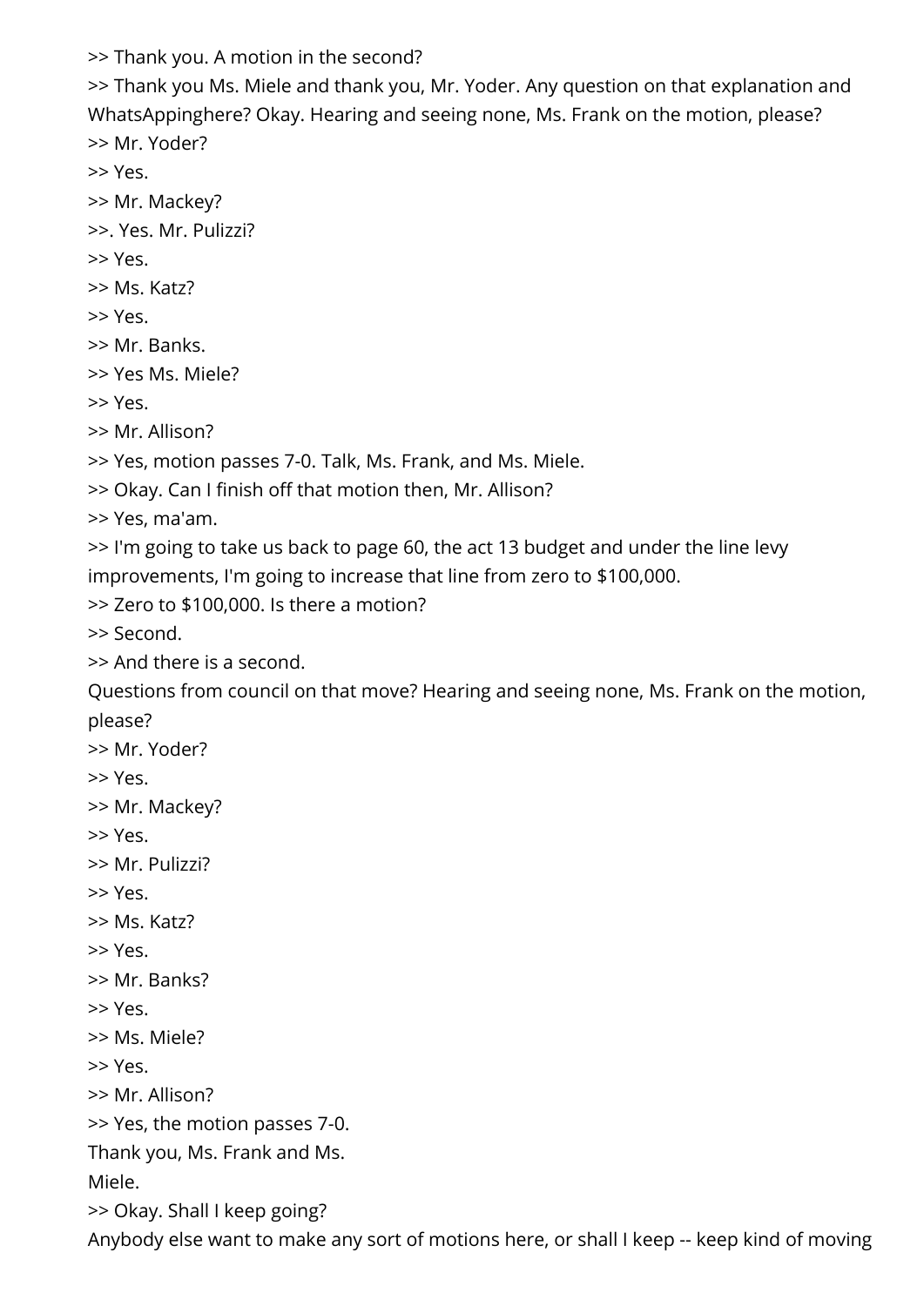>> Thank you. A motion in the second?

>> Thank you Ms. Miele and thank you, Mr. Yoder. Any question on that explanation and WhatsAppinghere? Okay. Hearing and seeing none, Ms. Frank on the motion, please?

>> Mr. Yoder?

>> Yes.

>> Mr. Mackey?

>>. Yes. Mr. Pulizzi?

>> Yes.

>> Ms. Katz?

>> Yes.

>> Mr. Banks.

>> Yes Ms. Miele?

>> Yes.

>> Mr. Allison?

>> Yes, motion passes 7-0. Talk, Ms. Frank, and Ms. Miele.

>> Okay. Can I finish off that motion then, Mr. Allison?

>> Yes, ma'am.

>> I'm going to take us back to page 60, the act 13 budget and under the line levy improvements, I'm going to increase that line from zero to $100,000.

>> Zero to $100,000. Is there a motion?

>> Second.

>> And there is a second.

Questions from council on that move? Hearing and seeing none, Ms. Frank on the motion, please?

>> Mr. Yoder?

>> Yes.

>> Mr. Mackey?

>> Yes.

>> Mr. Pulizzi?

>> Yes.

>> Ms. Katz?

>> Yes.

>> Mr. Banks?

>> Yes.

>> Ms. Miele?

>> Yes.

>> Mr. Allison?

>> Yes, the motion passes 7-0.

Thank you, Ms. Frank and Ms.

Miele.

>> Okay. Shall I keep going?

Anybody else want to make any sort of motions here, or shall I keep -- keep kind of moving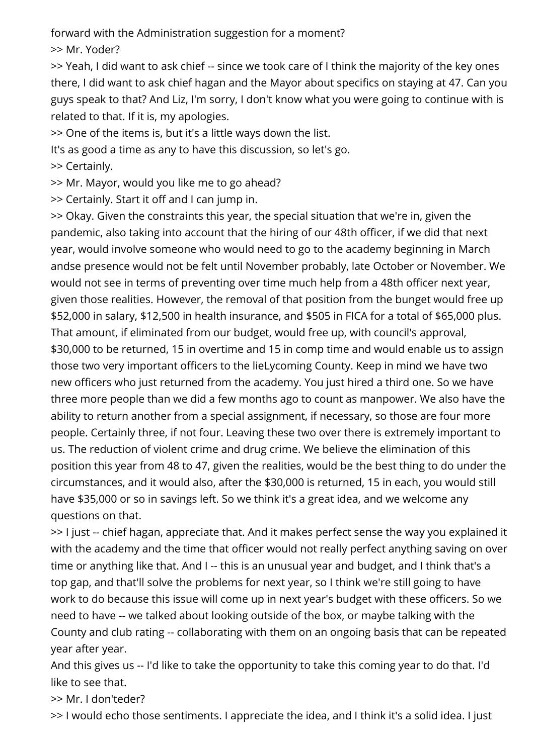forward with the Administration suggestion for a moment?

>> Mr. Yoder?

>> Yeah, I did want to ask chief -- since we took care of I think the majority of the key ones there, I did want to ask chief hagan and the Mayor about specifics on staying at 47. Can you guys speak to that? And Liz, I'm sorry, I don't know what you were going to continue with is related to that. If it is, my apologies.

>> One of the items is, but it's a little ways down the list.

It's as good a time as any to have this discussion, so let's go.

>> Certainly.

>> Mr. Mayor, would you like me to go ahead?

>> Certainly. Start it off and I can jump in.

>> Okay. Given the constraints this year, the special situation that we're in, given the pandemic, also taking into account that the hiring of our 48th officer, if we did that next year, would involve someone who would need to go to the academy beginning in March andse presence would not be felt until November probably, late October or November. We would not see in terms of preventing over time much help from a 48th officer next year, given those realities. However, the removal of that position from the bunget would free up $52,000 in salary, $12,500 in health insurance, and $505 in FICA for a total of $65,000 plus. That amount, if eliminated from our budget, would free up, with council's approval, $30,000 to be returned, 15 in overtime and 15 in comp time and would enable us to assign those two very important officers to the lieLycoming County. Keep in mind we have two new officers who just returned from the academy. You just hired a third one. So we have three more people than we did a few months ago to count as manpower. We also have the ability to return another from a special assignment, if necessary, so those are four more people. Certainly three, if not four. Leaving these two over there is extremely important to us. The reduction of violent crime and drug crime. We believe the elimination of this position this year from 48 to 47, given the realities, would be the best thing to do under the circumstances, and it would also, after the $30,000 is returned, 15 in each, you would still have $35,000 or so in savings left. So we think it's a great idea, and we welcome any questions on that.

>> I just -- chief hagan, appreciate that. And it makes perfect sense the way you explained it with the academy and the time that officer would not really perfect anything saving on over time or anything like that. And I -- this is an unusual year and budget, and I think that's a top gap, and that'll solve the problems for next year, so I think we're still going to have work to do because this issue will come up in next year's budget with these officers. So we need to have -- we talked about looking outside of the box, or maybe talking with the County and club rating -- collaborating with them on an ongoing basis that can be repeated year after year.

And this gives us -- I'd like to take the opportunity to take this coming year to do that. I'd like to see that.

>> Mr. I don'teder?

>> I would echo those sentiments. I appreciate the idea, and I think it's a solid idea. I just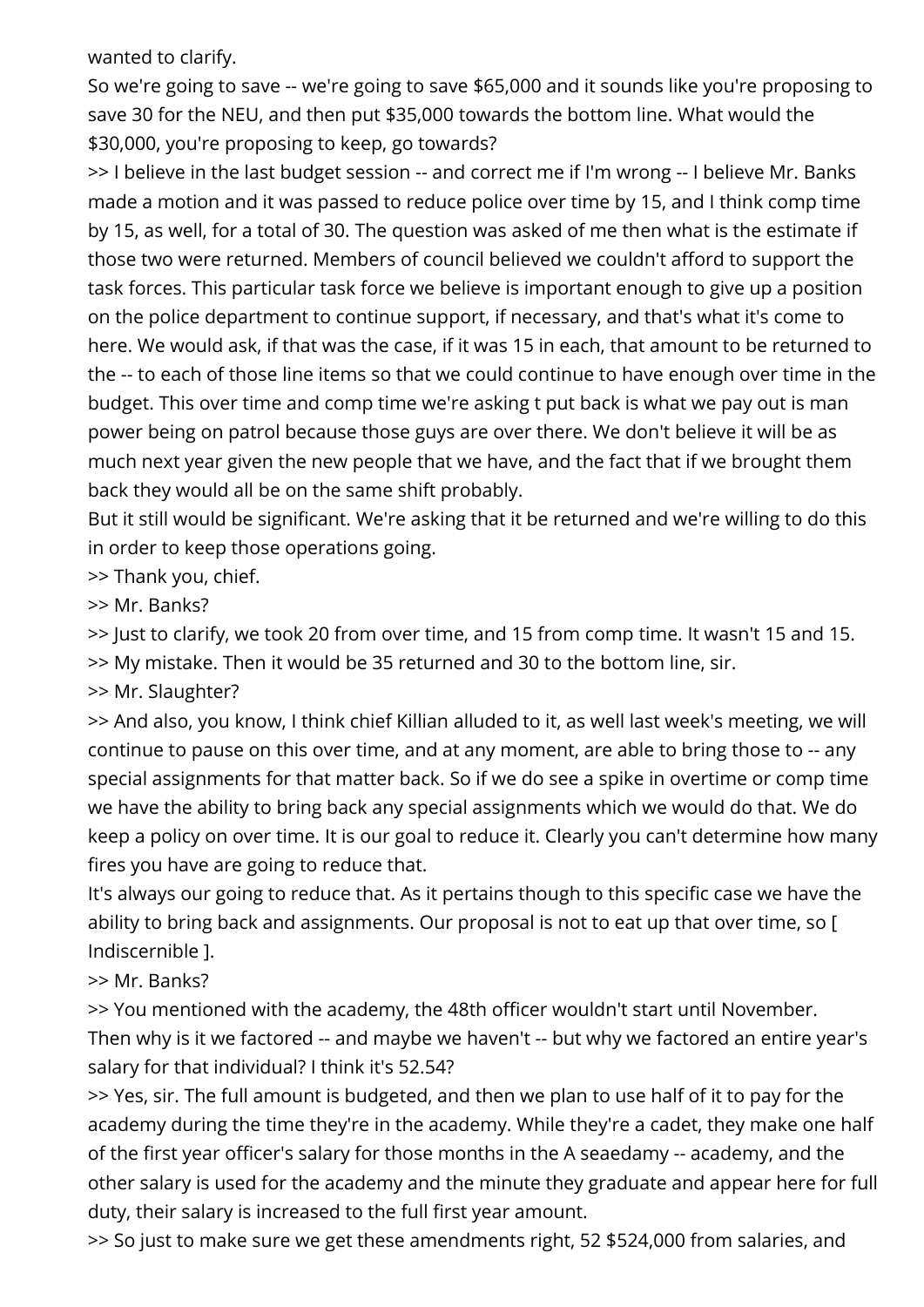wanted to clarify.

So we're going to save -- we're going to save $65,000 and it sounds like you're proposing to save 30 for the NEU, and then put $35,000 towards the bottom line. What would the $30,000, you're proposing to keep, go towards?

>> I believe in the last budget session -- and correct me if I'm wrong -- I believe Mr. Banks made a motion and it was passed to reduce police over time by 15, and I think comp time by 15, as well, for a total of 30. The question was asked of me then what is the estimate if those two were returned. Members of council believed we couldn't afford to support the task forces. This particular task force we believe is important enough to give up a position on the police department to continue support, if necessary, and that's what it's come to here. We would ask, if that was the case, if it was 15 in each, that amount to be returned to the -- to each of those line items so that we could continue to have enough over time in the budget. This over time and comp time we're asking t put back is what we pay out is man power being on patrol because those guys are over there. We don't believe it will be as much next year given the new people that we have, and the fact that if we brought them back they would all be on the same shift probably.

But it still would be significant. We're asking that it be returned and we're willing to do this in order to keep those operations going.

>> Thank you, chief.

>> Mr. Banks?

>> Just to clarify, we took 20 from over time, and 15 from comp time. It wasn't 15 and 15.

>> My mistake. Then it would be 35 returned and 30 to the bottom line, sir.

>> Mr. Slaughter?

>> And also, you know, I think chief Killian alluded to it, as well last week's meeting, we will continue to pause on this over time, and at any moment, are able to bring those to -- any special assignments for that matter back. So if we do see a spike in overtime or comp time we have the ability to bring back any special assignments which we would do that. We do keep a policy on over time. It is our goal to reduce it. Clearly you can't determine how many fires you have are going to reduce that.

It's always our going to reduce that. As it pertains though to this specific case we have the ability to bring back and assignments. Our proposal is not to eat up that over time, so [ Indiscernible ].

>> Mr. Banks?

>> You mentioned with the academy, the 48th officer wouldn't start until November. Then why is it we factored -- and maybe we haven't -- but why we factored an entire year's salary for that individual? I think it's 52.54?

>> Yes, sir. The full amount is budgeted, and then we plan to use half of it to pay for the academy during the time they're in the academy. While they're a cadet, they make one half of the first year officer's salary for those months in the A seaedamy -- academy, and the other salary is used for the academy and the minute they graduate and appear here for full duty, their salary is increased to the full first year amount.

>> So just to make sure we get these amendments right, 52 $524,000 from salaries, and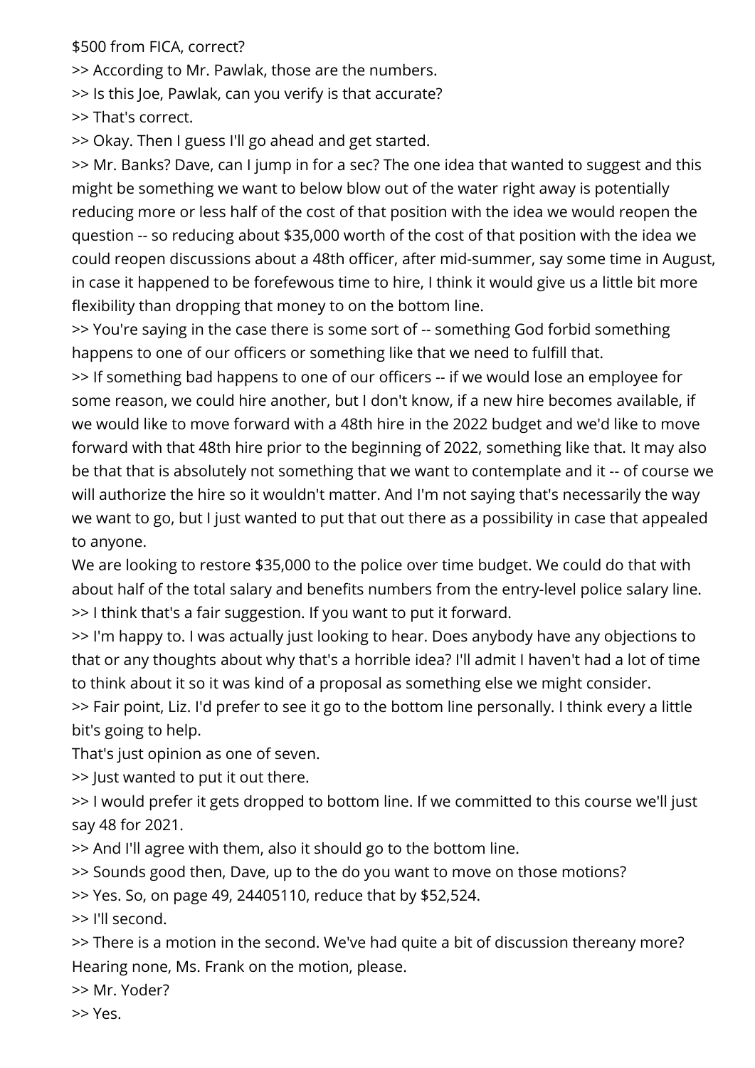$500 from FICA, correct?

>> According to Mr. Pawlak, those are the numbers.

>> Is this Joe, Pawlak, can you verify is that accurate?

>> That's correct.

>> Okay. Then I guess I'll go ahead and get started.

>> Mr. Banks? Dave, can I jump in for a sec? The one idea that wanted to suggest and this might be something we want to below blow out of the water right away is potentially reducing more or less half of the cost of that position with the idea we would reopen the question -- so reducing about $35,000 worth of the cost of that position with the idea we could reopen discussions about a 48th officer, after mid-summer, say some time in August, in case it happened to be forefewous time to hire, I think it would give us a little bit more flexibility than dropping that money to on the bottom line.

>> You're saying in the case there is some sort of -- something God forbid something happens to one of our officers or something like that we need to fulfill that.

>> If something bad happens to one of our officers -- if we would lose an employee for some reason, we could hire another, but I don't know, if a new hire becomes available, if we would like to move forward with a 48th hire in the 2022 budget and we'd like to move forward with that 48th hire prior to the beginning of 2022, something like that. It may also be that that is absolutely not something that we want to contemplate and it -- of course we will authorize the hire so it wouldn't matter. And I'm not saying that's necessarily the way we want to go, but I just wanted to put that out there as a possibility in case that appealed to anyone.

We are looking to restore $35,000 to the police over time budget. We could do that with about half of the total salary and benefits numbers from the entry-level police salary line.

>> I think that's a fair suggestion. If you want to put it forward.

>> I'm happy to. I was actually just looking to hear. Does anybody have any objections to that or any thoughts about why that's a horrible idea? I'll admit I haven't had a lot of time to think about it so it was kind of a proposal as something else we might consider.

>> Fair point, Liz. I'd prefer to see it go to the bottom line personally. I think every a little bit's going to help.

That's just opinion as one of seven.

>> Just wanted to put it out there.

>> I would prefer it gets dropped to bottom line. If we committed to this course we'll just say 48 for 2021.

>> And I'll agree with them, also it should go to the bottom line.

>> Sounds good then, Dave, up to the do you want to move on those motions?

>> Yes. So, on page 49, 24405110, reduce that by $52,524.

>> I'll second.

>> There is a motion in the second. We've had quite a bit of discussion thereany more? Hearing none, Ms. Frank on the motion, please.

>> Mr. Yoder?

>> Yes.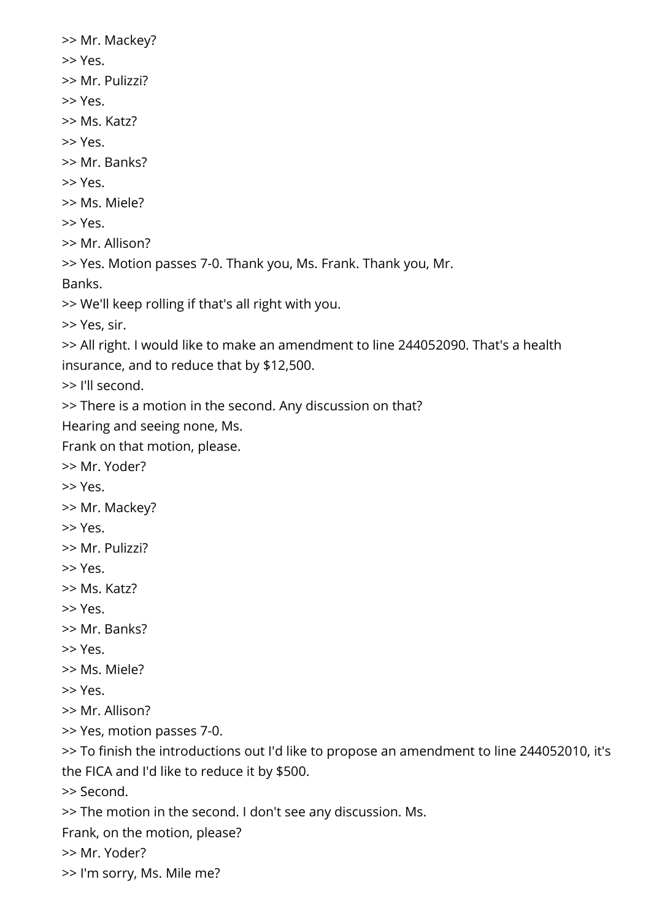>> Mr. Mackey?

>> Yes.

>> Mr. Pulizzi?

>> Yes.

>> Ms. Katz?

>> Yes.

>> Mr. Banks?

>> Yes.

>> Ms. Miele?

>> Yes.

>> Mr. Allison?

>> Yes. Motion passes 7-0. Thank you, Ms. Frank. Thank you, Mr. Banks.

>> We'll keep rolling if that's all right with you.

>> Yes, sir.

>> All right. I would like to make an amendment to line 244052090. That's a health insurance, and to reduce that by $12,500.

>> I'll second.

>> There is a motion in the second. Any discussion on that? Hearing and seeing none, Ms. Frank on that motion, please.

>> Mr. Yoder?

>> Yes.

>> Mr. Mackey?

>> Yes.

>> Mr. Pulizzi?

>> Yes.

>> Ms. Katz?

>> Yes.

>> Mr. Banks?

>> Yes.

>> Ms. Miele?

>> Yes.

>> Mr. Allison?

>> Yes, motion passes 7-0.

>> To finish the introductions out I'd like to propose an amendment to line 244052010, it's the FICA and I'd like to reduce it by $500.

>> Second.

>> The motion in the second. I don't see any discussion. Ms. Frank, on the motion, please?

>> Mr. Yoder?

>> I'm sorry, Ms. Mile me?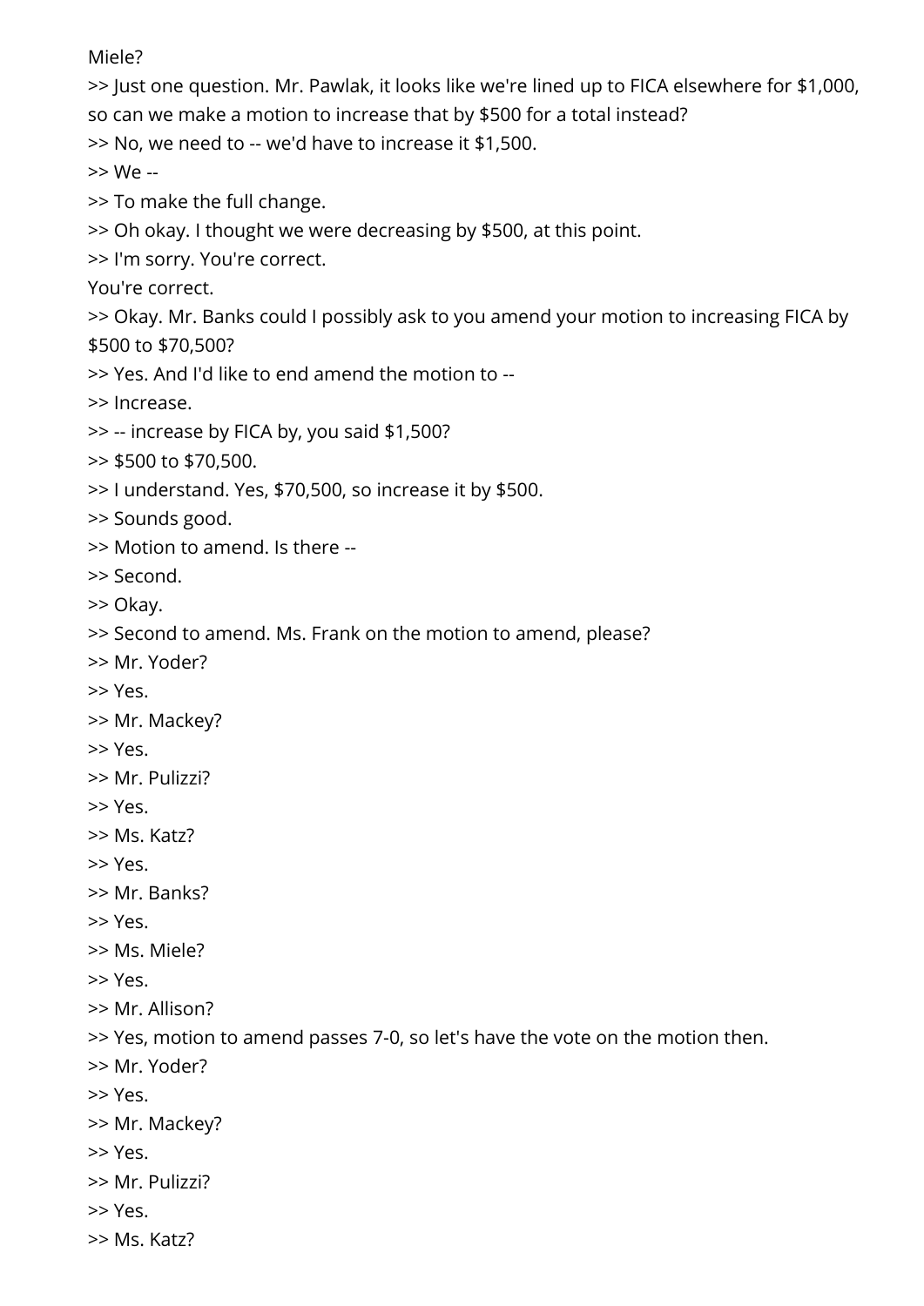Miele?

>> Just one question. Mr. Pawlak, it looks like we're lined up to FICA elsewhere for $1,000, so can we make a motion to increase that by $500 for a total instead?

>> No, we need to -- we'd have to increase it $1,500.

>> We --

>> To make the full change.

>> Oh okay. I thought we were decreasing by $500, at this point.

>> I'm sorry. You're correct.

You're correct.

>> Okay. Mr. Banks could I possibly ask to you amend your motion to increasing FICA by $500 to $70,500?

>> Yes. And I'd like to end amend the motion to --

>> Increase.

>> -- increase by FICA by, you said $1,500?

>> $500 to $70,500.

>> I understand. Yes, $70,500, so increase it by $500.

>> Sounds good.

>> Motion to amend. Is there --

>> Second.

>> Okay.

>> Second to amend. Ms. Frank on the motion to amend, please?

>> Mr. Yoder?

>> Yes.

>> Mr. Mackey?

>> Yes.

>> Mr. Pulizzi?

>> Yes.

>> Ms. Katz?

>> Yes.

>> Mr. Banks?

>> Yes.

>> Ms. Miele?

>> Yes.

>> Mr. Allison?

>> Yes, motion to amend passes 7-0, so let's have the vote on the motion then.

>> Mr. Yoder?

>> Yes.

>> Mr. Mackey?

>> Yes.

>> Mr. Pulizzi?

>> Yes.

>> Ms. Katz?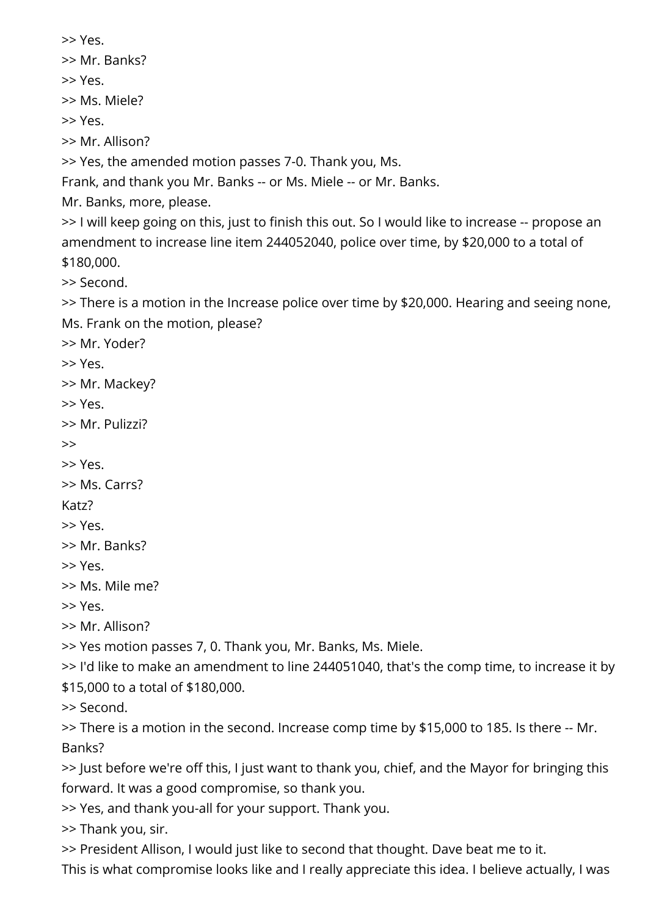>> Yes.

>> Mr. Banks?

>> Yes.

>> Ms. Miele?

>> Yes.

>> Mr. Allison?

>> Yes, the amended motion passes 7-0. Thank you, Ms. Frank, and thank you Mr. Banks -- or Ms. Miele -- or Mr. Banks. Mr. Banks, more, please.

>> I will keep going on this, just to finish this out. So I would like to increase -- propose an amendment to increase line item 244052040, police over time, by $20,000 to a total of $180,000.

>> Second.

>> There is a motion in the Increase police over time by $20,000. Hearing and seeing none, Ms. Frank on the motion, please?

>> Mr. Yoder?

>> Yes.

>> Mr. Mackey?

>> Yes.

>> Mr. Pulizzi?

>>

>> Yes.

>> Ms. Carrs?

Katz?

>> Yes.

>> Mr. Banks?

>> Yes.

>> Ms. Mile me?

>> Yes.

>> Mr. Allison?

>> Yes motion passes 7, 0. Thank you, Mr. Banks, Ms. Miele.

>> I'd like to make an amendment to line 244051040, that's the comp time, to increase it by $15,000 to a total of $180,000.

>> Second.

>> There is a motion in the second. Increase comp time by $15,000 to 185. Is there -- Mr. Banks?

>> Just before we're off this, I just want to thank you, chief, and the Mayor for bringing this forward. It was a good compromise, so thank you.

>> Yes, and thank you-all for your support. Thank you.

>> Thank you, sir.

>> President Allison, I would just like to second that thought. Dave beat me to it. This is what compromise looks like and I really appreciate this idea. I believe actually, I was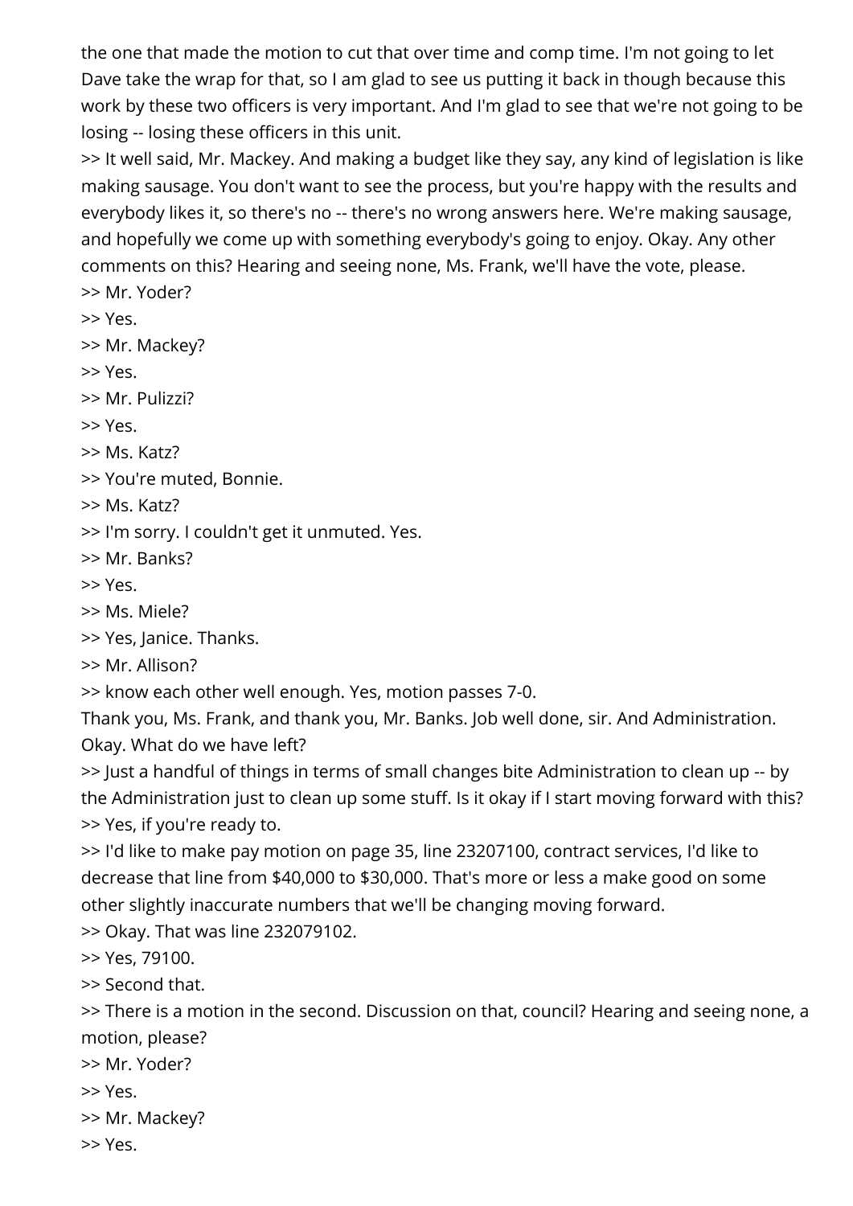the one that made the motion to cut that over time and comp time. I'm not going to let Dave take the wrap for that, so I am glad to see us putting it back in though because this work by these two officers is very important. And I'm glad to see that we're not going to be losing -- losing these officers in this unit.

>> It well said, Mr. Mackey. And making a budget like they say, any kind of legislation is like making sausage. You don't want to see the process, but you're happy with the results and everybody likes it, so there's no -- there's no wrong answers here. We're making sausage, and hopefully we come up with something everybody's going to enjoy. Okay. Any other comments on this? Hearing and seeing none, Ms. Frank, we'll have the vote, please.

>> Mr. Yoder?

>> Yes.

>> Mr. Mackey?

>> Yes.

>> Mr. Pulizzi?

>> Yes.

>> Ms. Katz?

>> You're muted, Bonnie.

>> Ms. Katz?

>> I'm sorry. I couldn't get it unmuted. Yes.

>> Mr. Banks?

>> Yes.

>> Ms. Miele?

>> Yes, Janice. Thanks.

>> Mr. Allison?

>> know each other well enough. Yes, motion passes 7-0.

Thank you, Ms. Frank, and thank you, Mr. Banks. Job well done, sir. And Administration. Okay. What do we have left?

>> Just a handful of things in terms of small changes bite Administration to clean up -- by the Administration just to clean up some stuff. Is it okay if I start moving forward with this?

>> Yes, if you're ready to.

>> I'd like to make pay motion on page 35, line 23207100, contract services, I'd like to decrease that line from $40,000 to $30,000. That's more or less a make good on some other slightly inaccurate numbers that we'll be changing moving forward.

>> Okay. That was line 232079102.

>> Yes, 79100.

>> Second that.

>> There is a motion in the second. Discussion on that, council? Hearing and seeing none, a motion, please?

>> Mr. Yoder?

>> Yes.

>> Mr. Mackey?

>> Yes.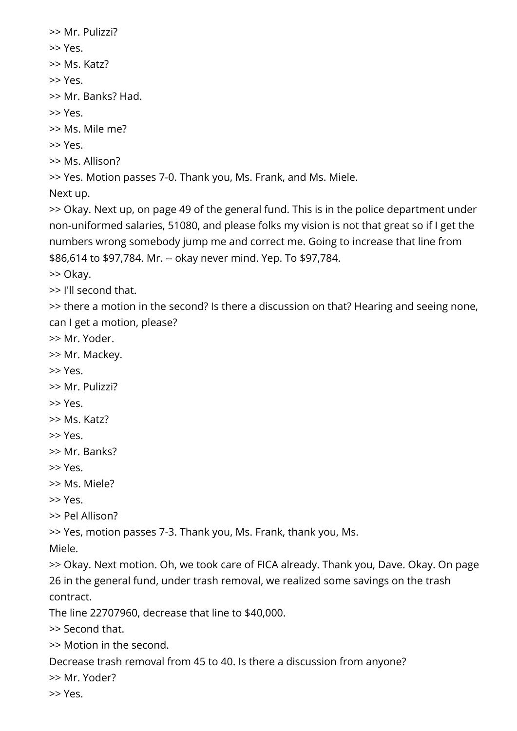>> Mr. Pulizzi?

>> Yes.

>> Ms. Katz?

>> Yes.

>> Mr. Banks? Had.

>> Yes.

>> Ms. Mile me?

>> Yes.

>> Ms. Allison?

>> Yes. Motion passes 7-0. Thank you, Ms. Frank, and Ms. Miele.
Next up.

>> Okay. Next up, on page 49 of the general fund. This is in the police department under non-uniformed salaries, 51080, and please folks my vision is not that great so if I get the numbers wrong somebody jump me and correct me. Going to increase that line from $86,614 to $97,784. Mr. -- okay never mind. Yep. To $97,784.

>> Okay.

>> I'll second that.

>> there a motion in the second? Is there a discussion on that? Hearing and seeing none, can I get a motion, please?

>> Mr. Yoder.

>> Mr. Mackey.

>> Yes.

>> Mr. Pulizzi?

>> Yes.

>> Ms. Katz?

>> Yes.

>> Mr. Banks?

>> Yes.

>> Ms. Miele?

>> Yes.

>> Pel Allison?

>> Yes, motion passes 7-3. Thank you, Ms. Frank, thank you, Ms.
Miele.

>> Okay. Next motion. Oh, we took care of FICA already. Thank you, Dave. Okay. On page 26 in the general fund, under trash removal, we realized some savings on the trash contract.
The line 22707960, decrease that line to $40,000.

>> Second that.

>> Motion in the second.
Decrease trash removal from 45 to 40. Is there a discussion from anyone?

>> Mr. Yoder?

>> Yes.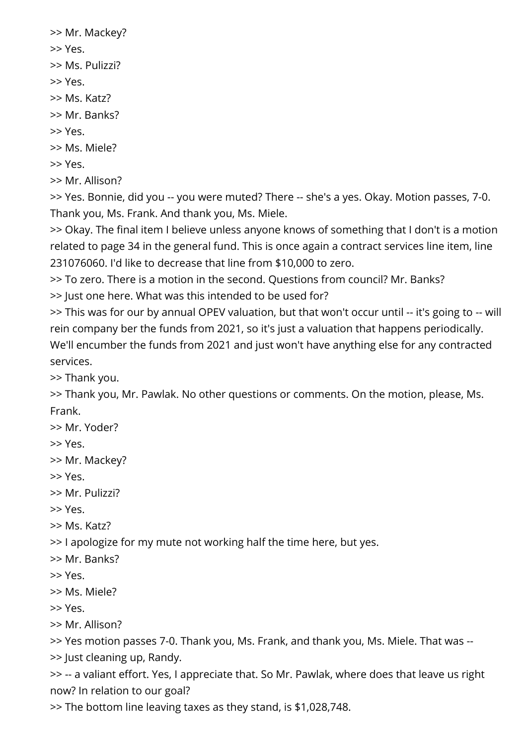>> Mr. Mackey?

>> Yes.

>> Ms. Pulizzi?

>> Yes.

>> Ms. Katz?

>> Mr. Banks?

>> Yes.

>> Ms. Miele?

>> Yes.

>> Mr. Allison?

>> Yes. Bonnie, did you -- you were muted? There -- she's a yes. Okay. Motion passes, 7-0. Thank you, Ms. Frank. And thank you, Ms. Miele.

>> Okay. The final item I believe unless anyone knows of something that I don't is a motion related to page 34 in the general fund. This is once again a contract services line item, line 231076060. I'd like to decrease that line from $10,000 to zero.

>> To zero. There is a motion in the second. Questions from council? Mr. Banks?

>> Just one here. What was this intended to be used for?

>> This was for our by annual OPEV valuation, but that won't occur until -- it's going to -- will rein company ber the funds from 2021, so it's just a valuation that happens periodically. We'll encumber the funds from 2021 and just won't have anything else for any contracted services.

>> Thank you.

>> Thank you, Mr. Pawlak. No other questions or comments. On the motion, please, Ms. Frank.

>> Mr. Yoder?

>> Yes.

>> Mr. Mackey?

>> Yes.

>> Mr. Pulizzi?

>> Yes.

>> Ms. Katz?

>> I apologize for my mute not working half the time here, but yes.

>> Mr. Banks?

>> Yes.

>> Ms. Miele?

>> Yes.

>> Mr. Allison?

>> Yes motion passes 7-0. Thank you, Ms. Frank, and thank you, Ms. Miele. That was --

>> Just cleaning up, Randy.

>> -- a valiant effort. Yes, I appreciate that. So Mr. Pawlak, where does that leave us right now? In relation to our goal?

>> The bottom line leaving taxes as they stand, is $1,028,748.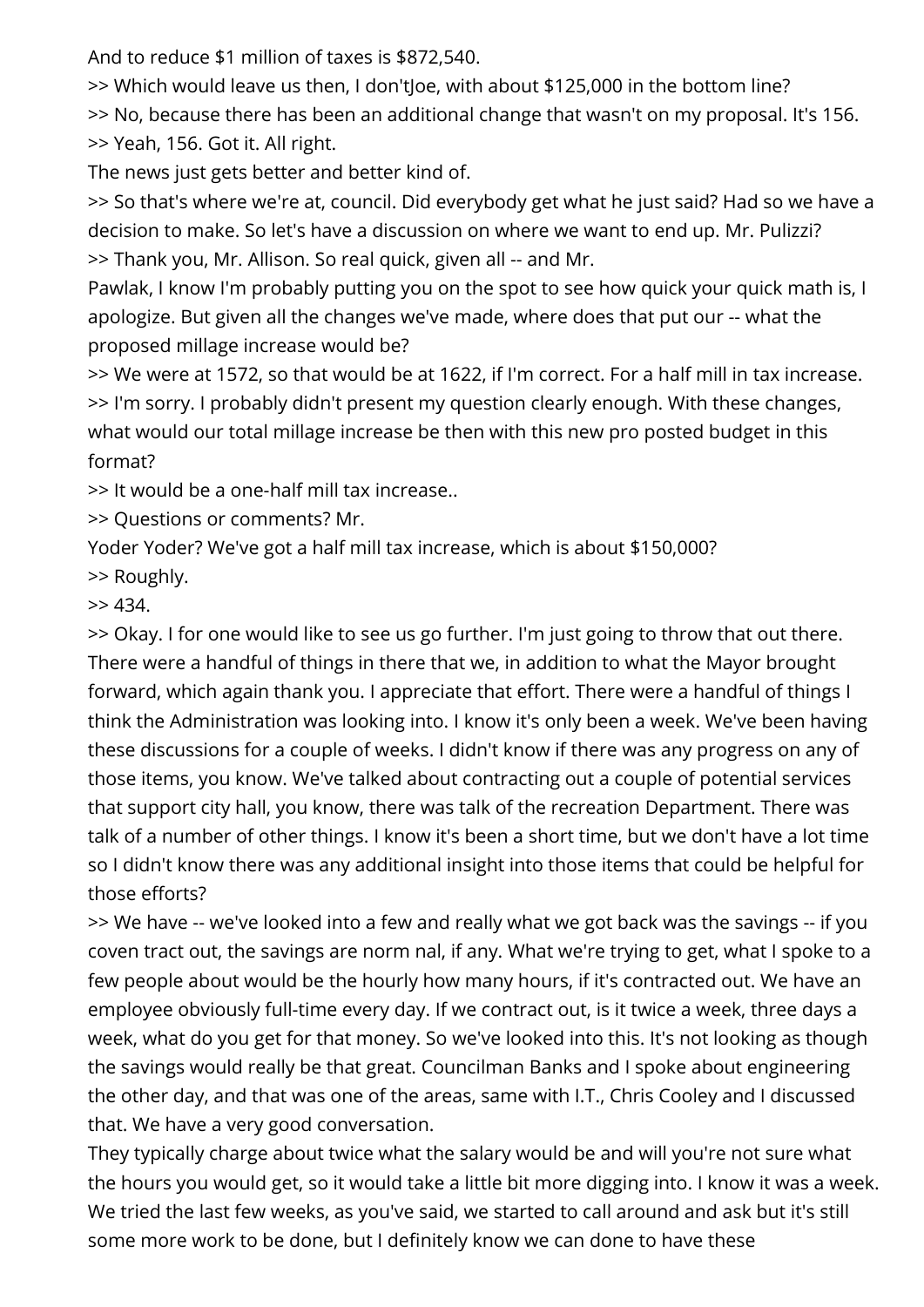And to reduce $1 million of taxes is $872,540.

>> Which would leave us then, I don'tJoe, with about $125,000 in the bottom line?

>> No, because there has been an additional change that wasn't on my proposal. It's 156.

>> Yeah, 156. Got it. All right.

The news just gets better and better kind of.

>> So that's where we're at, council. Did everybody get what he just said? Had so we have a decision to make. So let's have a discussion on where we want to end up. Mr. Pulizzi?

>> Thank you, Mr. Allison. So real quick, given all -- and Mr.

Pawlak, I know I'm probably putting you on the spot to see how quick your quick math is, I apologize. But given all the changes we've made, where does that put our -- what the proposed millage increase would be?

>> We were at 1572, so that would be at 1622, if I'm correct. For a half mill in tax increase.

>> I'm sorry. I probably didn't present my question clearly enough. With these changes, what would our total millage increase be then with this new pro posted budget in this format?

>> It would be a one-half mill tax increase..

>> Questions or comments? Mr.

Yoder Yoder? We've got a half mill tax increase, which is about $150,000?

>> Roughly.

>> 434.

>> Okay. I for one would like to see us go further. I'm just going to throw that out there. There were a handful of things in there that we, in addition to what the Mayor brought forward, which again thank you. I appreciate that effort. There were a handful of things I think the Administration was looking into. I know it's only been a week. We've been having these discussions for a couple of weeks. I didn't know if there was any progress on any of those items, you know. We've talked about contracting out a couple of potential services that support city hall, you know, there was talk of the recreation Department. There was talk of a number of other things. I know it's been a short time, but we don't have a lot time so I didn't know there was any additional insight into those items that could be helpful for those efforts?

>> We have -- we've looked into a few and really what we got back was the savings -- if you coven tract out, the savings are norm nal, if any. What we're trying to get, what I spoke to a few people about would be the hourly how many hours, if it's contracted out. We have an employee obviously full-time every day. If we contract out, is it twice a week, three days a week, what do you get for that money. So we've looked into this. It's not looking as though the savings would really be that great. Councilman Banks and I spoke about engineering the other day, and that was one of the areas, same with I.T., Chris Cooley and I discussed that. We have a very good conversation.

They typically charge about twice what the salary would be and will you're not sure what the hours you would get, so it would take a little bit more digging into. I know it was a week. We tried the last few weeks, as you've said, we started to call around and ask but it's still some more work to be done, but I definitely know we can done to have these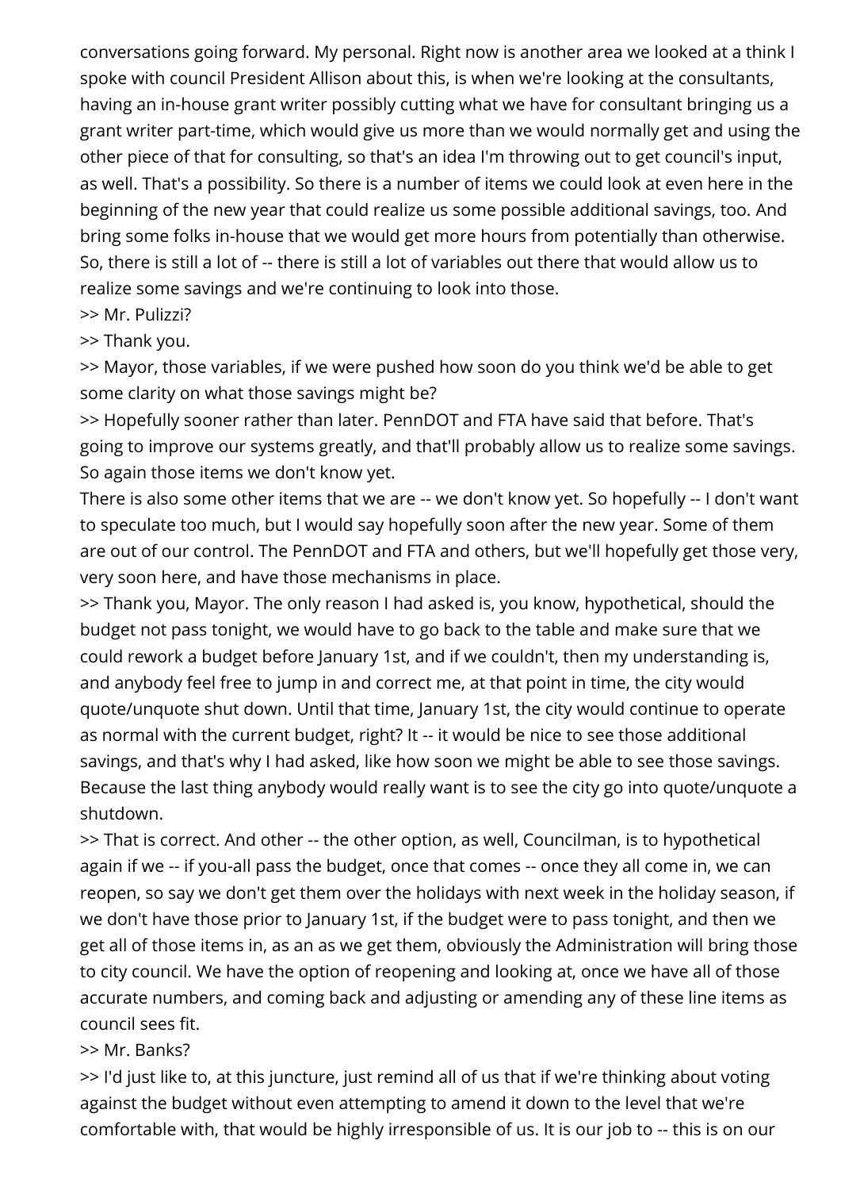conversations going forward. My personal. Right now is another area we looked at a think I spoke with council President Allison about this, is when we're looking at the consultants, having an in-house grant writer possibly cutting what we have for consultant bringing us a grant writer part-time, which would give us more than we would normally get and using the other piece of that for consulting, so that's an idea I'm throwing out to get council's input, as well. That's a possibility. So there is a number of items we could look at even here in the beginning of the new year that could realize us some possible additional savings, too. And bring some folks in-house that we would get more hours from potentially than otherwise. So, there is still a lot of -- there is still a lot of variables out there that would allow us to realize some savings and we're continuing to look into those.

>> Mr. Pulizzi?

>> Thank you.

>> Mayor, those variables, if we were pushed how soon do you think we'd be able to get some clarity on what those savings might be?

>> Hopefully sooner rather than later. PennDOT and FTA have said that before. That's going to improve our systems greatly, and that'll probably allow us to realize some savings. So again those items we don't know yet.

There is also some other items that we are -- we don't know yet. So hopefully -- I don't want to speculate too much, but I would say hopefully soon after the new year. Some of them are out of our control. The PennDOT and FTA and others, but we'll hopefully get those very, very soon here, and have those mechanisms in place.

>> Thank you, Mayor. The only reason I had asked is, you know, hypothetical, should the budget not pass tonight, we would have to go back to the table and make sure that we could rework a budget before January 1st, and if we couldn't, then my understanding is, and anybody feel free to jump in and correct me, at that point in time, the city would quote/unquote shut down. Until that time, January 1st, the city would continue to operate as normal with the current budget, right? It -- it would be nice to see those additional savings, and that's why I had asked, like how soon we might be able to see those savings. Because the last thing anybody would really want is to see the city go into quote/unquote a shutdown.

>> That is correct. And other -- the other option, as well, Councilman, is to hypothetical again if we -- if you-all pass the budget, once that comes -- once they all come in, we can reopen, so say we don't get them over the holidays with next week in the holiday season, if we don't have those prior to January 1st, if the budget were to pass tonight, and then we get all of those items in, as an as we get them, obviously the Administration will bring those to city council. We have the option of reopening and looking at, once we have all of those accurate numbers, and coming back and adjusting or amending any of these line items as council sees fit.

>> Mr. Banks?

>> I'd just like to, at this juncture, just remind all of us that if we're thinking about voting against the budget without even attempting to amend it down to the level that we're comfortable with, that would be highly irresponsible of us. It is our job to -- this is on our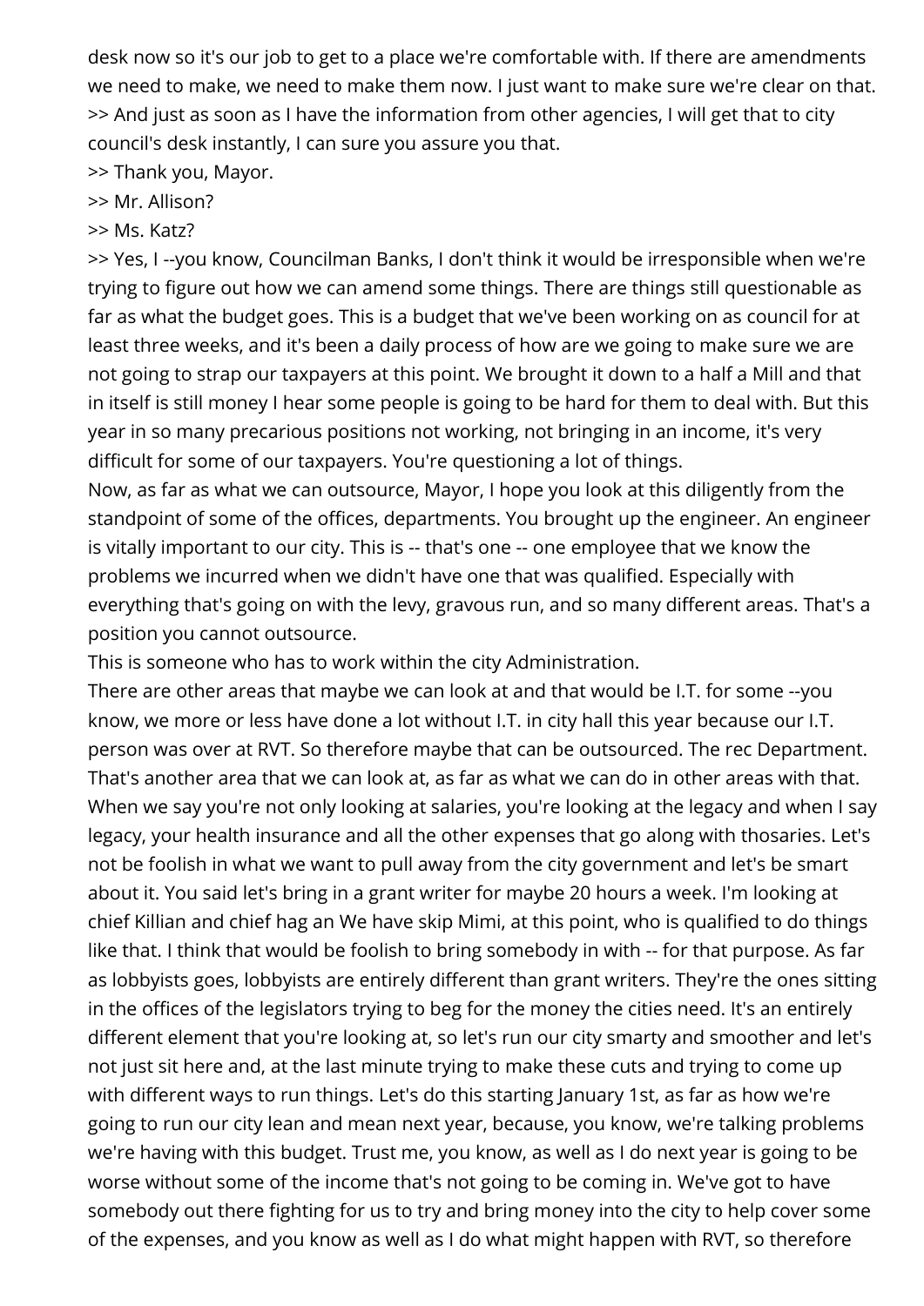desk now so it's our job to get to a place we're comfortable with. If there are amendments we need to make, we need to make them now. I just want to make sure we're clear on that.
>> And just as soon as I have the information from other agencies, I will get that to city council's desk instantly, I can sure you assure you that.
>> Thank you, Mayor.
>> Mr. Allison?
>> Ms. Katz?
>> Yes, I --you know, Councilman Banks, I don't think it would be irresponsible when we're trying to figure out how we can amend some things. There are things still questionable as far as what the budget goes. This is a budget that we've been working on as council for at least three weeks, and it's been a daily process of how are we going to make sure we are not going to strap our taxpayers at this point. We brought it down to a half a Mill and that in itself is still money I hear some people is going to be hard for them to deal with. But this year in so many precarious positions not working, not bringing in an income, it's very difficult for some of our taxpayers. You're questioning a lot of things.
Now, as far as what we can outsource, Mayor, I hope you look at this diligently from the standpoint of some of the offices, departments. You brought up the engineer. An engineer is vitally important to our city. This is -- that's one -- one employee that we know the problems we incurred when we didn't have one that was qualified. Especially with everything that's going on with the levy, gravous run, and so many different areas. That's a position you cannot outsource.
This is someone who has to work within the city Administration.
There are other areas that maybe we can look at and that would be I.T. for some --you know, we more or less have done a lot without I.T. in city hall this year because our I.T. person was over at RVT. So therefore maybe that can be outsourced. The rec Department. That's another area that we can look at, as far as what we can do in other areas with that. When we say you're not only looking at salaries, you're looking at the legacy and when I say legacy, your health insurance and all the other expenses that go along with thosaries. Let's not be foolish in what we want to pull away from the city government and let's be smart about it. You said let's bring in a grant writer for maybe 20 hours a week. I'm looking at chief Killian and chief hag an We have skip Mimi, at this point, who is qualified to do things like that. I think that would be foolish to bring somebody in with -- for that purpose. As far as lobbyists goes, lobbyists are entirely different than grant writers. They're the ones sitting in the offices of the legislators trying to beg for the money the cities need. It's an entirely different element that you're looking at, so let's run our city smarty and smoother and let's not just sit here and, at the last minute trying to make these cuts and trying to come up with different ways to run things. Let's do this starting January 1st, as far as how we're going to run our city lean and mean next year, because, you know, we're talking problems we're having with this budget. Trust me, you know, as well as I do next year is going to be worse without some of the income that's not going to be coming in. We've got to have somebody out there fighting for us to try and bring money into the city to help cover some of the expenses, and you know as well as I do what might happen with RVT, so therefore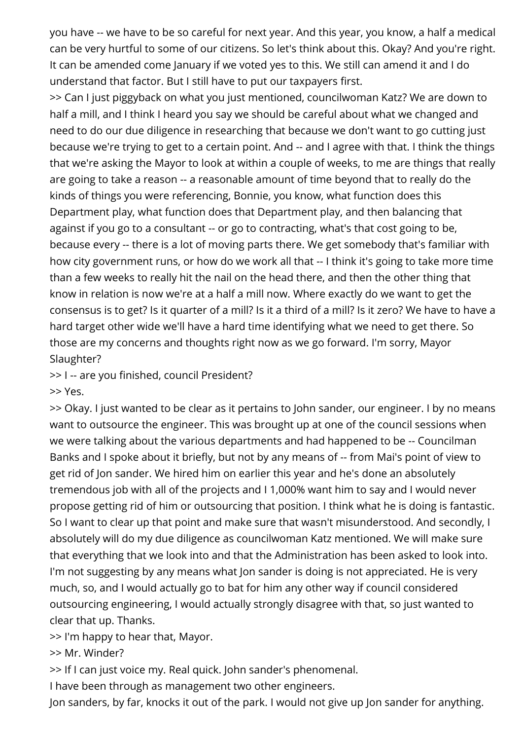you have -- we have to be so careful for next year. And this year, you know, a half a medical can be very hurtful to some of our citizens. So let's think about this. Okay? And you're right. It can be amended come January if we voted yes to this. We still can amend it and I do understand that factor. But I still have to put our taxpayers first.

>> Can I just piggyback on what you just mentioned, councilwoman Katz? We are down to half a mill, and I think I heard you say we should be careful about what we changed and need to do our due diligence in researching that because we don't want to go cutting just because we're trying to get to a certain point. And -- and I agree with that. I think the things that we're asking the Mayor to look at within a couple of weeks, to me are things that really are going to take a reason -- a reasonable amount of time beyond that to really do the kinds of things you were referencing, Bonnie, you know, what function does this Department play, what function does that Department play, and then balancing that against if you go to a consultant -- or go to contracting, what's that cost going to be, because every -- there is a lot of moving parts there. We get somebody that's familiar with how city government runs, or how do we work all that -- I think it's going to take more time than a few weeks to really hit the nail on the head there, and then the other thing that know in relation is now we're at a half a mill now. Where exactly do we want to get the consensus is to get? Is it quarter of a mill? Is it a third of a mill? Is it zero? We have to have a hard target other wide we'll have a hard time identifying what we need to get there. So those are my concerns and thoughts right now as we go forward. I'm sorry, Mayor Slaughter?

>> I -- are you finished, council President?

>> Yes.

>> Okay. I just wanted to be clear as it pertains to John sander, our engineer. I by no means want to outsource the engineer. This was brought up at one of the council sessions when we were talking about the various departments and had happened to be -- Councilman Banks and I spoke about it briefly, but not by any means of -- from Mai's point of view to get rid of Jon sander. We hired him on earlier this year and he's done an absolutely tremendous job with all of the projects and I 1,000% want him to say and I would never propose getting rid of him or outsourcing that position. I think what he is doing is fantastic. So I want to clear up that point and make sure that wasn't misunderstood. And secondly, I absolutely will do my due diligence as councilwoman Katz mentioned. We will make sure that everything that we look into and that the Administration has been asked to look into. I'm not suggesting by any means what Jon sander is doing is not appreciated. He is very much, so, and I would actually go to bat for him any other way if council considered outsourcing engineering, I would actually strongly disagree with that, so just wanted to clear that up. Thanks.

>> I'm happy to hear that, Mayor.

>> Mr. Winder?

>> If I can just voice my. Real quick. John sander's phenomenal.

I have been through as management two other engineers.

Jon sanders, by far, knocks it out of the park. I would not give up Jon sander for anything.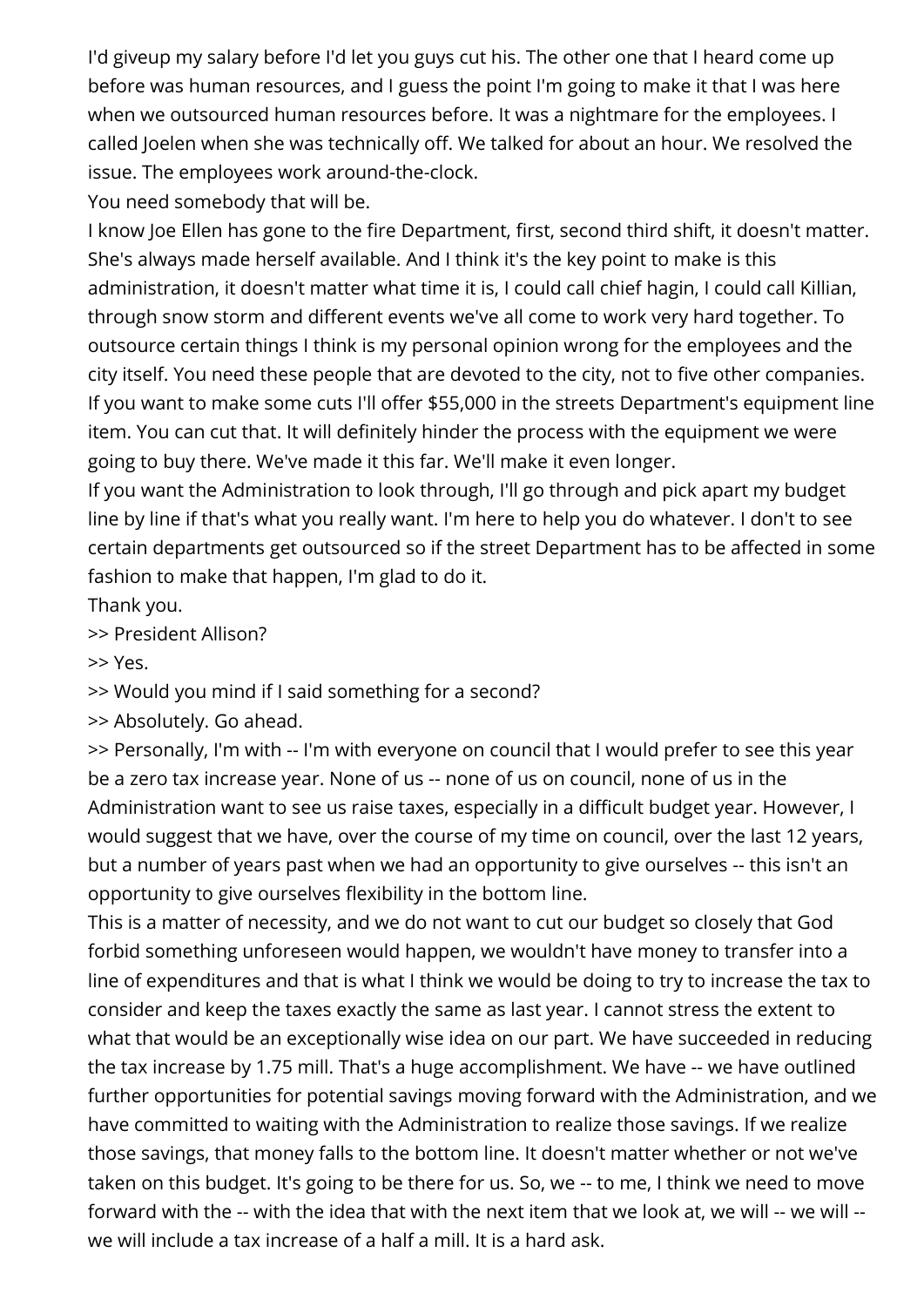I'd giveup my salary before I'd let you guys cut his. The other one that I heard come up before was human resources, and I guess the point I'm going to make it that I was here when we outsourced human resources before. It was a nightmare for the employees. I called Joelen when she was technically off. We talked for about an hour. We resolved the issue. The employees work around-the-clock.

You need somebody that will be.

I know Joe Ellen has gone to the fire Department, first, second third shift, it doesn't matter. She's always made herself available. And I think it's the key point to make is this administration, it doesn't matter what time it is, I could call chief hagin, I could call Killian, through snow storm and different events we've all come to work very hard together. To outsource certain things I think is my personal opinion wrong for the employees and the city itself. You need these people that are devoted to the city, not to five other companies. If you want to make some cuts I'll offer $55,000 in the streets Department's equipment line item. You can cut that. It will definitely hinder the process with the equipment we were going to buy there. We've made it this far. We'll make it even longer.

If you want the Administration to look through, I'll go through and pick apart my budget line by line if that's what you really want. I'm here to help you do whatever. I don't to see certain departments get outsourced so if the street Department has to be affected in some fashion to make that happen, I'm glad to do it.

Thank you.

>> President Allison?

>> Yes.

>> Would you mind if I said something for a second?

>> Absolutely. Go ahead.

>> Personally, I'm with -- I'm with everyone on council that I would prefer to see this year be a zero tax increase year. None of us -- none of us on council, none of us in the Administration want to see us raise taxes, especially in a difficult budget year. However, I would suggest that we have, over the course of my time on council, over the last 12 years, but a number of years past when we had an opportunity to give ourselves -- this isn't an opportunity to give ourselves flexibility in the bottom line.

This is a matter of necessity, and we do not want to cut our budget so closely that God forbid something unforeseen would happen, we wouldn't have money to transfer into a line of expenditures and that is what I think we would be doing to try to increase the tax to consider and keep the taxes exactly the same as last year. I cannot stress the extent to what that would be an exceptionally wise idea on our part. We have succeeded in reducing the tax increase by 1.75 mill. That's a huge accomplishment. We have -- we have outlined further opportunities for potential savings moving forward with the Administration, and we have committed to waiting with the Administration to realize those savings. If we realize those savings, that money falls to the bottom line. It doesn't matter whether or not we've taken on this budget. It's going to be there for us. So, we -- to me, I think we need to move forward with the -- with the idea that with the next item that we look at, we will -- we will -- we will include a tax increase of a half a mill. It is a hard ask.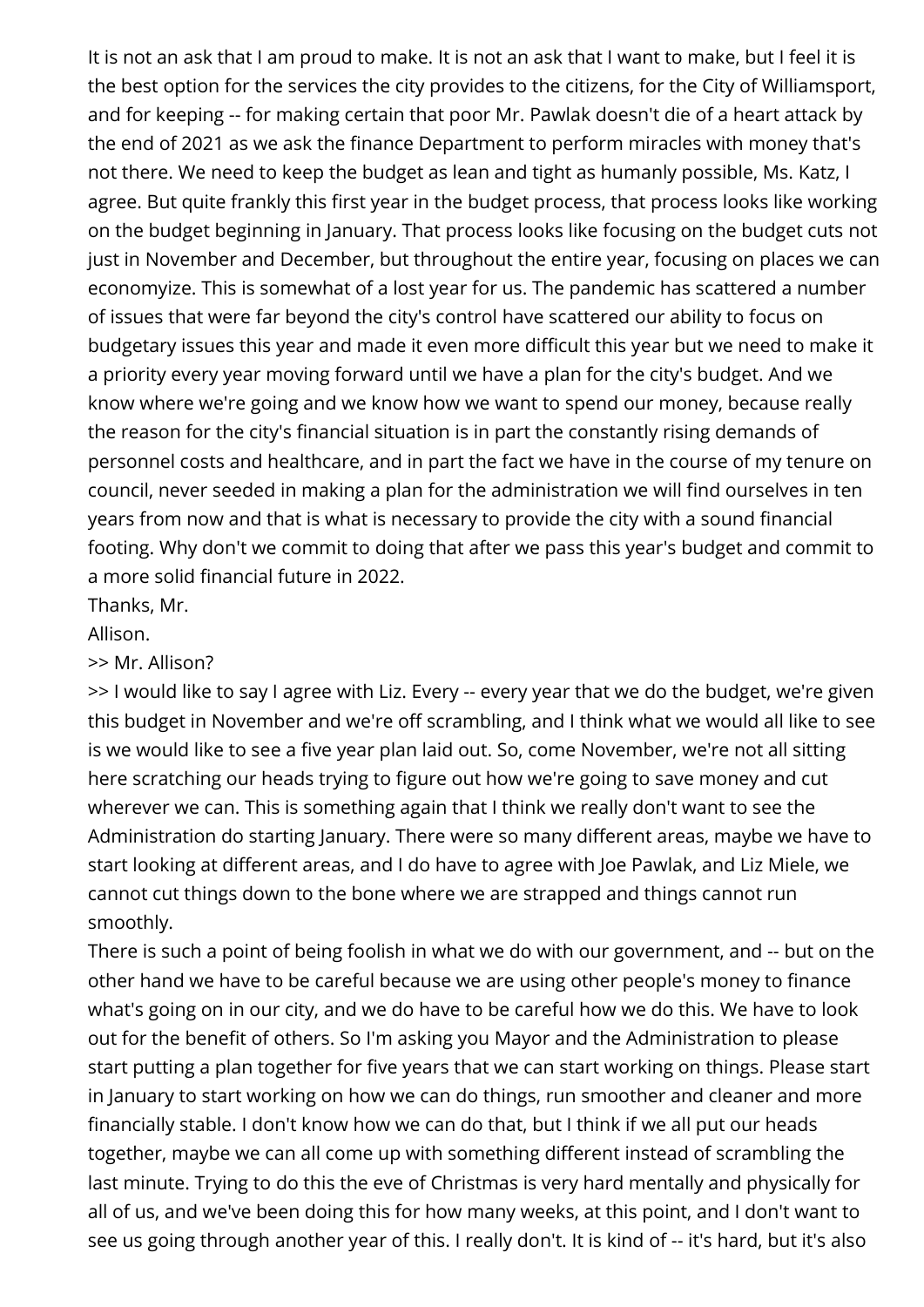It is not an ask that I am proud to make. It is not an ask that I want to make, but I feel it is the best option for the services the city provides to the citizens, for the City of Williamsport, and for keeping -- for making certain that poor Mr. Pawlak doesn't die of a heart attack by the end of 2021 as we ask the finance Department to perform miracles with money that's not there. We need to keep the budget as lean and tight as humanly possible, Ms. Katz, I agree. But quite frankly this first year in the budget process, that process looks like working on the budget beginning in January. That process looks like focusing on the budget cuts not just in November and December, but throughout the entire year, focusing on places we can economyize. This is somewhat of a lost year for us. The pandemic has scattered a number of issues that were far beyond the city's control have scattered our ability to focus on budgetary issues this year and made it even more difficult this year but we need to make it a priority every year moving forward until we have a plan for the city's budget. And we know where we're going and we know how we want to spend our money, because really the reason for the city's financial situation is in part the constantly rising demands of personnel costs and healthcare, and in part the fact we have in the course of my tenure on council, never seeded in making a plan for the administration we will find ourselves in ten years from now and that is what is necessary to provide the city with a sound financial footing. Why don't we commit to doing that after we pass this year's budget and commit to a more solid financial future in 2022.

Thanks, Mr.

Allison.

>> Mr. Allison?

>> I would like to say I agree with Liz. Every -- every year that we do the budget, we're given this budget in November and we're off scrambling, and I think what we would all like to see is we would like to see a five year plan laid out. So, come November, we're not all sitting here scratching our heads trying to figure out how we're going to save money and cut wherever we can. This is something again that I think we really don't want to see the Administration do starting January. There were so many different areas, maybe we have to start looking at different areas, and I do have to agree with Joe Pawlak, and Liz Miele, we cannot cut things down to the bone where we are strapped and things cannot run smoothly.

There is such a point of being foolish in what we do with our government, and -- but on the other hand we have to be careful because we are using other people's money to finance what's going on in our city, and we do have to be careful how we do this. We have to look out for the benefit of others. So I'm asking you Mayor and the Administration to please start putting a plan together for five years that we can start working on things. Please start in January to start working on how we can do things, run smoother and cleaner and more financially stable. I don't know how we can do that, but I think if we all put our heads together, maybe we can all come up with something different instead of scrambling the last minute. Trying to do this the eve of Christmas is very hard mentally and physically for all of us, and we've been doing this for how many weeks, at this point, and I don't want to see us going through another year of this. I really don't. It is kind of -- it's hard, but it's also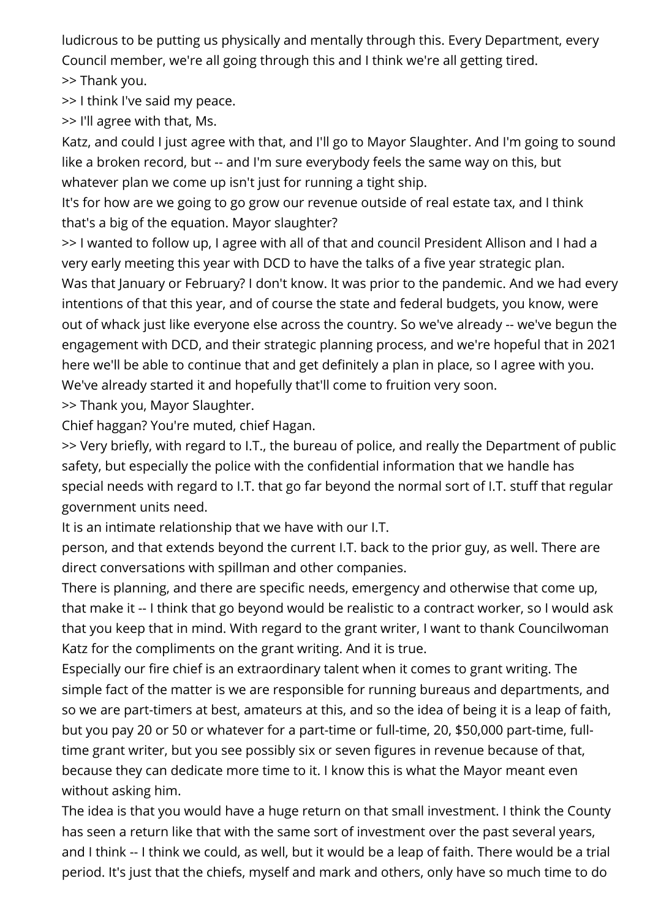ludicrous to be putting us physically and mentally through this. Every Department, every Council member, we're all going through this and I think we're all getting tired.

>> Thank you.

>> I think I've said my peace.

>> I'll agree with that, Ms.

Katz, and could I just agree with that, and I'll go to Mayor Slaughter. And I'm going to sound like a broken record, but -- and I'm sure everybody feels the same way on this, but whatever plan we come up isn't just for running a tight ship.

It's for how are we going to go grow our revenue outside of real estate tax, and I think that's a big of the equation. Mayor slaughter?

>> I wanted to follow up, I agree with all of that and council President Allison and I had a very early meeting this year with DCD to have the talks of a five year strategic plan.

Was that January or February? I don't know. It was prior to the pandemic. And we had every intentions of that this year, and of course the state and federal budgets, you know, were out of whack just like everyone else across the country. So we've already -- we've begun the engagement with DCD, and their strategic planning process, and we're hopeful that in 2021 here we'll be able to continue that and get definitely a plan in place, so I agree with you. We've already started it and hopefully that'll come to fruition very soon.

>> Thank you, Mayor Slaughter.

Chief haggan? You're muted, chief Hagan.

>> Very briefly, with regard to I.T., the bureau of police, and really the Department of public safety, but especially the police with the confidential information that we handle has special needs with regard to I.T. that go far beyond the normal sort of I.T. stuff that regular government units need.

It is an intimate relationship that we have with our I.T.

person, and that extends beyond the current I.T. back to the prior guy, as well. There are direct conversations with spillman and other companies.

There is planning, and there are specific needs, emergency and otherwise that come up, that make it -- I think that go beyond would be realistic to a contract worker, so I would ask that you keep that in mind. With regard to the grant writer, I want to thank Councilwoman Katz for the compliments on the grant writing. And it is true.

Especially our fire chief is an extraordinary talent when it comes to grant writing. The simple fact of the matter is we are responsible for running bureaus and departments, and so we are part-timers at best, amateurs at this, and so the idea of being it is a leap of faith, but you pay 20 or 50 or whatever for a part-time or full-time, 20, $50,000 part-time, full-time grant writer, but you see possibly six or seven figures in revenue because of that, because they can dedicate more time to it. I know this is what the Mayor meant even without asking him.

The idea is that you would have a huge return on that small investment. I think the County has seen a return like that with the same sort of investment over the past several years, and I think -- I think we could, as well, but it would be a leap of faith. There would be a trial period. It's just that the chiefs, myself and mark and others, only have so much time to do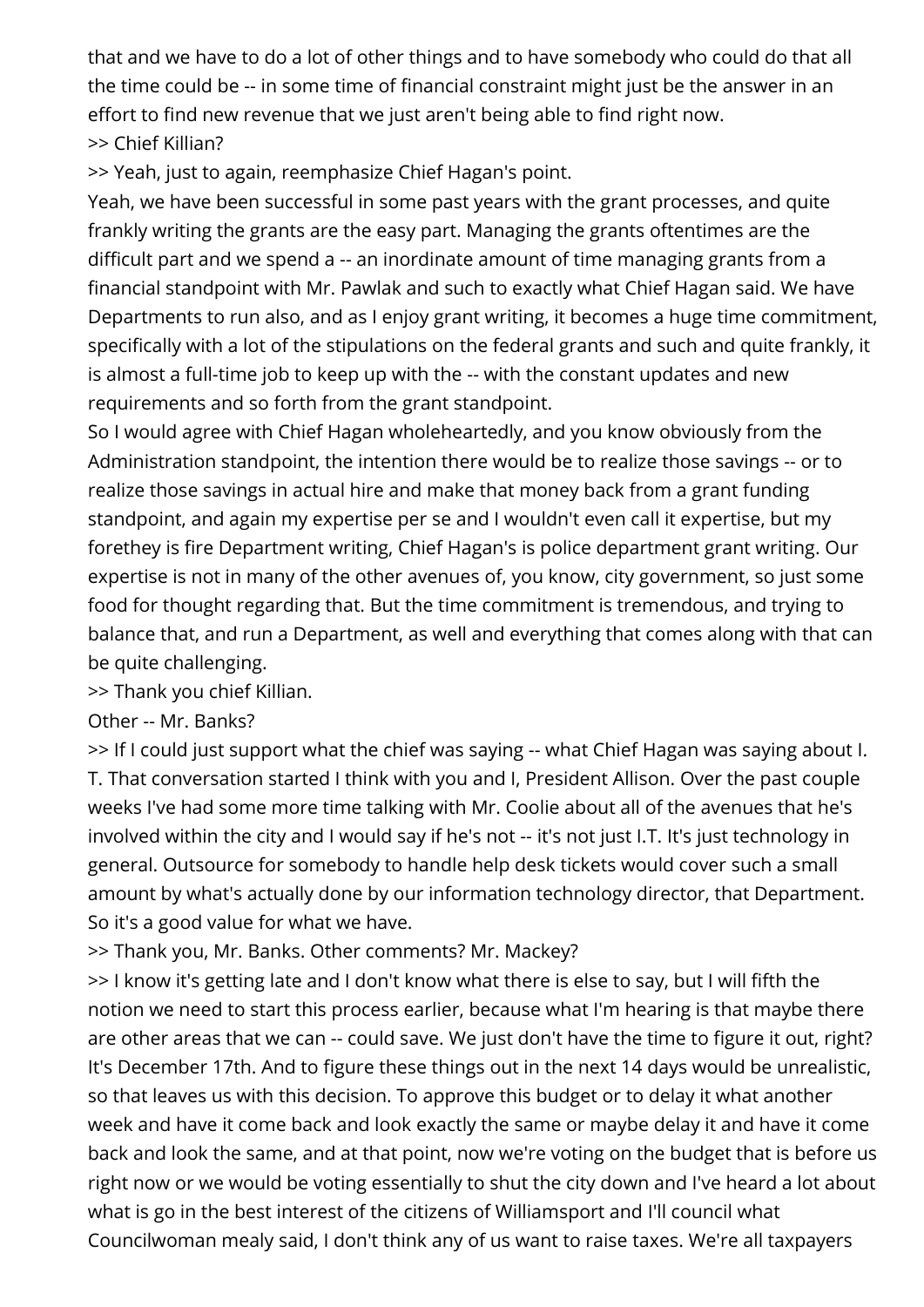that and we have to do a lot of other things and to have somebody who could do that all the time could be -- in some time of financial constraint might just be the answer in an effort to find new revenue that we just aren't being able to find right now.

>> Chief Killian?

>> Yeah, just to again, reemphasize Chief Hagan's point.

Yeah, we have been successful in some past years with the grant processes, and quite frankly writing the grants are the easy part. Managing the grants oftentimes are the difficult part and we spend a -- an inordinate amount of time managing grants from a financial standpoint with Mr. Pawlak and such to exactly what Chief Hagan said. We have Departments to run also, and as I enjoy grant writing, it becomes a huge time commitment, specifically with a lot of the stipulations on the federal grants and such and quite frankly, it is almost a full-time job to keep up with the -- with the constant updates and new requirements and so forth from the grant standpoint.

So I would agree with Chief Hagan wholeheartedly, and you know obviously from the Administration standpoint, the intention there would be to realize those savings -- or to realize those savings in actual hire and make that money back from a grant funding standpoint, and again my expertise per se and I wouldn't even call it expertise, but my forethey is fire Department writing, Chief Hagan's is police department grant writing. Our expertise is not in many of the other avenues of, you know, city government, so just some food for thought regarding that. But the time commitment is tremendous, and trying to balance that, and run a Department, as well and everything that comes along with that can be quite challenging.

>> Thank you chief Killian.

Other -- Mr. Banks?

>> If I could just support what the chief was saying -- what Chief Hagan was saying about I. T. That conversation started I think with you and I, President Allison. Over the past couple weeks I've had some more time talking with Mr. Coolie about all of the avenues that he's involved within the city and I would say if he's not -- it's not just I.T. It's just technology in general. Outsource for somebody to handle help desk tickets would cover such a small amount by what's actually done by our information technology director, that Department. So it's a good value for what we have.

>> Thank you, Mr. Banks. Other comments? Mr. Mackey?

>> I know it's getting late and I don't know what there is else to say, but I will fifth the notion we need to start this process earlier, because what I'm hearing is that maybe there are other areas that we can -- could save. We just don't have the time to figure it out, right? It's December 17th. And to figure these things out in the next 14 days would be unrealistic, so that leaves us with this decision. To approve this budget or to delay it what another week and have it come back and look exactly the same or maybe delay it and have it come back and look the same, and at that point, now we're voting on the budget that is before us right now or we would be voting essentially to shut the city down and I've heard a lot about what is go in the best interest of the citizens of Williamsport and I'll council what Councilwoman mealy said, I don't think any of us want to raise taxes. We're all taxpayers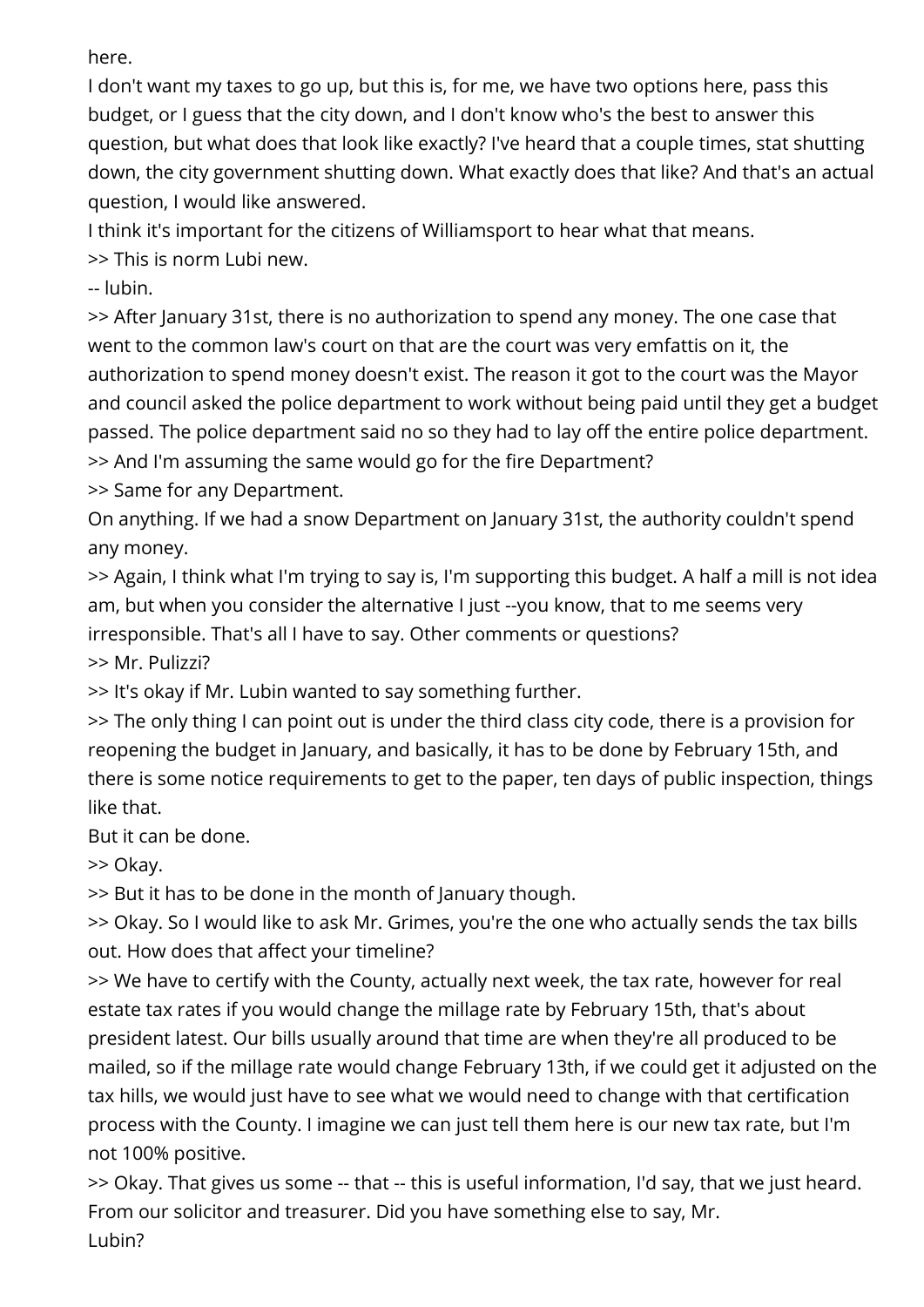here.

I don't want my taxes to go up, but this is, for me, we have two options here, pass this budget, or I guess that the city down, and I don't know who's the best to answer this question, but what does that look like exactly? I've heard that a couple times, stat shutting down, the city government shutting down. What exactly does that like? And that's an actual question, I would like answered.

I think it's important for the citizens of Williamsport to hear what that means.

>> This is norm Lubi new.

-- lubin.

>> After January 31st, there is no authorization to spend any money. The one case that went to the common law's court on that are the court was very emfattis on it, the authorization to spend money doesn't exist. The reason it got to the court was the Mayor and council asked the police department to work without being paid until they get a budget passed. The police department said no so they had to lay off the entire police department.

>> And I'm assuming the same would go for the fire Department?

>> Same for any Department.

On anything. If we had a snow Department on January 31st, the authority couldn't spend any money.

>> Again, I think what I'm trying to say is, I'm supporting this budget. A half a mill is not idea am, but when you consider the alternative I just --you know, that to me seems very irresponsible. That's all I have to say. Other comments or questions?

>> Mr. Pulizzi?

>> It's okay if Mr. Lubin wanted to say something further.

>> The only thing I can point out is under the third class city code, there is a provision for reopening the budget in January, and basically, it has to be done by February 15th, and there is some notice requirements to get to the paper, ten days of public inspection, things like that.

But it can be done.

>> Okay.

>> But it has to be done in the month of January though.

>> Okay. So I would like to ask Mr. Grimes, you're the one who actually sends the tax bills out. How does that affect your timeline?

>> We have to certify with the County, actually next week, the tax rate, however for real estate tax rates if you would change the millage rate by February 15th, that's about president latest. Our bills usually around that time are when they're all produced to be mailed, so if the millage rate would change February 13th, if we could get it adjusted on the tax hills, we would just have to see what we would need to change with that certification process with the County. I imagine we can just tell them here is our new tax rate, but I'm not 100% positive.

>> Okay. That gives us some -- that -- this is useful information, I'd say, that we just heard. From our solicitor and treasurer. Did you have something else to say, Mr. Lubin?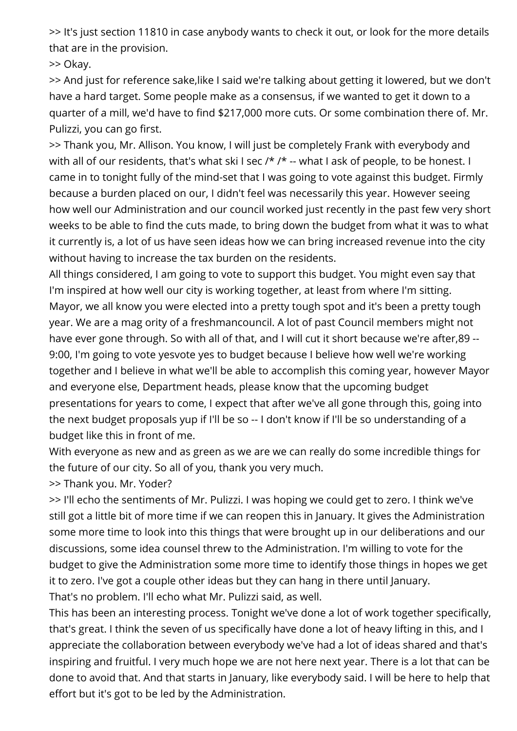>> It's just section 11810 in case anybody wants to check it out, or look for the more details that are in the provision.

>> Okay.

>> And just for reference sake,like I said we're talking about getting it lowered, but we don't have a hard target. Some people make as a consensus, if we wanted to get it down to a quarter of a mill, we'd have to find $217,000 more cuts. Or some combination there of. Mr. Pulizzi, you can go first.

>> Thank you, Mr. Allison. You know, I will just be completely Frank with everybody and with all of our residents, that's what ski I sec /* /* -- what I ask of people, to be honest. I came in to tonight fully of the mind-set that I was going to vote against this budget. Firmly because a burden placed on our, I didn't feel was necessarily this year. However seeing how well our Administration and our council worked just recently in the past few very short weeks to be able to find the cuts made, to bring down the budget from what it was to what it currently is, a lot of us have seen ideas how we can bring increased revenue into the city without having to increase the tax burden on the residents.

All things considered, I am going to vote to support this budget. You might even say that I'm inspired at how well our city is working together, at least from where I'm sitting. Mayor, we all know you were elected into a pretty tough spot and it's been a pretty tough year. We are a mag ority of a freshmancouncil. A lot of past Council members might not have ever gone through. So with all of that, and I will cut it short because we're after,89 -- 9:00, I'm going to vote yesvote yes to budget because I believe how well we're working together and I believe in what we'll be able to accomplish this coming year, however Mayor and everyone else, Department heads, please know that the upcoming budget presentations for years to come, I expect that after we've all gone through this, going into the next budget proposals yup if I'll be so -- I don't know if I'll be so understanding of a budget like this in front of me.

With everyone as new and as green as we are we can really do some incredible things for the future of our city. So all of you, thank you very much.

>> Thank you. Mr. Yoder?

>> I'll echo the sentiments of Mr. Pulizzi. I was hoping we could get to zero. I think we've still got a little bit of more time if we can reopen this in January. It gives the Administration some more time to look into this things that were brought up in our deliberations and our discussions, some idea counsel threw to the Administration. I'm willing to vote for the budget to give the Administration some more time to identify those things in hopes we get it to zero. I've got a couple other ideas but they can hang in there until January.

That's no problem. I'll echo what Mr. Pulizzi said, as well.

This has been an interesting process. Tonight we've done a lot of work together specifically, that's great. I think the seven of us specifically have done a lot of heavy lifting in this, and I appreciate the collaboration between everybody we've had a lot of ideas shared and that's inspiring and fruitful. I very much hope we are not here next year. There is a lot that can be done to avoid that. And that starts in January, like everybody said. I will be here to help that effort but it's got to be led by the Administration.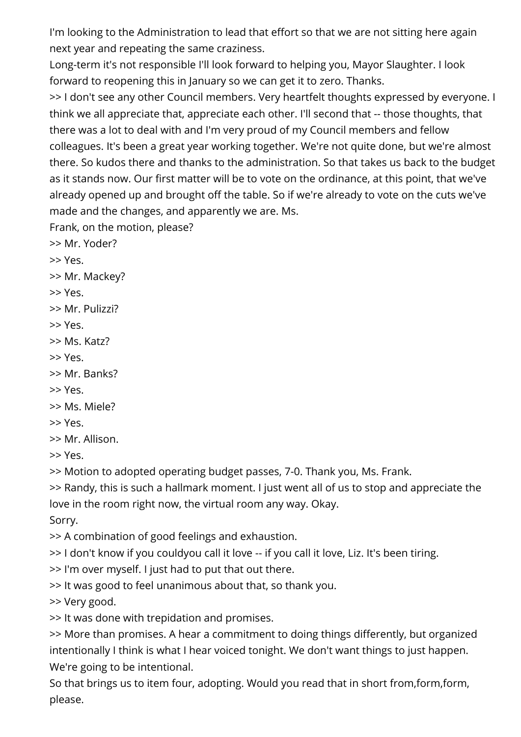I'm looking to the Administration to lead that effort so that we are not sitting here again next year and repeating the same craziness.

Long-term it's not responsible I'll look forward to helping you, Mayor Slaughter. I look forward to reopening this in January so we can get it to zero. Thanks.

>> I don't see any other Council members. Very heartfelt thoughts expressed by everyone. I think we all appreciate that, appreciate each other. I'll second that -- those thoughts, that there was a lot to deal with and I'm very proud of my Council members and fellow colleagues. It's been a great year working together. We're not quite done, but we're almost there. So kudos there and thanks to the administration. So that takes us back to the budget as it stands now. Our first matter will be to vote on the ordinance, at this point, that we've already opened up and brought off the table. So if we're already to vote on the cuts we've made and the changes, and apparently we are. Ms.

Frank, on the motion, please?

>> Mr. Yoder?

>> Yes.

>> Mr. Mackey?

>> Yes.

>> Mr. Pulizzi?

>> Yes.

>> Ms. Katz?

>> Yes.

>> Mr. Banks?

>> Yes.

>> Ms. Miele?

>> Yes.

>> Mr. Allison.

>> Yes.

>> Motion to adopted operating budget passes, 7-0. Thank you, Ms. Frank.

>> Randy, this is such a hallmark moment. I just went all of us to stop and appreciate the love in the room right now, the virtual room any way. Okay.

Sorry.

>> A combination of good feelings and exhaustion.

>> I don't know if you couldyou call it love -- if you call it love, Liz. It's been tiring.

>> I'm over myself. I just had to put that out there.

>> It was good to feel unanimous about that, so thank you.

>> Very good.

>> It was done with trepidation and promises.

>> More than promises. A hear a commitment to doing things differently, but organized intentionally I think is what I hear voiced tonight. We don't want things to just happen. We're going to be intentional.

So that brings us to item four, adopting. Would you read that in short from,form,form, please.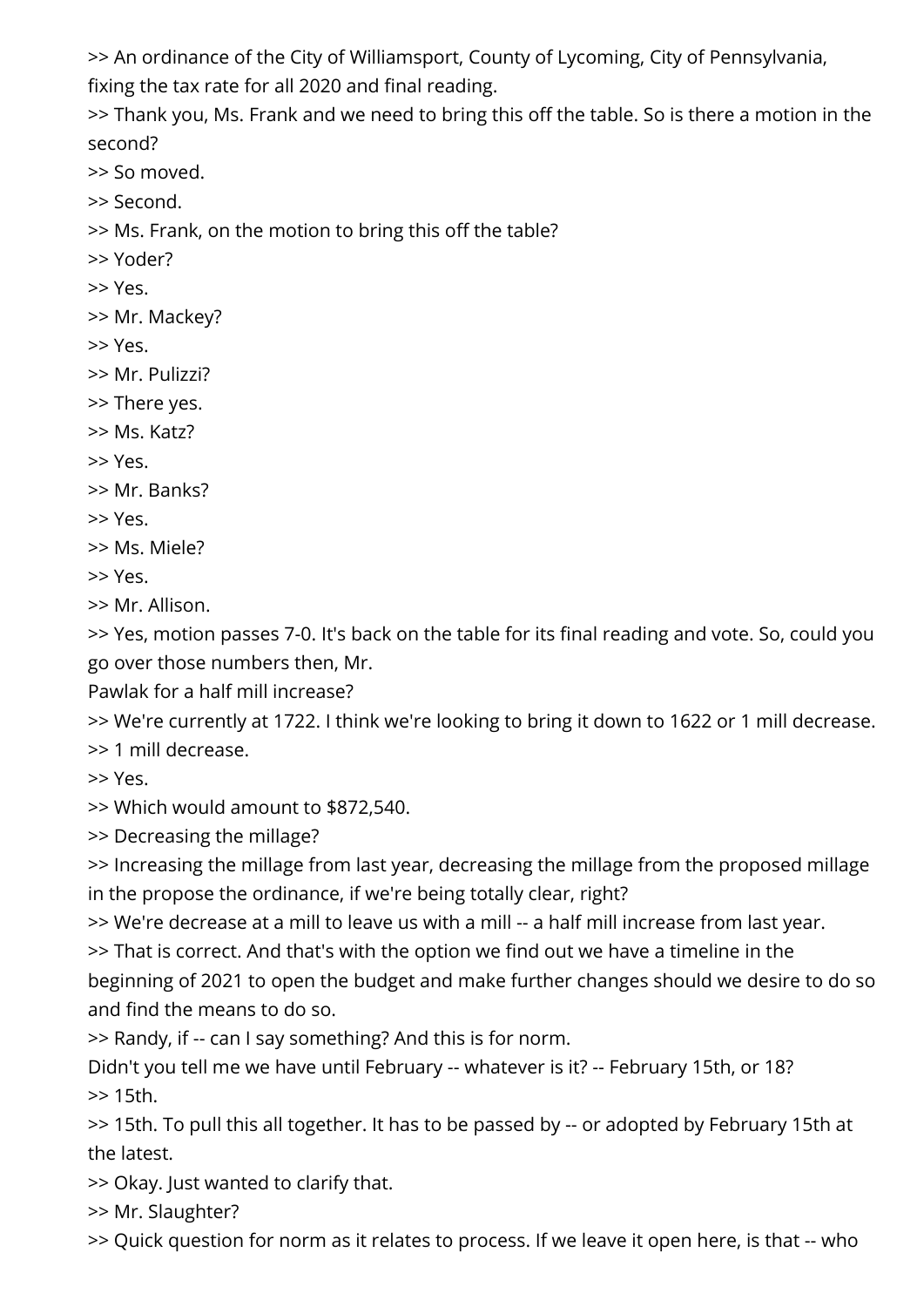>> An ordinance of the City of Williamsport, County of Lycoming, City of Pennsylvania, fixing the tax rate for all 2020 and final reading.

>> Thank you, Ms. Frank and we need to bring this off the table. So is there a motion in the second?

>> So moved.

>> Second.

>> Ms. Frank, on the motion to bring this off the table?

>> Yoder?

>> Yes.

>> Mr. Mackey?

>> Yes.

>> Mr. Pulizzi?

>> There yes.

>> Ms. Katz?

>> Yes.

>> Mr. Banks?

>> Yes.

>> Ms. Miele?

>> Yes.

>> Mr. Allison.

>> Yes, motion passes 7-0. It's back on the table for its final reading and vote. So, could you go over those numbers then, Mr.
Pawlak for a half mill increase?

>> We're currently at 1722. I think we're looking to bring it down to 1622 or 1 mill decrease.

>> 1 mill decrease.

>> Yes.

>> Which would amount to $872,540.

>> Decreasing the millage?

>> Increasing the millage from last year, decreasing the millage from the proposed millage in the propose the ordinance, if we're being totally clear, right?

>> We're decrease at a mill to leave us with a mill -- a half mill increase from last year.

>> That is correct. And that's with the option we find out we have a timeline in the beginning of 2021 to open the budget and make further changes should we desire to do so and find the means to do so.

>> Randy, if -- can I say something? And this is for norm.
Didn't you tell me we have until February -- whatever is it? -- February 15th, or 18?

>> 15th.

>> 15th. To pull this all together. It has to be passed by -- or adopted by February 15th at the latest.

>> Okay. Just wanted to clarify that.

>> Mr. Slaughter?

>> Quick question for norm as it relates to process. If we leave it open here, is that -- who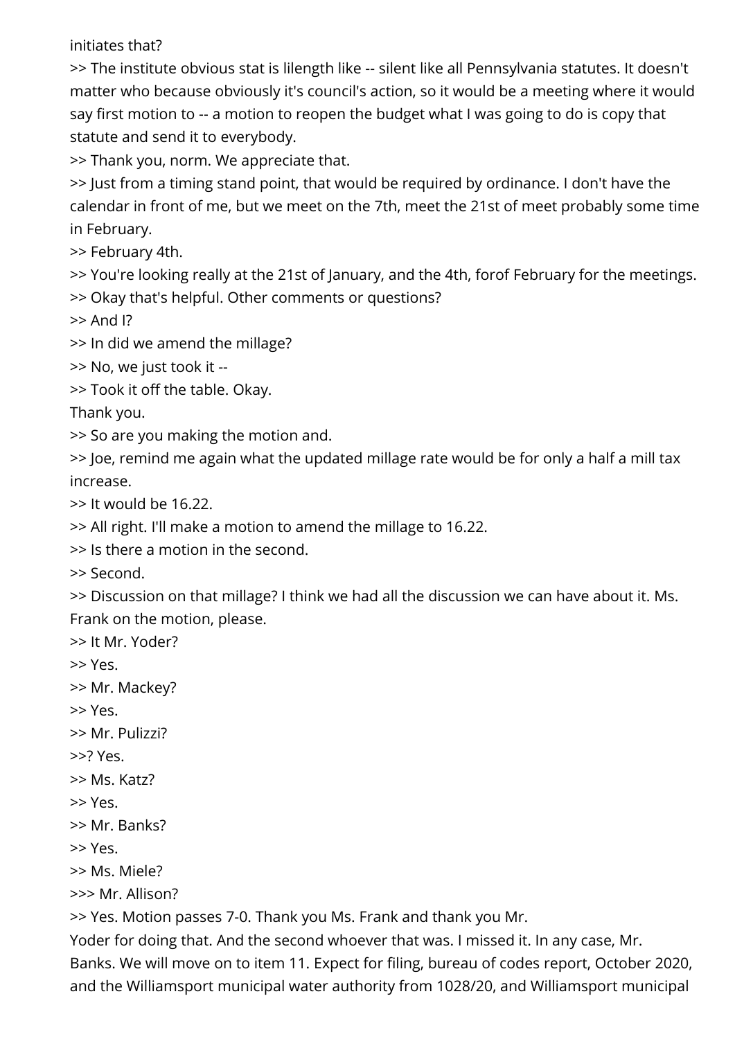initiates that?

>> The institute obvious stat is lilength like -- silent like all Pennsylvania statutes. It doesn't matter who because obviously it's council's action, so it would be a meeting where it would say first motion to -- a motion to reopen the budget what I was going to do is copy that statute and send it to everybody.

>> Thank you, norm. We appreciate that.

>> Just from a timing stand point, that would be required by ordinance. I don't have the calendar in front of me, but we meet on the 7th, meet the 21st of meet probably some time in February.

>> February 4th.

>> You're looking really at the 21st of January, and the 4th, forof February for the meetings.

>> Okay that's helpful. Other comments or questions?

>> And I?

>> In did we amend the millage?

>> No, we just took it --

>> Took it off the table. Okay.

Thank you.

>> So are you making the motion and.

>> Joe, remind me again what the updated millage rate would be for only a half a mill tax increase.

>> It would be 16.22.

>> All right. I'll make a motion to amend the millage to 16.22.

>> Is there a motion in the second.

>> Second.

>> Discussion on that millage? I think we had all the discussion we can have about it. Ms. Frank on the motion, please.

>> It Mr. Yoder?

>> Yes.

>> Mr. Mackey?

>> Yes.

>> Mr. Pulizzi?

>>? Yes.

>> Ms. Katz?

>> Yes.

>> Mr. Banks?

>> Yes.

>> Ms. Miele?

>>> Mr. Allison?

>> Yes. Motion passes 7-0. Thank you Ms. Frank and thank you Mr.

Yoder for doing that. And the second whoever that was. I missed it. In any case, Mr. Banks. We will move on to item 11. Expect for filing, bureau of codes report, October 2020, and the Williamsport municipal water authority from 1028/20, and Williamsport municipal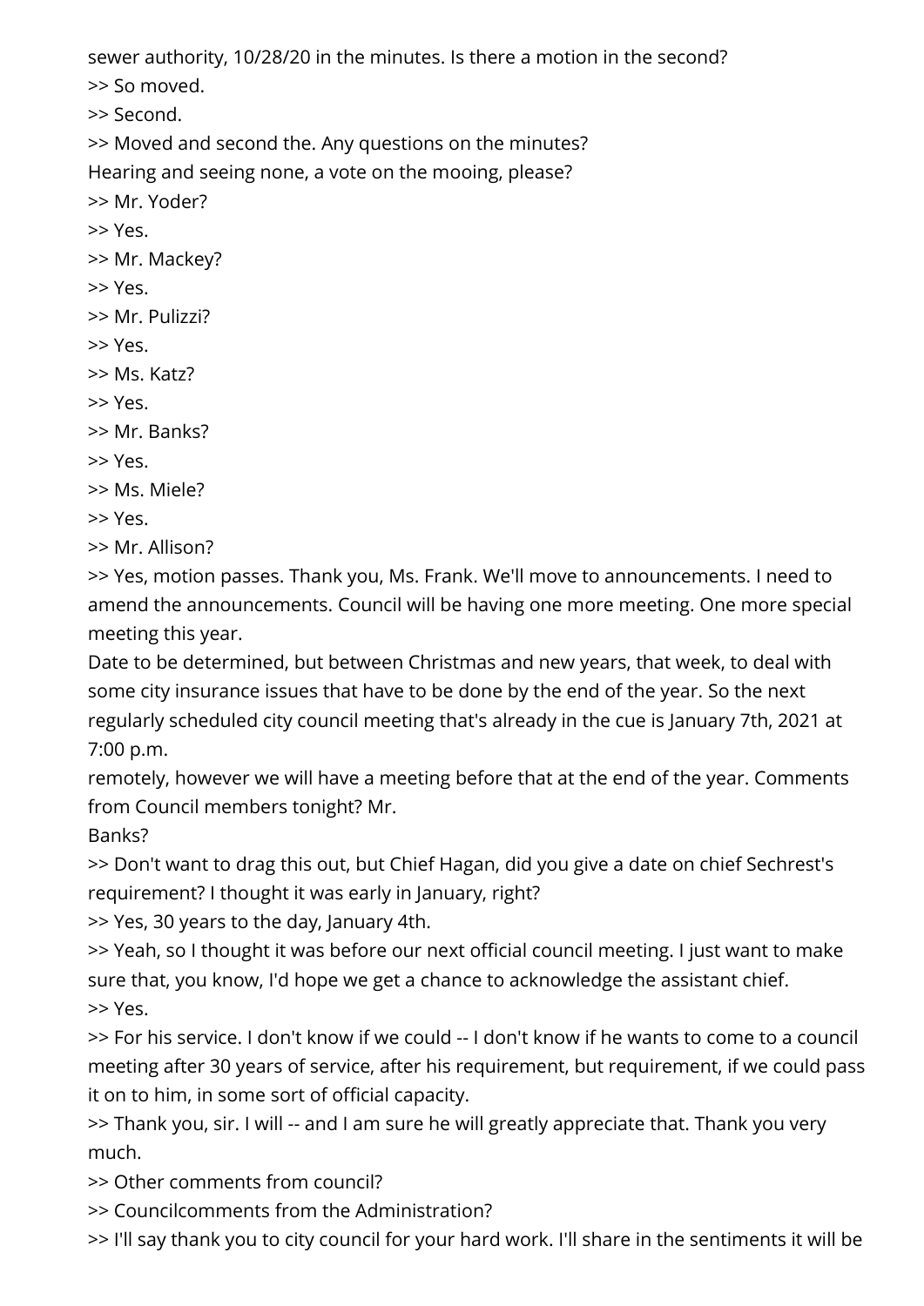sewer authority, 10/28/20 in the minutes. Is there a motion in the second?

>> So moved.

>> Second.

>> Moved and second the. Any questions on the minutes?

Hearing and seeing none, a vote on the mooing, please?

>> Mr. Yoder?

>> Yes.

>> Mr. Mackey?

>> Yes.

>> Mr. Pulizzi?

>> Yes.

>> Ms. Katz?

>> Yes.

>> Mr. Banks?

>> Yes.

>> Ms. Miele?

>> Yes.

>> Mr. Allison?

>> Yes, motion passes. Thank you, Ms. Frank. We'll move to announcements. I need to amend the announcements. Council will be having one more meeting. One more special meeting this year.

Date to be determined, but between Christmas and new years, that week, to deal with some city insurance issues that have to be done by the end of the year. So the next regularly scheduled city council meeting that's already in the cue is January 7th, 2021 at 7:00 p.m.

remotely, however we will have a meeting before that at the end of the year. Comments from Council members tonight? Mr.

Banks?

>> Don't want to drag this out, but Chief Hagan, did you give a date on chief Sechrest's requirement? I thought it was early in January, right?

>> Yes, 30 years to the day, January 4th.

>> Yeah, so I thought it was before our next official council meeting. I just want to make sure that, you know, I'd hope we get a chance to acknowledge the assistant chief.

>> Yes.

>> For his service. I don't know if we could -- I don't know if he wants to come to a council meeting after 30 years of service, after his requirement, but requirement, if we could pass it on to him, in some sort of official capacity.

>> Thank you, sir. I will -- and I am sure he will greatly appreciate that. Thank you very much.

>> Other comments from council?

>> Councilcomments from the Administration?

>> I'll say thank you to city council for your hard work. I'll share in the sentiments it will be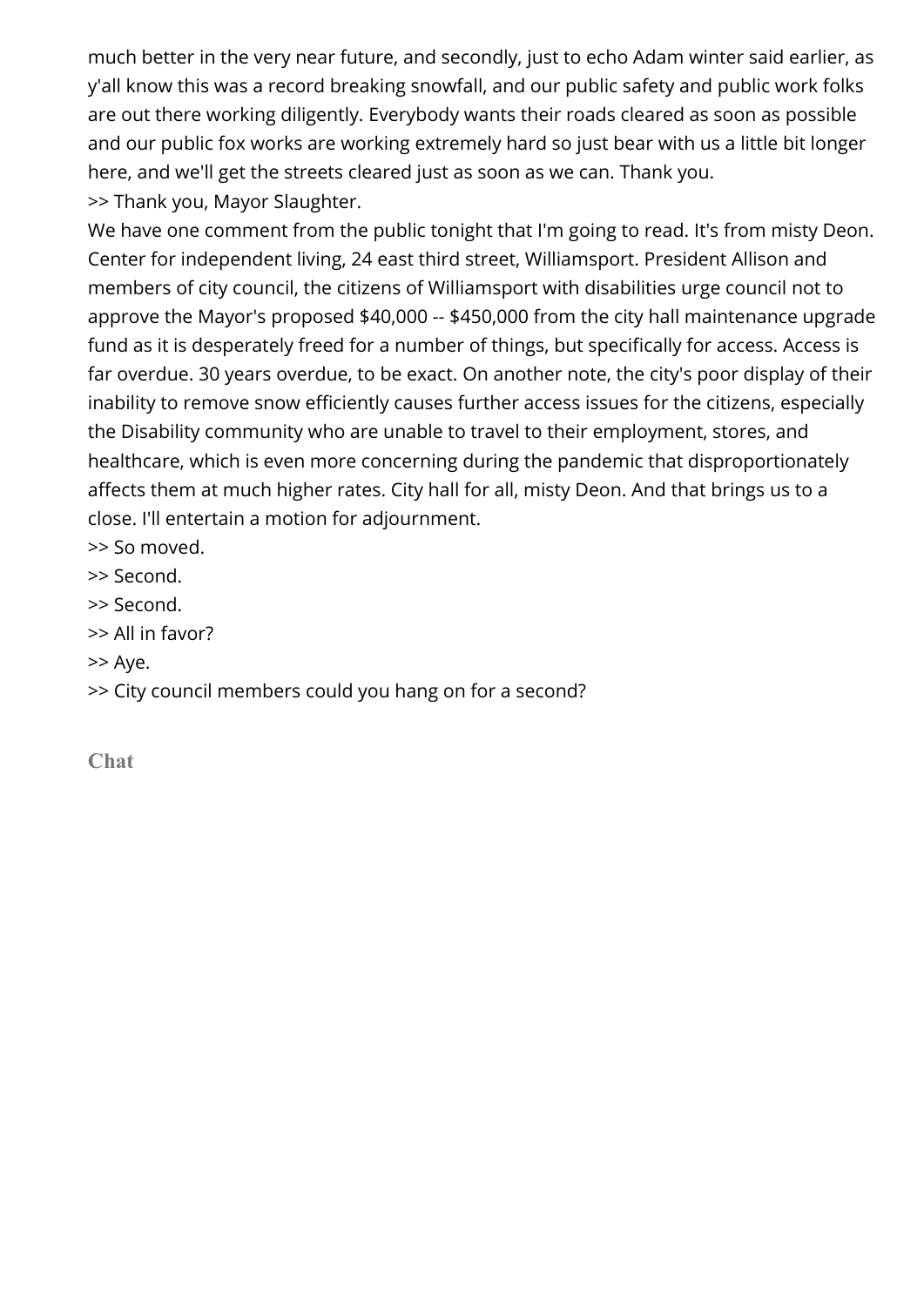much better in the very near future, and secondly, just to echo Adam winter said earlier, as y'all know this was a record breaking snowfall, and our public safety and public work folks are out there working diligently. Everybody wants their roads cleared as soon as possible and our public fox works are working extremely hard so just bear with us a little bit longer here, and we'll get the streets cleared just as soon as we can. Thank you.

>> Thank you, Mayor Slaughter.

We have one comment from the public tonight that I'm going to read. It's from misty Deon. Center for independent living, 24 east third street, Williamsport. President Allison and members of city council, the citizens of Williamsport with disabilities urge council not to approve the Mayor's proposed $40,000 -- $450,000 from the city hall maintenance upgrade fund as it is desperately freed for a number of things, but specifically for access. Access is far overdue. 30 years overdue, to be exact. On another note, the city's poor display of their inability to remove snow efficiently causes further access issues for the citizens, especially the Disability community who are unable to travel to their employment, stores, and healthcare, which is even more concerning during the pandemic that disproportionately affects them at much higher rates. City hall for all, misty Deon. And that brings us to a close. I'll entertain a motion for adjournment.

>> So moved.

>> Second.

>> Second.

>> All in favor?

>> Aye.

>> City council members could you hang on for a second?

**Chat**